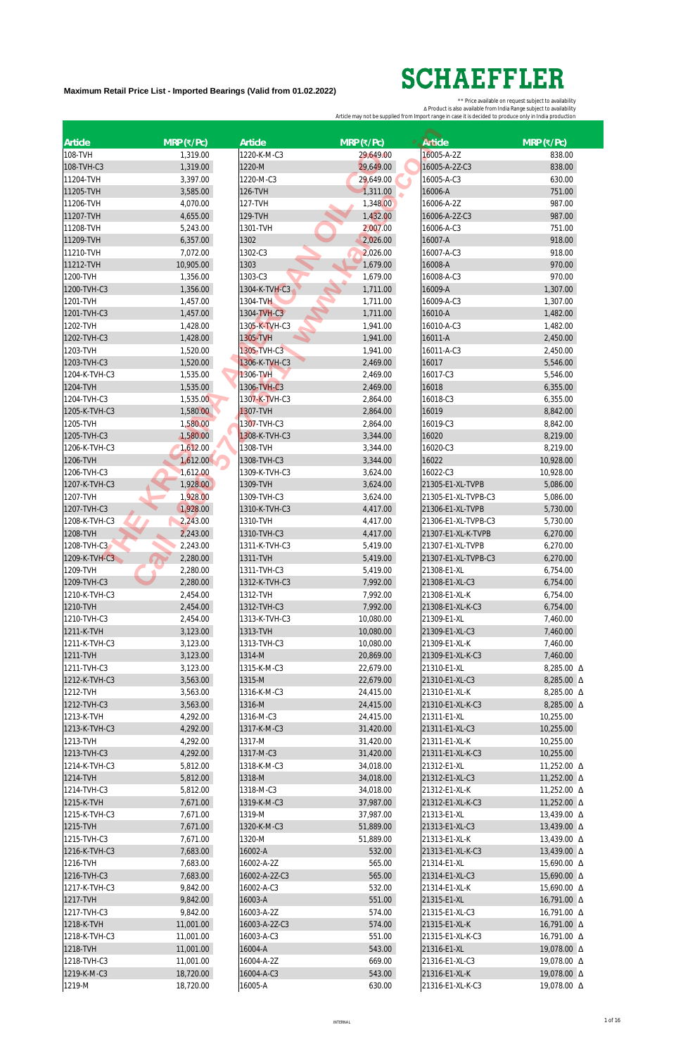**Maximum Retail Price List - Imported Bearings (Valid from 01.02.2022)**

# SCHAEFFLER

** Price available on request subject to availability
Δ Product is also available from India Range subject to availability
Article may not be supplied from Import range in case it is decided to produce only in India production

| Article | MRP (₹/Pc) | Article | MRP (₹/Pc) | Article | MRP (₹/Pc) |
|---|---|---|---|---|---|
| 108-TVH | 1,319.00 | 1220-K-M-C3 | 29,649.00 | 16005-A-2Z | 838.00 |
| 108-TVH-C3 | 1,319.00 | 1220-M | 29,649.00 | 16005-A-2Z-C3 | 838.00 |
| 11204-TVH | 3,397.00 | 1220-M-C3 | 29,649.00 | 16005-A-C3 | 630.00 |
| 11205-TVH | 3,585.00 | 126-TVH | 1,311.00 | 16006-A | 751.00 |
| 11206-TVH | 4,070.00 | 127-TVH | 1,348.00 | 16006-A-2Z | 987.00 |
| 11207-TVH | 4,655.00 | 129-TVH | 1,432.00 | 16006-A-2Z-C3 | 987.00 |
| 11208-TVH | 5,243.00 | 1301-TVH | 2,007.00 | 16006-A-C3 | 751.00 |
| 11209-TVH | 6,357.00 | 1302 | 2,026.00 | 16007-A | 918.00 |
| 11210-TVH | 7,072.00 | 1302-C3 | 2,026.00 | 16007-A-C3 | 918.00 |
| 11212-TVH | 10,905.00 | 1303 | 1,679.00 | 16008-A | 970.00 |
| 1200-TVH | 1,356.00 | 1303-C3 | 1,679.00 | 16008-A-C3 | 970.00 |
| 1200-TVH-C3 | 1,356.00 | 1304-K-TVH-C3 | 1,711.00 | 16009-A | 1,307.00 |
| 1201-TVH | 1,457.00 | 1304-TVH | 1,711.00 | 16009-A-C3 | 1,307.00 |
| 1201-TVH-C3 | 1,457.00 | 1304-TVH-C3 | 1,711.00 | 16010-A | 1,482.00 |
| 1202-TVH | 1,428.00 | 1305-K-TVH-C3 | 1,941.00 | 16010-A-C3 | 1,482.00 |
| 1202-TVH-C3 | 1,428.00 | 1305-TVH | 1,941.00 | 16011-A | 2,450.00 |
| 1203-TVH | 1,520.00 | 1305-TVH-C3 | 1,941.00 | 16011-A-C3 | 2,450.00 |
| 1203-TVH-C3 | 1,520.00 | 1306-K-TVH-C3 | 2,469.00 | 16017 | 5,546.00 |
| 1204-K-TVH-C3 | 1,535.00 | 1306-TVH | 2,469.00 | 16017-C3 | 5,546.00 |
| 1204-TVH | 1,535.00 | 1306-TVH-C3 | 2,469.00 | 16018 | 6,355.00 |
| 1204-TVH-C3 | 1,535.00 | 1307-K-TVH-C3 | 2,864.00 | 16018-C3 | 6,355.00 |
| 1205-K-TVH-C3 | 1,580.00 | 1307-TVH | 2,864.00 | 16019 | 8,842.00 |
| 1205-TVH | 1,580.00 | 1307-TVH-C3 | 2,864.00 | 16019-C3 | 8,842.00 |
| 1205-TVH-C3 | 1,580.00 | 1308-K-TVH-C3 | 3,344.00 | 16020 | 8,219.00 |
| 1206-K-TVH-C3 | 1,612.00 | 1308-TVH | 3,344.00 | 16020-C3 | 8,219.00 |
| 1206-TVH | 1,612.00 | 1308-TVH-C3 | 3,344.00 | 16022 | 10,928.00 |
| 1206-TVH-C3 | 1,612.00 | 1309-K-TVH-C3 | 3,624.00 | 16022-C3 | 10,928.00 |
| 1207-K-TVH-C3 | 1,928.00 | 1309-TVH | 3,624.00 | 21305-E1-XL-TVPB | 5,086.00 |
| 1207-TVH | 1,928.00 | 1309-TVH-C3 | 3,624.00 | 21305-E1-XL-TVPB-C3 | 5,086.00 |
| 1207-TVH-C3 | 1,928.00 | 1310-K-TVH-C3 | 4,417.00 | 21306-E1-XL-TVPB | 5,730.00 |
| 1208-K-TVH-C3 | 2,243.00 | 1310-TVH | 4,417.00 | 21306-E1-XL-TVPB-C3 | 5,730.00 |
| 1208-TVH | 2,243.00 | 1310-TVH-C3 | 4,417.00 | 21307-E1-XL-K-TVPB | 6,270.00 |
| 1208-TVH-C3 | 2,243.00 | 1311-K-TVH-C3 | 5,419.00 | 21307-E1-XL-TVPB | 6,270.00 |
| 1209-K-TVH-C3 | 2,280.00 | 1311-TVH | 5,419.00 | 21307-E1-XL-TVPB-C3 | 6,270.00 |
| 1209-TVH | 2,280.00 | 1311-TVH-C3 | 5,419.00 | 21308-E1-XL | 6,754.00 |
| 1209-TVH-C3 | 2,280.00 | 1312-K-TVH-C3 | 7,992.00 | 21308-E1-XL-C3 | 6,754.00 |
| 1210-K-TVH-C3 | 2,454.00 | 1312-TVH | 7,992.00 | 21308-E1-XL-K | 6,754.00 |
| 1210-TVH | 2,454.00 | 1312-TVH-C3 | 7,992.00 | 21308-E1-XL-K-C3 | 6,754.00 |
| 1210-TVH-C3 | 2,454.00 | 1313-K-TVH-C3 | 10,080.00 | 21309-E1-XL | 7,460.00 |
| 1211-K-TVH | 3,123.00 | 1313-TVH | 10,080.00 | 21309-E1-XL-C3 | 7,460.00 |
| 1211-K-TVH-C3 | 3,123.00 | 1313-TVH-C3 | 10,080.00 | 21309-E1-XL-K | 7,460.00 |
| 1211-TVH | 3,123.00 | 1314-M | 20,869.00 | 21309-E1-XL-K-C3 | 7,460.00 |
| 1211-TVH-C3 | 3,123.00 | 1315-K-M-C3 | 22,679.00 | 21310-E1-XL | 8,285.00 Δ |
| 1212-K-TVH-C3 | 3,563.00 | 1315-M | 22,679.00 | 21310-E1-XL-C3 | 8,285.00 Δ |
| 1212-TVH | 3,563.00 | 1316-K-M-C3 | 24,415.00 | 21310-E1-XL-K | 8,285.00 Δ |
| 1212-TVH-C3 | 3,563.00 | 1316-M | 24,415.00 | 21310-E1-XL-K-C3 | 8,285.00 Δ |
| 1213-K-TVH | 4,292.00 | 1316-M-C3 | 24,415.00 | 21311-E1-XL | 10,255.00 |
| 1213-K-TVH-C3 | 4,292.00 | 1317-K-M-C3 | 31,420.00 | 21311-E1-XL-C3 | 10,255.00 |
| 1213-TVH | 4,292.00 | 1317-M | 31,420.00 | 21311-E1-XL-K | 10,255.00 |
| 1213-TVH-C3 | 4,292.00 | 1317-M-C3 | 31,420.00 | 21311-E1-XL-K-C3 | 10,255.00 |
| 1214-K-TVH-C3 | 5,812.00 | 1318-K-M-C3 | 34,018.00 | 21312-E1-XL | 11,252.00 Δ |
| 1214-TVH | 5,812.00 | 1318-M | 34,018.00 | 21312-E1-XL-C3 | 11,252.00 Δ |
| 1214-TVH-C3 | 5,812.00 | 1318-M-C3 | 34,018.00 | 21312-E1-XL-K | 11,252.00 Δ |
| 1215-K-TVH | 7,671.00 | 1319-K-M-C3 | 37,987.00 | 21312-E1-XL-K-C3 | 11,252.00 Δ |
| 1215-K-TVH-C3 | 7,671.00 | 1319-M | 37,987.00 | 21313-E1-XL | 13,439.00 Δ |
| 1215-TVH | 7,671.00 | 1320-K-M-C3 | 51,889.00 | 21313-E1-XL-C3 | 13,439.00 Δ |
| 1215-TVH-C3 | 7,671.00 | 1320-M | 51,889.00 | 21313-E1-XL-K | 13,439.00 Δ |
| 1216-K-TVH-C3 | 7,683.00 | 16002-A | 532.00 | 21313-E1-XL-K-C3 | 13,439.00 Δ |
| 1216-TVH | 7,683.00 | 16002-A-2Z | 565.00 | 21314-E1-XL | 15,690.00 Δ |
| 1216-TVH-C3 | 7,683.00 | 16002-A-2Z-C3 | 565.00 | 21314-E1-XL-C3 | 15,690.00 Δ |
| 1217-K-TVH-C3 | 9,842.00 | 16002-A-C3 | 532.00 | 21314-E1-XL-K | 15,690.00 Δ |
| 1217-TVH | 9,842.00 | 16003-A | 551.00 | 21315-E1-XL | 16,791.00 Δ |
| 1217-TVH-C3 | 9,842.00 | 16003-A-2Z | 574.00 | 21315-E1-XL-C3 | 16,791.00 Δ |
| 1218-K-TVH | 11,001.00 | 16003-A-2Z-C3 | 574.00 | 21315-E1-XL-K | 16,791.00 Δ |
| 1218-K-TVH-C3 | 11,001.00 | 16003-A-C3 | 551.00 | 21315-E1-XL-K-C3 | 16,791.00 Δ |
| 1218-TVH | 11,001.00 | 16004-A | 543.00 | 21316-E1-XL | 19,078.00 Δ |
| 1218-TVH-C3 | 11,001.00 | 16004-A-2Z | 669.00 | 21316-E1-XL-C3 | 19,078.00 Δ |
| 1219-K-M-C3 | 18,720.00 | 16004-A-C3 | 543.00 | 21316-E1-XL-K | 19,078.00 Δ |
| 1219-M | 18,720.00 | 16005-A | 630.00 | 21316-E1-XL-K-C3 | 19,078.00 Δ |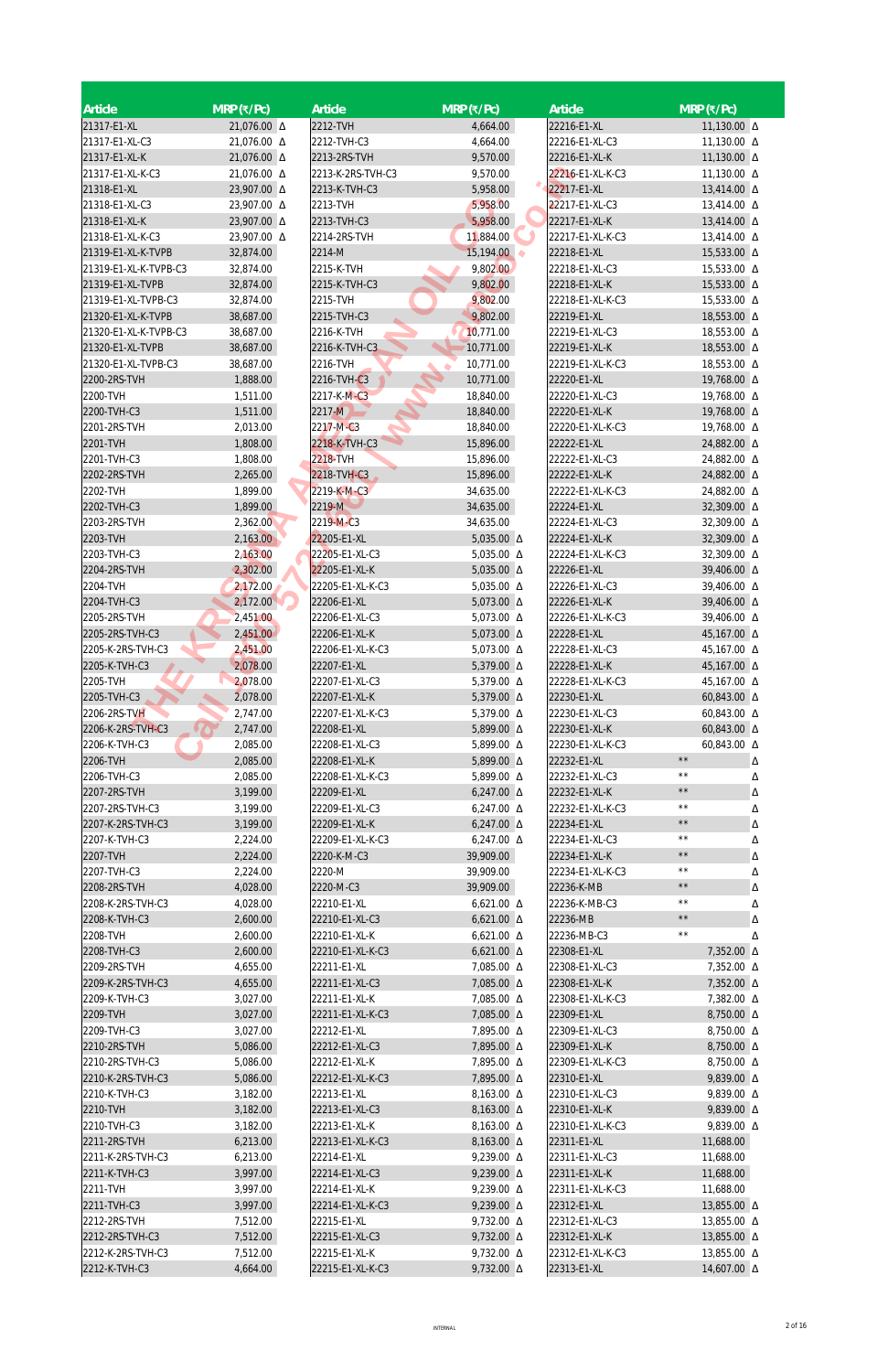| Article | MRP (₹/Pc) | | Article | MRP (₹/Pc) | | Article | MRP (₹/Pc) | |
|---|---|---|---|---|---|---|---|---|
| 21317-E1-XL | 21,076.00 | Δ | 2212-TVH | 4,664.00 | | 22216-E1-XL | 11,130.00 | Δ |
| 21317-E1-XL-C3 | 21,076.00 | Δ | 2212-TVH-C3 | 4,664.00 | | 22216-E1-XL-C3 | 11,130.00 | Δ |
| 21317-E1-XL-K | 21,076.00 | Δ | 2213-2RS-TVH | 9,570.00 | | 22216-E1-XL-K | 11,130.00 | Δ |
| 21317-E1-XL-K-C3 | 21,076.00 | Δ | 2213-K-2RS-TVH-C3 | 9,570.00 | | 22216-E1-XL-K-C3 | 11,130.00 | Δ |
| 21318-E1-XL | 23,907.00 | Δ | 2213-K-TVH-C3 | 5,958.00 | | 22217-E1-XL | 13,414.00 | Δ |
| 21318-E1-XL-C3 | 23,907.00 | Δ | 2213-TVH | 5,958.00 | | 22217-E1-XL-C3 | 13,414.00 | Δ |
| 21318-E1-XL-K | 23,907.00 | Δ | 2213-TVH-C3 | 5,958.00 | | 22217-E1-XL-K | 13,414.00 | Δ |
| 21318-E1-XL-K-C3 | 23,907.00 | Δ | 2214-2RS-TVH | 11,884.00 | | 22217-E1-XL-K-C3 | 13,414.00 | Δ |
| 21319-E1-XL-K-TVPB | 32,874.00 | | 2214-M | 15,194.00 | | 22218-E1-XL | 15,533.00 | Δ |
| 21319-E1-XL-K-TVPB-C3 | 32,874.00 | | 2215-K-TVH | 9,802.00 | | 22218-E1-XL-C3 | 15,533.00 | Δ |
| 21319-E1-XL-TVPB | 32,874.00 | | 2215-K-TVH-C3 | 9,802.00 | | 22218-E1-XL-K | 15,533.00 | Δ |
| 21319-E1-XL-TVPB-C3 | 32,874.00 | | 2215-TVH | 9,802.00 | | 22218-E1-XL-K-C3 | 15,533.00 | Δ |
| 21320-E1-XL-K-TVPB | 38,687.00 | | 2215-TVH-C3 | 9,802.00 | | 22219-E1-XL | 18,553.00 | Δ |
| 21320-E1-XL-K-TVPB-C3 | 38,687.00 | | 2216-K-TVH | 10,771.00 | | 22219-E1-XL-C3 | 18,553.00 | Δ |
| 21320-E1-XL-TVPB | 38,687.00 | | 2216-K-TVH-C3 | 10,771.00 | | 22219-E1-XL-K | 18,553.00 | Δ |
| 21320-E1-XL-TVPB-C3 | 38,687.00 | | 2216-TVH | 10,771.00 | | 22219-E1-XL-K-C3 | 18,553.00 | Δ |
| 2200-2RS-TVH | 1,888.00 | | 2216-TVH-C3 | 10,771.00 | | 22220-E1-XL | 19,768.00 | Δ |
| 2200-TVH | 1,511.00 | | 2217-K-M-C3 | 18,840.00 | | 22220-E1-XL-C3 | 19,768.00 | Δ |
| 2200-TVH-C3 | 1,511.00 | | 2217-M | 18,840.00 | | 22220-E1-XL-K | 19,768.00 | Δ |
| 2201-2RS-TVH | 2,013.00 | | 2217-M-C3 | 18,840.00 | | 22220-E1-XL-K-C3 | 19,768.00 | Δ |
| 2201-TVH | 1,808.00 | | 2218-K-TVH-C3 | 15,896.00 | | 22222-E1-XL | 24,882.00 | Δ |
| 2201-TVH-C3 | 1,808.00 | | 2218-TVH | 15,896.00 | | 22222-E1-XL-C3 | 24,882.00 | Δ |
| 2202-2RS-TVH | 2,265.00 | | 2218-TVH-C3 | 15,896.00 | | 22222-E1-XL-K | 24,882.00 | Δ |
| 2202-TVH | 1,899.00 | | 2219-K-M-C3 | 34,635.00 | | 22222-E1-XL-K-C3 | 24,882.00 | Δ |
| 2202-TVH-C3 | 1,899.00 | | 2219-M | 34,635.00 | | 22224-E1-XL | 32,309.00 | Δ |
| 2203-2RS-TVH | 2,362.00 | | 2219-M-C3 | 34,635.00 | | 22224-E1-XL-C3 | 32,309.00 | Δ |
| 2203-TVH | 2,163.00 | | 22205-E1-XL | 5,035.00 | Δ | 22224-E1-XL-K | 32,309.00 | Δ |
| 2203-TVH-C3 | 2,163.00 | | 22205-E1-XL-C3 | 5,035.00 | Δ | 22224-E1-XL-K-C3 | 32,309.00 | Δ |
| 2204-2RS-TVH | 2,302.00 | | 22205-E1-XL-K | 5,035.00 | Δ | 22226-E1-XL | 39,406.00 | Δ |
| 2204-TVH | 2,172.00 | | 22205-E1-XL-K-C3 | 5,035.00 | Δ | 22226-E1-XL-C3 | 39,406.00 | Δ |
| 2204-TVH-C3 | 2,172.00 | | 22206-E1-XL | 5,073.00 | Δ | 22226-E1-XL-K | 39,406.00 | Δ |
| 2205-2RS-TVH | 2,451.00 | | 22206-E1-XL-C3 | 5,073.00 | Δ | 22226-E1-XL-K-C3 | 39,406.00 | Δ |
| 2205-2RS-TVH-C3 | 2,451.00 | | 22206-E1-XL-K | 5,073.00 | Δ | 22228-E1-XL | 45,167.00 | Δ |
| 2205-K-2RS-TVH-C3 | 2,451.00 | | 22206-E1-XL-K-C3 | 5,073.00 | Δ | 22228-E1-XL-C3 | 45,167.00 | Δ |
| 2205-K-TVH-C3 | 2,078.00 | | 22207-E1-XL | 5,379.00 | Δ | 22228-E1-XL-K | 45,167.00 | Δ |
| 2205-TVH | 2,078.00 | | 22207-E1-XL-C3 | 5,379.00 | Δ | 22228-E1-XL-K-C3 | 45,167.00 | Δ |
| 2205-TVH-C3 | 2,078.00 | | 22207-E1-XL-K | 5,379.00 | Δ | 22230-E1-XL | 60,843.00 | Δ |
| 2206-2RS-TVH | 2,747.00 | | 22207-E1-XL-K-C3 | 5,379.00 | Δ | 22230-E1-XL-C3 | 60,843.00 | Δ |
| 2206-K-2RS-TVH-C3 | 2,747.00 | | 22208-E1-XL | 5,899.00 | Δ | 22230-E1-XL-K | 60,843.00 | Δ |
| 2206-K-TVH-C3 | 2,085.00 | | 22208-E1-XL-C3 | 5,899.00 | Δ | 22230-E1-XL-K-C3 | 60,843.00 | Δ |
| 2206-TVH | 2,085.00 | | 22208-E1-XL-K | 5,899.00 | Δ | 22232-E1-XL | ** | Δ |
| 2206-TVH-C3 | 2,085.00 | | 22208-E1-XL-K-C3 | 5,899.00 | Δ | 22232-E1-XL-C3 | ** | Δ |
| 2207-2RS-TVH | 3,199.00 | | 22209-E1-XL | 6,247.00 | Δ | 22232-E1-XL-K | ** | Δ |
| 2207-2RS-TVH-C3 | 3,199.00 | | 22209-E1-XL-C3 | 6,247.00 | Δ | 22232-E1-XL-K-C3 | ** | Δ |
| 2207-K-2RS-TVH-C3 | 3,199.00 | | 22209-E1-XL-K | 6,247.00 | Δ | 22234-E1-XL | ** | Δ |
| 2207-K-TVH-C3 | 2,224.00 | | 22209-E1-XL-K-C3 | 6,247.00 | Δ | 22234-E1-XL-C3 | ** | Δ |
| 2207-TVH | 2,224.00 | | 2220-K-M-C3 | 39,909.00 | | 22234-E1-XL-K | ** | Δ |
| 2207-TVH-C3 | 2,224.00 | | 2220-M | 39,909.00 | | 22234-E1-XL-K-C3 | ** | Δ |
| 2208-2RS-TVH | 4,028.00 | | 2220-M-C3 | 39,909.00 | | 22236-K-MB | ** | Δ |
| 2208-K-2RS-TVH-C3 | 4,028.00 | | 22210-E1-XL | 6,621.00 | Δ | 22236-K-MB-C3 | ** | Δ |
| 2208-K-TVH-C3 | 2,600.00 | | 22210-E1-XL-C3 | 6,621.00 | Δ | 22236-MB | ** | Δ |
| 2208-TVH | 2,600.00 | | 22210-E1-XL-K | 6,621.00 | Δ | 22236-MB-C3 | ** | Δ |
| 2208-TVH-C3 | 2,600.00 | | 22210-E1-XL-K-C3 | 6,621.00 | Δ | 22308-E1-XL | 7,352.00 | Δ |
| 2209-2RS-TVH | 4,655.00 | | 22211-E1-XL | 7,085.00 | Δ | 22308-E1-XL-C3 | 7,352.00 | Δ |
| 2209-K-2RS-TVH-C3 | 4,655.00 | | 22211-E1-XL-C3 | 7,085.00 | Δ | 22308-E1-XL-K | 7,352.00 | Δ |
| 2209-K-TVH-C3 | 3,027.00 | | 22211-E1-XL-K | 7,085.00 | Δ | 22308-E1-XL-K-C3 | 7,382.00 | Δ |
| 2209-TVH | 3,027.00 | | 22211-E1-XL-K-C3 | 7,085.00 | Δ | 22309-E1-XL | 8,750.00 | Δ |
| 2209-TVH-C3 | 3,027.00 | | 22212-E1-XL | 7,895.00 | Δ | 22309-E1-XL-C3 | 8,750.00 | Δ |
| 2210-2RS-TVH | 5,086.00 | | 22212-E1-XL-C3 | 7,895.00 | Δ | 22309-E1-XL-K | 8,750.00 | Δ |
| 2210-2RS-TVH-C3 | 5,086.00 | | 22212-E1-XL-K | 7,895.00 | Δ | 22309-E1-XL-K-C3 | 8,750.00 | Δ |
| 2210-K-2RS-TVH-C3 | 5,086.00 | | 22212-E1-XL-K-C3 | 7,895.00 | Δ | 22310-E1-XL | 9,839.00 | Δ |
| 2210-K-TVH-C3 | 3,182.00 | | 22213-E1-XL | 8,163.00 | Δ | 22310-E1-XL-C3 | 9,839.00 | Δ |
| 2210-TVH | 3,182.00 | | 22213-E1-XL-C3 | 8,163.00 | Δ | 22310-E1-XL-K | 9,839.00 | Δ |
| 2210-TVH-C3 | 3,182.00 | | 22213-E1-XL-K | 8,163.00 | Δ | 22310-E1-XL-K-C3 | 9,839.00 | Δ |
| 2211-2RS-TVH | 6,213.00 | | 22213-E1-XL-K-C3 | 8,163.00 | Δ | 22311-E1-XL | 11,688.00 | |
| 2211-K-2RS-TVH-C3 | 6,213.00 | | 22214-E1-XL | 9,239.00 | Δ | 22311-E1-XL-C3 | 11,688.00 | |
| 2211-K-TVH-C3 | 3,997.00 | | 22214-E1-XL-C3 | 9,239.00 | Δ | 22311-E1-XL-K | 11,688.00 | |
| 2211-TVH | 3,997.00 | | 22214-E1-XL-K | 9,239.00 | Δ | 22311-E1-XL-K-C3 | 11,688.00 | |
| 2211-TVH-C3 | 3,997.00 | | 22214-E1-XL-K-C3 | 9,239.00 | Δ | 22312-E1-XL | 13,855.00 | Δ |
| 2212-2RS-TVH | 7,512.00 | | 22215-E1-XL | 9,732.00 | Δ | 22312-E1-XL-C3 | 13,855.00 | Δ |
| 2212-2RS-TVH-C3 | 7,512.00 | | 22215-E1-XL-C3 | 9,732.00 | Δ | 22312-E1-XL-K | 13,855.00 | Δ |
| 2212-K-2RS-TVH-C3 | 7,512.00 | | 22215-E1-XL-K | 9,732.00 | Δ | 22312-E1-XL-K-C3 | 13,855.00 | Δ |
| 2212-K-TVH-C3 | 4,664.00 | | 22215-E1-XL-K-C3 | 9,732.00 | Δ | 22313-E1-XL | 14,607.00 | Δ |

INTERNAL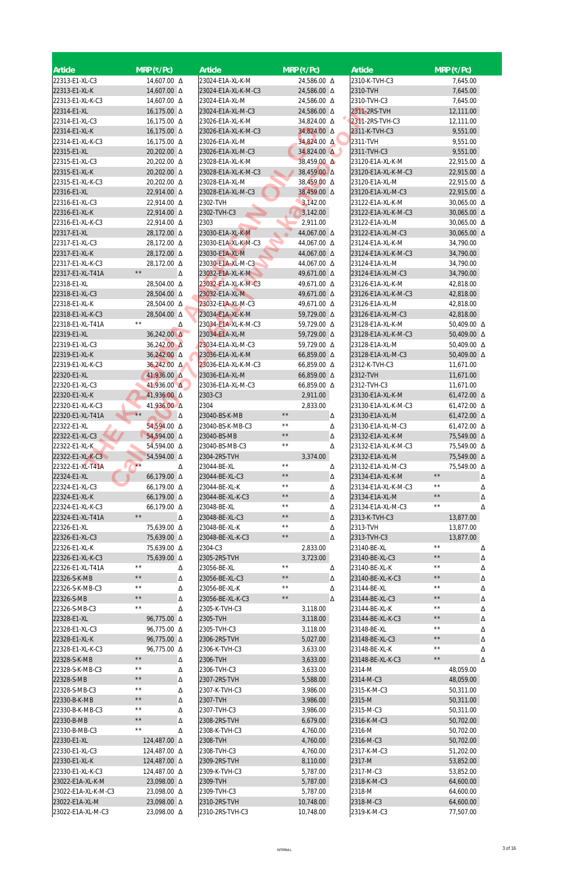| Article | MRP (₹/Pc) | | Article | MRP (₹/Pc) | | Article | MRP (₹/Pc) | |
|---|---|---|---|---|---|---|---|---|
| 22313-E1-XL-C3 | 14,607.00 | Δ | 23024-E1A-XL-K-M | 24,586.00 | Δ | 2310-K-TVH-C3 | 7,645.00 | |
| 22313-E1-XL-K | 14,607.00 | Δ | 23024-E1A-XL-K-M-C3 | 24,586.00 | Δ | 2310-TVH | 7,645.00 | |
| 22313-E1-XL-K-C3 | 14,607.00 | Δ | 23024-E1A-XL-M | 24,586.00 | Δ | 2310-TVH-C3 | 7,645.00 | |
| 22314-E1-XL | 16,175.00 | Δ | 23024-E1A-XL-M-C3 | 24,586.00 | Δ | 2311-2RS-TVH | 12,111.00 | |
| 22314-E1-XL-C3 | 16,175.00 | Δ | 23026-E1A-XL-K-M | 34,824.00 | Δ | 2311-2RS-TVH-C3 | 12,111.00 | |
| 22314-E1-XL-K | 16,175.00 | Δ | 23026-E1A-XL-K-M-C3 | 34,824.00 | Δ | 2311-K-TVH-C3 | 9,551.00 | |
| 22314-E1-XL-K-C3 | 16,175.00 | Δ | 23026-E1A-XL-M | 34,824.00 | Δ | 2311-TVH | 9,551.00 | |
| 22315-E1-XL | 20,202.00 | Δ | 23026-E1A-XL-M-C3 | 34,824.00 | Δ | 2311-TVH-C3 | 9,551.00 | |
| 22315-E1-XL-C3 | 20,202.00 | Δ | 23028-E1A-XL-K-M | 38,459.00 | Δ | 23120-E1A-XL-K-M | 22,915.00 | Δ |
| 22315-E1-XL-K | 20,202.00 | Δ | 23028-E1A-XL-K-M-C3 | 38,459.00 | Δ | 23120-E1A-XL-K-M-C3 | 22,915.00 | Δ |
| 22315-E1-XL-K-C3 | 20,202.00 | Δ | 23028-E1A-XL-M | 38,459.00 | Δ | 23120-E1A-XL-M | 22,915.00 | Δ |
| 22316-E1-XL | 22,914.00 | Δ | 23028-E1A-XL-M-C3 | 38,459.00 | Δ | 23120-E1A-XL-M-C3 | 22,915.00 | Δ |
| 22316-E1-XL-C3 | 22,914.00 | Δ | 2302-TVH | 3,142.00 | | 23122-E1A-XL-K-M | 30,065.00 | Δ |
| 22316-E1-XL-K | 22,914.00 | Δ | 2302-TVH-C3 | 3,142.00 | | 23122-E1A-XL-K-M-C3 | 30,065.00 | Δ |
| 22316-E1-XL-K-C3 | 22,914.00 | Δ | 2303 | 2,911.00 | | 23122-E1A-XL-M | 30,065.00 | Δ |
| 22317-E1-XL | 28,172.00 | Δ | 23030-E1A-XL-K-M | 44,067.00 | Δ | 23122-E1A-XL-M-C3 | 30,065.00 | Δ |
| 22317-E1-XL-C3 | 28,172.00 | Δ | 23030-E1A-XL-K-M-C3 | 44,067.00 | Δ | 23124-E1A-XL-K-M | 34,790.00 | |
| 22317-E1-XL-K | 28,172.00 | Δ | 23030-E1A-XL-M | 44,067.00 | Δ | 23124-E1A-XL-K-M-C3 | 34,790.00 | |
| 22317-E1-XL-K-C3 | 28,172.00 | Δ | 23030-E1A-XL-M-C3 | 44,067.00 | Δ | 23124-E1A-XL-M | 34,790.00 | |
| 22317-E1-XL-T41A | ** | Δ | 23032-E1A-XL-K-M | 49,671.00 | Δ | 23124-E1A-XL-M-C3 | 34,790.00 | |
| 22318-E1-XL | 28,504.00 | Δ | 23032-E1A-XL-K-M-C3 | 49,671.00 | Δ | 23126-E1A-XL-K-M | 42,818.00 | |
| 22318-E1-XL-C3 | 28,504.00 | Δ | 23032-E1A-XL-M | 49,671.00 | Δ | 23126-E1A-XL-K-M-C3 | 42,818.00 | |
| 22318-E1-XL-K | 28,504.00 | Δ | 23032-E1A-XL-M-C3 | 49,671.00 | Δ | 23126-E1A-XL-M | 42,818.00 | |
| 22318-E1-XL-K-C3 | 28,504.00 | Δ | 23034-E1A-XL-K-M | 59,729.00 | Δ | 23126-E1A-XL-M-C3 | 42,818.00 | |
| 22318-E1-XL-T41A | ** | Δ | 23034-E1A-XL-K-M-C3 | 59,729.00 | Δ | 23128-E1A-XL-K-M | 50,409.00 | Δ |
| 22319-E1-XL | 36,242.00 | Δ | 23034-E1A-XL-M | 59,729.00 | Δ | 23128-E1A-XL-K-M-C3 | 50,409.00 | Δ |
| 22319-E1-XL-C3 | 36,242.00 | Δ | 23034-E1A-XL-M-C3 | 59,729.00 | Δ | 23128-E1A-XL-M | 50,409.00 | Δ |
| 22319-E1-XL-K | 36,242.00 | Δ | 23036-E1A-XL-K-M | 66,859.00 | Δ | 23128-E1A-XL-M-C3 | 50,409.00 | Δ |
| 22319-E1-XL-K-C3 | 36,242.00 | Δ | 23036-E1A-XL-K-M-C3 | 66,859.00 | Δ | 2312-K-TVH-C3 | 11,671.00 | |
| 22320-E1-XL | 41,936.00 | Δ | 23036-E1A-XL-M | 66,859.00 | Δ | 2312-TVH | 11,671.00 | |
| 22320-E1-XL-C3 | 41,936.00 | Δ | 23036-E1A-XL-M-C3 | 66,859.00 | Δ | 2312-TVH-C3 | 11,671.00 | |
| 22320-E1-XL-K | 41,936.00 | Δ | 2303-C3 | 2,911.00 | | 23130-E1A-XL-K-M | 61,472.00 | Δ |
| 22320-E1-XL-K-C3 | 41,936.00 | Δ | 2304 | 2,833.00 | | 23130-E1A-XL-K-M-C3 | 61,472.00 | Δ |
| 22320-E1-XL-T41A | ** | Δ | 23040-BS-K-MB | ** | Δ | 23130-E1A-XL-M | 61,472.00 | Δ |
| 22322-E1-XL | 54,594.00 | Δ | 23040-BS-K-MB-C3 | ** | Δ | 23130-E1A-XL-M-C3 | 61,472.00 | Δ |
| 22322-E1-XL-C3 | 54,594.00 | Δ | 23040-BS-MB | ** | Δ | 23132-E1A-XL-K-M | 75,549.00 | Δ |
| 22322-E1-XL-K | 54,594.00 | Δ | 23040-BS-MB-C3 | ** | Δ | 23132-E1A-XL-K-M-C3 | 75,549.00 | Δ |
| 22322-E1-XL-K-C3 | 54,594.00 | Δ | 2304-2RS-TVH | 3,374.00 | | 23132-E1A-XL-M | 75,549.00 | Δ |
| 22322-E1-XL-T41A | ** | Δ | 23044-BE-XL | ** | Δ | 23132-E1A-XL-M-C3 | 75,549.00 | Δ |
| 22324-E1-XL | 66,179.00 | Δ | 23044-BE-XL-C3 | ** | Δ | 23134-E1A-XL-K-M | ** | Δ |
| 22324-E1-XL-C3 | 66,179.00 | Δ | 23044-BE-XL-K | ** | Δ | 23134-E1A-XL-K-M-C3 | ** | Δ |
| 22324-E1-XL-K | 66,179.00 | Δ | 23044-BE-XL-K-C3 | ** | Δ | 23134-E1A-XL-M | ** | Δ |
| 22324-E1-XL-K-C3 | 66,179.00 | Δ | 23048-BE-XL | ** | Δ | 23134-E1A-XL-M-C3 | ** | Δ |
| 22324-E1-XL-T41A | ** | Δ | 23048-BE-XL-C3 | ** | Δ | 2313-K-TVH-C3 | 13,877.00 | |
| 22326-E1-XL | 75,639.00 | Δ | 23048-BE-XL-K | ** | Δ | 2313-TVH | 13,877.00 | |
| 22326-E1-XL-C3 | 75,639.00 | Δ | 23048-BE-XL-K-C3 | ** | Δ | 2313-TVH-C3 | 13,877.00 | |
| 22326-E1-XL-K | 75,639.00 | Δ | 2304-C3 | 2,833.00 | | 23140-BE-XL | ** | Δ |
| 22326-E1-XL-K-C3 | 75,639.00 | Δ | 2305-2RS-TVH | 3,723.00 | | 23140-BE-XL-C3 | ** | Δ |
| 22326-E1-XL-T41A | ** | Δ | 23056-BE-XL | ** | Δ | 23140-BE-XL-K | ** | Δ |
| 22326-S-K-MB | ** | Δ | 23056-BE-XL-C3 | ** | Δ | 23140-BE-XL-K-C3 | ** | Δ |
| 22326-S-K-MB-C3 | ** | Δ | 23056-BE-XL-K | ** | Δ | 23144-BE-XL | ** | Δ |
| 22326-S-MB | ** | Δ | 23056-BE-XL-K-C3 | ** | Δ | 23144-BE-XL-C3 | ** | Δ |
| 22326-S-MB-C3 | ** | Δ | 2305-K-TVH-C3 | 3,118.00 | | 23144-BE-XL-K | ** | Δ |
| 22328-E1-XL | 96,775.00 | Δ | 2305-TVH | 3,118.00 | | 23144-BE-XL-K-C3 | ** | Δ |
| 22328-E1-XL-C3 | 96,775.00 | Δ | 2305-TVH-C3 | 3,118.00 | | 23148-BE-XL | ** | Δ |
| 22328-E1-XL-K | 96,775.00 | Δ | 2306-2RS-TVH | 5,027.00 | | 23148-BE-XL-C3 | ** | Δ |
| 22328-E1-XL-K-C3 | 96,775.00 | Δ | 2306-K-TVH-C3 | 3,633.00 | | 23148-BE-XL-K | ** | Δ |
| 22328-S-K-MB | ** | Δ | 2306-TVH | 3,633.00 | | 23148-BE-XL-K-C3 | ** | Δ |
| 22328-S-K-MB-C3 | ** | Δ | 2306-TVH-C3 | 3,633.00 | | 2314-M | 48,059.00 | |
| 22328-S-MB | ** | Δ | 2307-2RS-TVH | 5,588.00 | | 2314-M-C3 | 48,059.00 | |
| 22328-S-MB-C3 | ** | Δ | 2307-K-TVH-C3 | 3,986.00 | | 2315-K-M-C3 | 50,311.00 | |
| 22330-B-K-MB | ** | Δ | 2307-TVH | 3,986.00 | | 2315-M | 50,311.00 | |
| 22330-B-K-MB-C3 | ** | Δ | 2307-TVH-C3 | 3,986.00 | | 2315-M-C3 | 50,311.00 | |
| 22330-B-MB | ** | Δ | 2308-2RS-TVH | 6,679.00 | | 2316-K-M-C3 | 50,702.00 | |
| 22330-B-MB-C3 | ** | Δ | 2308-K-TVH-C3 | 4,760.00 | | 2316-M | 50,702.00 | |
| 22330-E1-XL | 124,487.00 | Δ | 2308-TVH | 4,760.00 | | 2316-M-C3 | 50,702.00 | |
| 22330-E1-XL-C3 | 124,487.00 | Δ | 2308-TVH-C3 | 4,760.00 | | 2317-K-M-C3 | 51,202.00 | |
| 22330-E1-XL-K | 124,487.00 | Δ | 2309-2RS-TVH | 8,110.00 | | 2317-M | 53,852.00 | |
| 22330-E1-XL-K-C3 | 124,487.00 | Δ | 2309-K-TVH-C3 | 5,787.00 | | 2317-M-C3 | 53,852.00 | |
| 23022-E1A-XL-K-M | 23,098.00 | Δ | 2309-TVH | 5,787.00 | | 2318-K-M-C3 | 64,600.00 | |
| 23022-E1A-XL-K-M-C3 | 23,098.00 | Δ | 2309-TVH-C3 | 5,787.00 | | 2318-M | 64,600.00 | |
| 23022-E1A-XL-M | 23,098.00 | Δ | 2310-2RS-TVH | 10,748.00 | | 2318-M-C3 | 64,600.00 | |
| 23022-E1A-XL-M-C3 | 23,098.00 | Δ | 2310-2RS-TVH-C3 | 10,748.00 | | 2319-K-M-C3 | 77,507.00 | |

INTERNAL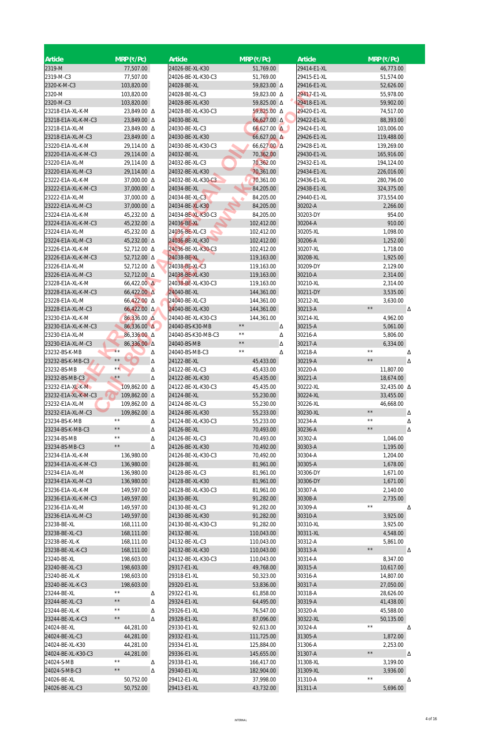| Article | MRP (₹/Pc) | |
|---|---|---|
| 2319-M | 77,507.00 | |
| 2319-M-C3 | 77,507.00 | |
| 2320-K-M-C3 | 103,820.00 | |
| 2320-M | 103,820.00 | |
| 2320-M-C3 | 103,820.00 | |
| 23218-E1A-XL-K-M | 23,849.00 | Δ |
| 23218-E1A-XL-K-M-C3 | 23,849.00 | Δ |
| 23218-E1A-XL-M | 23,849.00 | Δ |
| 23218-E1A-XL-M-C3 | 23,849.00 | Δ |
| 23220-E1A-XL-K-M | 29,114.00 | Δ |
| 23220-E1A-XL-K-M-C3 | 29,114.00 | Δ |
| 23220-E1A-XL-M | 29,114.00 | Δ |
| 23220-E1A-XL-M-C3 | 29,114.00 | Δ |
| 23222-E1A-XL-K-M | 37,000.00 | Δ |
| 23222-E1A-XL-K-M-C3 | 37,000.00 | Δ |
| 23222-E1A-XL-M | 37,000.00 | Δ |
| 23222-E1A-XL-M-C3 | 37,000.00 | Δ |
| 23224-E1A-XL-K-M | 45,232.00 | Δ |
| 23224-E1A-XL-K-M-C3 | 45,232.00 | Δ |
| 23224-E1A-XL-M | 45,232.00 | Δ |
| 23224-E1A-XL-M-C3 | 45,232.00 | Δ |
| 23226-E1A-XL-K-M | 52,712.00 | Δ |
| 23226-E1A-XL-K-M-C3 | 52,712.00 | Δ |
| 23226-E1A-XL-M | 52,712.00 | Δ |
| 23226-E1A-XL-M-C3 | 52,712.00 | Δ |
| 23228-E1A-XL-K-M | 66,422.00 | Δ |
| 23228-E1A-XL-K-M-C3 | 66,422.00 | Δ |
| 23228-E1A-XL-M | 66,422.00 | Δ |
| 23228-E1A-XL-M-C3 | 66,422.00 | Δ |
| 23230-E1A-XL-K-M | 86,336.00 | Δ |
| 23230-E1A-XL-K-M-C3 | 86,336.00 | Δ |
| 23230-E1A-XL-M | 86,336.00 | Δ |
| 23230-E1A-XL-M-C3 | 86,336.00 | Δ |
| 23232-BS-K-MB | ** | Δ |
| 23232-BS-K-MB-C3 | ** | Δ |
| 23232-BS-MB | ** | Δ |
| 23232-BS-MB-C3 | ** | Δ |
| 23232-E1A-XL-K-M | 109,862.00 | Δ |
| 23232-E1A-XL-K-M-C3 | 109,862.00 | Δ |
| 23232-E1A-XL-M | 109,862.00 | Δ |
| 23232-E1A-XL-M-C3 | 109,862.00 | Δ |
| 23234-BS-K-MB | ** | Δ |
| 23234-BS-K-MB-C3 | ** | Δ |
| 23234-BS-MB | ** | Δ |
| 23234-BS-MB-C3 | ** | Δ |
| 23234-E1A-XL-K-M | 136,980.00 | |
| 23234-E1A-XL-K-M-C3 | 136,980.00 | |
| 23234-E1A-XL-M | 136,980.00 | |
| 23234-E1A-XL-M-C3 | 136,980.00 | |
| 23236-E1A-XL-K-M | 149,597.00 | |
| 23236-E1A-XL-K-M-C3 | 149,597.00 | |
| 23236-E1A-XL-M | 149,597.00 | |
| 23236-E1A-XL-M-C3 | 149,597.00 | |
| 23238-BE-XL | 168,111.00 | |
| 23238-BE-XL-C3 | 168,111.00 | |
| 23238-BE-XL-K | 168,111.00 | |
| 23238-BE-XL-K-C3 | 168,111.00 | |
| 23240-BE-XL | 198,603.00 | |
| 23240-BE-XL-C3 | 198,603.00 | |
| 23240-BE-XL-K | 198,603.00 | |
| 23240-BE-XL-K-C3 | 198,603.00 | |
| 23244-BE-XL | ** | Δ |
| 23244-BE-XL-C3 | ** | Δ |
| 23244-BE-XL-K | ** | Δ |
| 23244-BE-XL-K-C3 | ** | Δ |
| 24024-BE-XL | 44,281.00 | |
| 24024-BE-XL-C3 | 44,281.00 | |
| 24024-BE-XL-K30 | 44,281.00 | |
| 24024-BE-XL-K30-C3 | 44,281.00 | |
| 24024-S-MB | ** | Δ |
| 24024-S-MB-C3 | ** | Δ |
| 24026-BE-XL | 50,752.00 | |
| 24026-BE-XL-C3 | 50,752.00 | |
| 24026-BE-XL-K30 | 51,769.00 | |
| 24026-BE-XL-K30-C3 | 51,769.00 | |
| 24028-BE-XL | 59,823.00 | Δ |
| 24028-BE-XL-C3 | 59,823.00 | Δ |
| 24028-BE-XL-K30 | 59,825.00 | Δ |
| 24028-BE-XL-K30-C3 | 59,825.00 | Δ |
| 24030-BE-XL | 66,627.00 | Δ |
| 24030-BE-XL-C3 | 66,627.00 | Δ |
| 24030-BE-XL-K30 | 66,627.00 | Δ |
| 24030-BE-XL-K30-C3 | 66,627.00 | Δ |
| 24032-BE-XL | 70,362.00 | |
| 24032-BE-XL-C3 | 70,362.00 | |
| 24032-BE-XL-K30 | 70,361.00 | |
| 24032-BE-XL-K30-C3 | 70,361.00 | |
| 24034-BE-XL | 84,205.00 | |
| 24034-BE-XL-C3 | 84,205.00 | |
| 24034-BE-XL-K30 | 84,205.00 | |
| 24034-BE-XL-K30-C3 | 84,205.00 | |
| 24036-BE-XL | 102,412.00 | |
| 24036-BE-XL-C3 | 102,412.00 | |
| 24036-BE-XL-K30 | 102,412.00 | |
| 24036-BE-XL-K30-C3 | 102,412.00 | |
| 24038-BE-XL | 119,163.00 | |
| 24038-BE-XL-C3 | 119,163.00 | |
| 24038-BE-XL-K30 | 119,163.00 | |
| 24038-BE-XL-K30-C3 | 119,163.00 | |
| 24040-BE-XL | 144,361.00 | |
| 24040-BE-XL-C3 | 144,361.00 | |
| 24040-BE-XL-K30 | 144,361.00 | |
| 24040-BE-XL-K30-C3 | 144,361.00 | |
| 24040-BS-K30-MB | ** | Δ |
| 24040-BS-K30-MB-C3 | ** | Δ |
| 24040-BS-MB | ** | Δ |
| 24040-BS-MB-C3 | ** | Δ |
| 24122-BE-XL | 45,433.00 | |
| 24122-BE-XL-C3 | 45,433.00 | |
| 24122-BE-XL-K30 | 45,435.00 | |
| 24122-BE-XL-K30-C3 | 45,435.00 | |
| 24124-BE-XL | 55,230.00 | |
| 24124-BE-XL-C3 | 55,230.00 | |
| 24124-BE-XL-K30 | 55,233.00 | |
| 24124-BE-XL-K30-C3 | 55,233.00 | |
| 24126-BE-XL | 70,493.00 | |
| 24126-BE-XL-C3 | 70,493.00 | |
| 24126-BE-XL-K30 | 70,492.00 | |
| 24126-BE-XL-K30-C3 | 70,492.00 | |
| 24128-BE-XL | 81,961.00 | |
| 24128-BE-XL-C3 | 81,961.00 | |
| 24128-BE-XL-K30 | 81,961.00 | |
| 24128-BE-XL-K30-C3 | 81,961.00 | |
| 24130-BE-XL | 91,282.00 | |
| 24130-BE-XL-C3 | 91,282.00 | |
| 24130-BE-XL-K30 | 91,282.00 | |
| 24130-BE-XL-K30-C3 | 91,282.00 | |
| 24132-BE-XL | 110,043.00 | |
| 24132-BE-XL-C3 | 110,043.00 | |
| 24132-BE-XL-K30 | 110,043.00 | |
| 24132-BE-XL-K30-C3 | 110,043.00 | |
| 29317-E1-XL | 49,768.00 | |
| 29318-E1-XL | 50,323.00 | |
| 29320-E1-XL | 53,836.00 | |
| 29322-E1-XL | 61,858.00 | |
| 29324-E1-XL | 64,495.00 | |
| 29326-E1-XL | 76,547.00 | |
| 29328-E1-XL | 87,096.00 | |
| 29330-E1-XL | 92,613.00 | |
| 29332-E1-XL | 111,725.00 | |
| 29334-E1-XL | 125,884.00 | |
| 29336-E1-XL | 145,655.00 | |
| 29338-E1-XL | 166,417.00 | |
| 29340-E1-XL | 182,904.00 | |
| 29412-E1-XL | 37,998.00 | |
| 29413-E1-XL | 43,732.00 | |
| 29414-E1-XL | 46,773.00 | |
| 29415-E1-XL | 51,574.00 | |
| 29416-E1-XL | 52,626.00 | |
| 29417-E1-XL | 55,978.00 | |
| 29418-E1-XL | 59,902.00 | |
| 29420-E1-XL | 74,517.00 | |
| 29422-E1-XL | 88,393.00 | |
| 29424-E1-XL | 103,006.00 | |
| 29426-E1-XL | 119,488.00 | |
| 29428-E1-XL | 139,269.00 | |
| 29430-E1-XL | 165,916.00 | |
| 29432-E1-XL | 194,124.00 | |
| 29434-E1-XL | 226,016.00 | |
| 29436-E1-XL | 280,796.00 | |
| 29438-E1-XL | 324,375.00 | |
| 29440-E1-XL | 373,554.00 | |
| 30202-A | 2,266.00 | |
| 30203-DY | 954.00 | |
| 30204-A | 910.00 | |
| 30205-XL | 1,098.00 | |
| 30206-A | 1,252.00 | |
| 30207-XL | 1,718.00 | |
| 30208-XL | 1,925.00 | |
| 30209-DY | 2,129.00 | |
| 30210-A | 2,314.00 | |
| 30210-XL | 2,314.00 | |
| 30211-DY | 3,535.00 | |
| 30212-XL | 3,630.00 | |
| 30213-A | ** | Δ |
| 30214-XL | 4,962.00 | |
| 30215-A | 5,061.00 | |
| 30216-A | 5,806.00 | |
| 30217-A | 6,334.00 | |
| 30218-A | ** | Δ |
| 30219-A | ** | Δ |
| 30220-A | 11,807.00 | |
| 30221-A | 18,674.00 | |
| 30222-XL | 32,435.00 | Δ |
| 30224-XL | 33,455.00 | |
| 30226-XL | 46,668.00 | |
| 30230-XL | ** | Δ |
| 30234-A | ** | Δ |
| 30236-A | ** | Δ |
| 30302-A | 1,046.00 | |
| 30303-A | 1,195.00 | |
| 30304-A | 1,204.00 | |
| 30305-A | 1,678.00 | |
| 30306-DY | 1,671.00 | |
| 30306-DY | 1,671.00 | |
| 30307-A | 2,140.00 | |
| 30308-A | 2,735.00 | |
| 30309-A | ** | Δ |
| 30310-A | 3,925.00 | |
| 30310-XL | 3,925.00 | |
| 30311-XL | 4,548.00 | |
| 30312-A | 5,861.00 | |
| 30313-A | ** | Δ |
| 30314-A | 8,347.00 | |
| 30315-A | 10,617.00 | |
| 30316-A | 14,807.00 | |
| 30317-A | 27,050.00 | |
| 30318-A | 28,626.00 | |
| 30319-A | 41,438.00 | |
| 30320-A | 45,588.00 | |
| 30322-XL | 50,135.00 | |
| 30324-A | ** | Δ |
| 31305-A | 1,872.00 | |
| 31306-A | 2,253.00 | |
| 31307-A | ** | Δ |
| 31308-XL | 3,199.00 | |
| 31309-XL | 3,936.00 | |
| 31310-A | ** | Δ |
| 31311-A | 5,696.00 | |

INTERNAL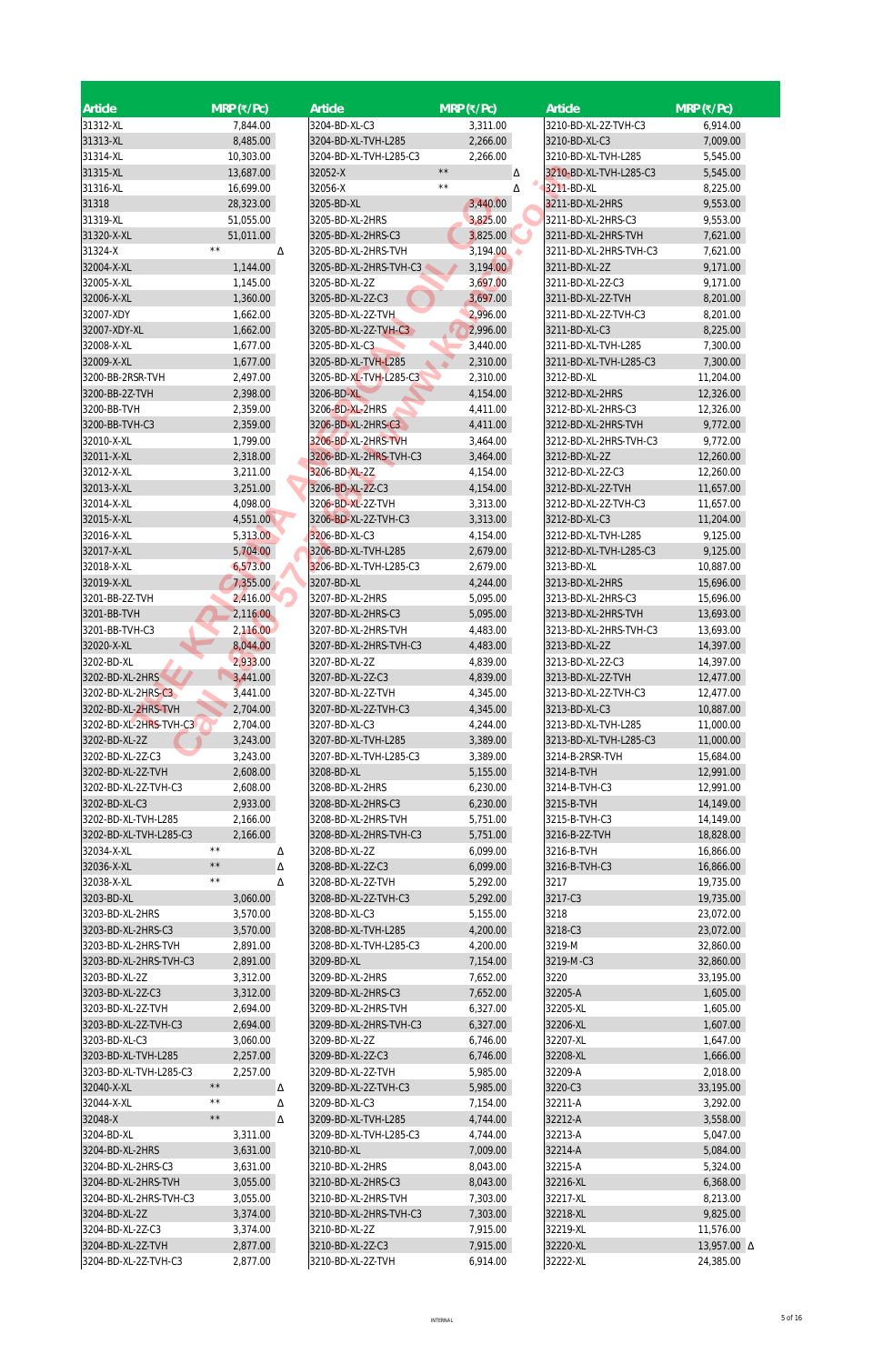| Article | MRP (₹/Pc) | | Article | MRP (₹/Pc) | | Article | MRP (₹/Pc) | |
|---|---|---|---|---|---|---|---|---|
| 31312-XL | 7,844.00 | | 3204-BD-XL-C3 | 3,311.00 | | 3210-BD-XL-2Z-TVH-C3 | 6,914.00 | |
| 31313-XL | 8,485.00 | | 3204-BD-XL-TVH-L285 | 2,266.00 | | 3210-BD-XL-C3 | 7,009.00 | |
| 31314-XL | 10,303.00 | | 3204-BD-XL-TVH-L285-C3 | 2,266.00 | | 3210-BD-XL-TVH-L285 | 5,545.00 | |
| 31315-XL | 13,687.00 | | 32052-X | ** | Δ | 3210-BD-XL-TVH-L285-C3 | 5,545.00 | |
| 31316-XL | 16,699.00 | | 32056-X | ** | Δ | 3211-BD-XL | 8,225.00 | |
| 31318 | 28,323.00 | | 3205-BD-XL | 3,440.00 | | 3211-BD-XL-2HRS | 9,553.00 | |
| 31319-XL | 51,055.00 | | 3205-BD-XL-2HRS | 3,825.00 | | 3211-BD-XL-2HRS-C3 | 9,553.00 | |
| 31320-X-XL | 51,011.00 | | 3205-BD-XL-2HRS-C3 | 3,825.00 | | 3211-BD-XL-2HRS-TVH | 7,621.00 | |
| 31324-X | ** | Δ | 3205-BD-XL-2HRS-TVH | 3,194.00 | | 3211-BD-XL-2HRS-TVH-C3 | 7,621.00 | |
| 32004-X-XL | 1,144.00 | | 3205-BD-XL-2HRS-TVH-C3 | 3,194.00 | | 3211-BD-XL-2Z | 9,171.00 | |
| 32005-X-XL | 1,145.00 | | 3205-BD-XL-2Z | 3,697.00 | | 3211-BD-XL-2Z-C3 | 9,171.00 | |
| 32006-X-XL | 1,360.00 | | 3205-BD-XL-2Z-C3 | 3,697.00 | | 3211-BD-XL-2Z-TVH | 8,201.00 | |
| 32007-XDY | 1,662.00 | | 3205-BD-XL-2Z-TVH | 2,996.00 | | 3211-BD-XL-2Z-TVH-C3 | 8,201.00 | |
| 32007-XDY-XL | 1,662.00 | | 3205-BD-XL-2Z-TVH-C3 | 2,996.00 | | 3211-BD-XL-C3 | 8,225.00 | |
| 32008-X-XL | 1,677.00 | | 3205-BD-XL-C3 | 3,440.00 | | 3211-BD-XL-TVH-L285 | 7,300.00 | |
| 32009-X-XL | 1,677.00 | | 3205-BD-XL-TVH-L285 | 2,310.00 | | 3211-BD-XL-TVH-L285-C3 | 7,300.00 | |
| 3200-BB-2RSR-TVH | 2,497.00 | | 3205-BD-XL-TVH-L285-C3 | 2,310.00 | | 3212-BD-XL | 11,204.00 | |
| 3200-BB-2Z-TVH | 2,398.00 | | 3206-BD-XL | 4,154.00 | | 3212-BD-XL-2HRS | 12,326.00 | |
| 3200-BB-TVH | 2,359.00 | | 3206-BD-XL-2HRS | 4,411.00 | | 3212-BD-XL-2HRS-C3 | 12,326.00 | |
| 3200-BB-TVH-C3 | 2,359.00 | | 3206-BD-XL-2HRS-C3 | 4,411.00 | | 3212-BD-XL-2HRS-TVH | 9,772.00 | |
| 32010-X-XL | 1,799.00 | | 3206-BD-XL-2HRS-TVH | 3,464.00 | | 3212-BD-XL-2HRS-TVH-C3 | 9,772.00 | |
| 32011-X-XL | 2,318.00 | | 3206-BD-XL-2HRS-TVH-C3 | 3,464.00 | | 3212-BD-XL-2Z | 12,260.00 | |
| 32012-X-XL | 3,211.00 | | 3206-BD-XL-2Z | 4,154.00 | | 3212-BD-XL-2Z-C3 | 12,260.00 | |
| 32013-X-XL | 3,251.00 | | 3206-BD-XL-2Z-C3 | 4,154.00 | | 3212-BD-XL-2Z-TVH | 11,657.00 | |
| 32014-X-XL | 4,098.00 | | 3206-BD-XL-2Z-TVH | 3,313.00 | | 3212-BD-XL-2Z-TVH-C3 | 11,657.00 | |
| 32015-X-XL | 4,551.00 | | 3206-BD-XL-2Z-TVH-C3 | 3,313.00 | | 3212-BD-XL-C3 | 11,204.00 | |
| 32016-X-XL | 5,313.00 | | 3206-BD-XL-C3 | 4,154.00 | | 3212-BD-XL-TVH-L285 | 9,125.00 | |
| 32017-X-XL | 5,704.00 | | 3206-BD-XL-TVH-L285 | 2,679.00 | | 3212-BD-XL-TVH-L285-C3 | 9,125.00 | |
| 32018-X-XL | 6,573.00 | | 3206-BD-XL-TVH-L285-C3 | 2,679.00 | | 3213-BD-XL | 10,887.00 | |
| 32019-X-XL | 7,355.00 | | 3207-BD-XL | 4,244.00 | | 3213-BD-XL-2HRS | 15,696.00 | |
| 3201-BB-2Z-TVH | 2,416.00 | | 3207-BD-XL-2HRS | 5,095.00 | | 3213-BD-XL-2HRS-C3 | 15,696.00 | |
| 3201-BB-TVH | 2,116.00 | | 3207-BD-XL-2HRS-C3 | 5,095.00 | | 3213-BD-XL-2HRS-TVH | 13,693.00 | |
| 3201-BB-TVH-C3 | 2,116.00 | | 3207-BD-XL-2HRS-TVH | 4,483.00 | | 3213-BD-XL-2HRS-TVH-C3 | 13,693.00 | |
| 32020-X-XL | 8,044.00 | | 3207-BD-XL-2HRS-TVH-C3 | 4,483.00 | | 3213-BD-XL-2Z | 14,397.00 | |
| 3202-BD-XL | 2,933.00 | | 3207-BD-XL-2Z | 4,839.00 | | 3213-BD-XL-2Z-C3 | 14,397.00 | |
| 3202-BD-XL-2HRS | 3,441.00 | | 3207-BD-XL-2Z-C3 | 4,839.00 | | 3213-BD-XL-2Z-TVH | 12,477.00 | |
| 3202-BD-XL-2HRS-C3 | 3,441.00 | | 3207-BD-XL-2Z-TVH | 4,345.00 | | 3213-BD-XL-2Z-TVH-C3 | 12,477.00 | |
| 3202-BD-XL-2HRS-TVH | 2,704.00 | | 3207-BD-XL-2Z-TVH-C3 | 4,345.00 | | 3213-BD-XL-C3 | 10,887.00 | |
| 3202-BD-XL-2HRS-TVH-C3 | 2,704.00 | | 3207-BD-XL-C3 | 4,244.00 | | 3213-BD-XL-TVH-L285 | 11,000.00 | |
| 3202-BD-XL-2Z | 3,243.00 | | 3207-BD-XL-TVH-L285 | 3,389.00 | | 3213-BD-XL-TVH-L285-C3 | 11,000.00 | |
| 3202-BD-XL-2Z-C3 | 3,243.00 | | 3207-BD-XL-TVH-L285-C3 | 3,389.00 | | 3214-B-2RSR-TVH | 15,684.00 | |
| 3202-BD-XL-2Z-TVH | 2,608.00 | | 3208-BD-XL | 5,155.00 | | 3214-B-TVH | 12,991.00 | |
| 3202-BD-XL-2Z-TVH-C3 | 2,608.00 | | 3208-BD-XL-2HRS | 6,230.00 | | 3214-B-TVH-C3 | 12,991.00 | |
| 3202-BD-XL-C3 | 2,933.00 | | 3208-BD-XL-2HRS-C3 | 6,230.00 | | 3215-B-TVH | 14,149.00 | |
| 3202-BD-XL-TVH-L285 | 2,166.00 | | 3208-BD-XL-2HRS-TVH | 5,751.00 | | 3215-B-TVH-C3 | 14,149.00 | |
| 3202-BD-XL-TVH-L285-C3 | 2,166.00 | | 3208-BD-XL-2HRS-TVH-C3 | 5,751.00 | | 3216-B-2Z-TVH | 18,828.00 | |
| 32034-X-XL | ** | Δ | 3208-BD-XL-2Z | 6,099.00 | | 3216-B-TVH | 16,866.00 | |
| 32036-X-XL | ** | Δ | 3208-BD-XL-2Z-C3 | 6,099.00 | | 3216-B-TVH-C3 | 16,866.00 | |
| 32038-X-XL | ** | Δ | 3208-BD-XL-2Z-TVH | 5,292.00 | | 3217 | 19,735.00 | |
| 3203-BD-XL | 3,060.00 | | 3208-BD-XL-2Z-TVH-C3 | 5,292.00 | | 3217-C3 | 19,735.00 | |
| 3203-BD-XL-2HRS | 3,570.00 | | 3208-BD-XL-C3 | 5,155.00 | | 3218 | 23,072.00 | |
| 3203-BD-XL-2HRS-C3 | 3,570.00 | | 3208-BD-XL-TVH-L285 | 4,200.00 | | 3218-C3 | 23,072.00 | |
| 3203-BD-XL-2HRS-TVH | 2,891.00 | | 3208-BD-XL-TVH-L285-C3 | 4,200.00 | | 3219-M | 32,860.00 | |
| 3203-BD-XL-2HRS-TVH-C3 | 2,891.00 | | 3209-BD-XL | 7,154.00 | | 3219-M-C3 | 32,860.00 | |
| 3203-BD-XL-2Z | 3,312.00 | | 3209-BD-XL-2HRS | 7,652.00 | | 3220 | 33,195.00 | |
| 3203-BD-XL-2Z-C3 | 3,312.00 | | 3209-BD-XL-2HRS-C3 | 7,652.00 | | 32205-A | 1,605.00 | |
| 3203-BD-XL-2Z-TVH | 2,694.00 | | 3209-BD-XL-2HRS-TVH | 6,327.00 | | 32205-XL | 1,605.00 | |
| 3203-BD-XL-2Z-TVH-C3 | 2,694.00 | | 3209-BD-XL-2HRS-TVH-C3 | 6,327.00 | | 32206-XL | 1,607.00 | |
| 3203-BD-XL-C3 | 3,060.00 | | 3209-BD-XL-2Z | 6,746.00 | | 32207-XL | 1,647.00 | |
| 3203-BD-XL-TVH-L285 | 2,257.00 | | 3209-BD-XL-2Z-C3 | 6,746.00 | | 32208-XL | 1,666.00 | |
| 3203-BD-XL-TVH-L285-C3 | 2,257.00 | | 3209-BD-XL-2Z-TVH | 5,985.00 | | 32209-A | 2,018.00 | |
| 32040-X-XL | ** | Δ | 3209-BD-XL-2Z-TVH-C3 | 5,985.00 | | 3220-C3 | 33,195.00 | |
| 32044-X-XL | ** | Δ | 3209-BD-XL-C3 | 7,154.00 | | 32211-A | 3,292.00 | |
| 32048-X | ** | Δ | 3209-BD-XL-TVH-L285 | 4,744.00 | | 32212-A | 3,558.00 | |
| 3204-BD-XL | 3,311.00 | | 3209-BD-XL-TVH-L285-C3 | 4,744.00 | | 32213-A | 5,047.00 | |
| 3204-BD-XL-2HRS | 3,631.00 | | 3210-BD-XL | 7,009.00 | | 32214-A | 5,084.00 | |
| 3204-BD-XL-2HRS-C3 | 3,631.00 | | 3210-BD-XL-2HRS | 8,043.00 | | 32215-A | 5,324.00 | |
| 3204-BD-XL-2HRS-TVH | 3,055.00 | | 3210-BD-XL-2HRS-C3 | 8,043.00 | | 32216-XL | 6,368.00 | |
| 3204-BD-XL-2HRS-TVH-C3 | 3,055.00 | | 3210-BD-XL-2HRS-TVH | 7,303.00 | | 32217-XL | 8,213.00 | |
| 3204-BD-XL-2Z | 3,374.00 | | 3210-BD-XL-2HRS-TVH-C3 | 7,303.00 | | 32218-XL | 9,825.00 | |
| 3204-BD-XL-2Z-C3 | 3,374.00 | | 3210-BD-XL-2Z | 7,915.00 | | 32219-XL | 11,576.00 | |
| 3204-BD-XL-2Z-TVH | 2,877.00 | | 3210-BD-XL-2Z-C3 | 7,915.00 | | 32220-XL | 13,957.00 | Δ |
| 3204-BD-XL-2Z-TVH-C3 | 2,877.00 | | 3210-BD-XL-2Z-TVH | 6,914.00 | | 32222-XL | 24,385.00 | |

INTERNAL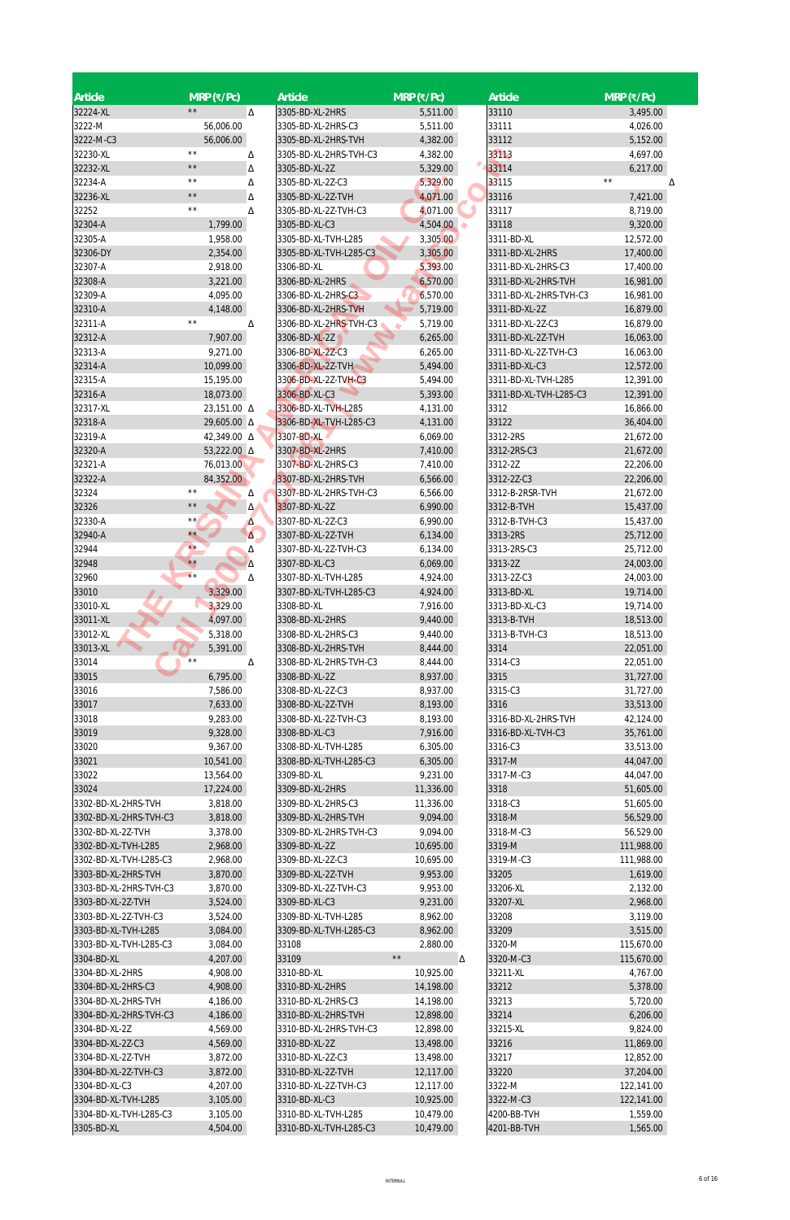| Article | MRP (₹/Pc) | | Article | MRP (₹/Pc) | | Article | MRP (₹/Pc) | |
|---|---|---|---|---|---|---|---|---|
| 32224-XL | ** | Δ | 3305-BD-XL-2HRS | 5,511.00 | | 33110 | 3,495.00 | |
| 3222-M | 56,006.00 | | 3305-BD-XL-2HRS-C3 | 5,511.00 | | 33111 | 4,026.00 | |
| 3222-M-C3 | 56,006.00 | | 3305-BD-XL-2HRS-TVH | 4,382.00 | | 33112 | 5,152.00 | |
| 32230-XL | ** | Δ | 3305-BD-XL-2HRS-TVH-C3 | 4,382.00 | | 33113 | 4,697.00 | |
| 32232-XL | ** | Δ | 3305-BD-XL-2Z | 5,329.00 | | 33114 | 6,217.00 | |
| 32234-A | ** | Δ | 3305-BD-XL-2Z-C3 | 5,329.00 | | 33115 | ** | Δ |
| 32236-XL | ** | Δ | 3305-BD-XL-2Z-TVH | 4,071.00 | | 33116 | 7,421.00 | |
| 32252 | ** | Δ | 3305-BD-XL-2Z-TVH-C3 | 4,071.00 | | 33117 | 8,719.00 | |
| 32304-A | 1,799.00 | | 3305-BD-XL-C3 | 4,504.00 | | 33118 | 9,320.00 | |
| 32305-A | 1,958.00 | | 3305-BD-XL-TVH-L285 | 3,305.00 | | 3311-BD-XL | 12,572.00 | |
| 32306-DY | 2,354.00 | | 3305-BD-XL-TVH-L285-C3 | 3,305.00 | | 3311-BD-XL-2HRS | 17,400.00 | |
| 32307-A | 2,918.00 | | 3306-BD-XL | 5,393.00 | | 3311-BD-XL-2HRS-C3 | 17,400.00 | |
| 32308-A | 3,221.00 | | 3306-BD-XL-2HRS | 6,570.00 | | 3311-BD-XL-2HRS-TVH | 16,981.00 | |
| 32309-A | 4,095.00 | | 3306-BD-XL-2HRS-C3 | 6,570.00 | | 3311-BD-XL-2HRS-TVH-C3 | 16,981.00 | |
| 32310-A | 4,148.00 | | 3306-BD-XL-2HRS-TVH | 5,719.00 | | 3311-BD-XL-2Z | 16,879.00 | |
| 32311-A | ** | Δ | 3306-BD-XL-2HRS-TVH-C3 | 5,719.00 | | 3311-BD-XL-2Z-C3 | 16,879.00 | |
| 32312-A | 7,907.00 | | 3306-BD-XL-2Z | 6,265.00 | | 3311-BD-XL-2Z-TVH | 16,063.00 | |
| 32313-A | 9,271.00 | | 3306-BD-XL-2Z-C3 | 6,265.00 | | 3311-BD-XL-2Z-TVH-C3 | 16,063.00 | |
| 32314-A | 10,099.00 | | 3306-BD-XL-2Z-TVH | 5,494.00 | | 3311-BD-XL-C3 | 12,572.00 | |
| 32315-A | 15,195.00 | | 3306-BD-XL-2Z-TVH-C3 | 5,494.00 | | 3311-BD-XL-TVH-L285 | 12,391.00 | |
| 32316-A | 18,073.00 | | 3306-BD-XL-C3 | 5,393.00 | | 3311-BD-XL-TVH-L285-C3 | 12,391.00 | |
| 32317-XL | 23,151.00 | Δ | 3306-BD-XL-TVH-L285 | 4,131.00 | | 3312 | 16,866.00 | |
| 32318-A | 29,605.00 | Δ | 3306-BD-XL-TVH-L285-C3 | 4,131.00 | | 33122 | 36,404.00 | |
| 32319-A | 42,349.00 | Δ | 3307-BD-XL | 6,069.00 | | 3312-2RS | 21,672.00 | |
| 32320-A | 53,222.00 | Δ | 3307-BD-XL-2HRS | 7,410.00 | | 3312-2RS-C3 | 21,672.00 | |
| 32321-A | 76,013.00 | | 3307-BD-XL-2HRS-C3 | 7,410.00 | | 3312-2Z | 22,206.00 | |
| 32322-A | 84,352.00 | | 3307-BD-XL-2HRS-TVH | 6,566.00 | | 3312-2Z-C3 | 22,206.00 | |
| 32324 | ** | Δ | 3307-BD-XL-2HRS-TVH-C3 | 6,566.00 | | 3312-B-2RSR-TVH | 21,672.00 | |
| 32326 | ** | Δ | 3307-BD-XL-2Z | 6,990.00 | | 3312-B-TVH | 15,437.00 | |
| 32330-A | ** | Δ | 3307-BD-XL-2Z-C3 | 6,990.00 | | 3312-B-TVH-C3 | 15,437.00 | |
| 32940-A | ** | Δ | 3307-BD-XL-2Z-TVH | 6,134.00 | | 3313-2RS | 25,712.00 | |
| 32944 | ** | Δ | 3307-BD-XL-2Z-TVH-C3 | 6,134.00 | | 3313-2RS-C3 | 25,712.00 | |
| 32948 | ** | Δ | 3307-BD-XL-C3 | 6,069.00 | | 3313-2Z | 24,003.00 | |
| 32960 | ** | Δ | 3307-BD-XL-TVH-L285 | 4,924.00 | | 3313-2Z-C3 | 24,003.00 | |
| 33010 | 3,329.00 | | 3307-BD-XL-TVH-L285-C3 | 4,924.00 | | 3313-BD-XL | 19,714.00 | |
| 33010-XL | 3,329.00 | | 3308-BD-XL | 7,916.00 | | 3313-BD-XL-C3 | 19,714.00 | |
| 33011-XL | 4,097.00 | | 3308-BD-XL-2HRS | 9,440.00 | | 3313-B-TVH | 18,513.00 | |
| 33012-XL | 5,318.00 | | 3308-BD-XL-2HRS-C3 | 9,440.00 | | 3313-B-TVH-C3 | 18,513.00 | |
| 33013-XL | 5,391.00 | | 3308-BD-XL-2HRS-TVH | 8,444.00 | | 3314 | 22,051.00 | |
| 33014 | ** | Δ | 3308-BD-XL-2HRS-TVH-C3 | 8,444.00 | | 3314-C3 | 22,051.00 | |
| 33015 | 6,795.00 | | 3308-BD-XL-2Z | 8,937.00 | | 3315 | 31,727.00 | |
| 33016 | 7,586.00 | | 3308-BD-XL-2Z-C3 | 8,937.00 | | 3315-C3 | 31,727.00 | |
| 33017 | 7,633.00 | | 3308-BD-XL-2Z-TVH | 8,193.00 | | 3316 | 33,513.00 | |
| 33018 | 9,283.00 | | 3308-BD-XL-2Z-TVH-C3 | 8,193.00 | | 3316-BD-XL-2HRS-TVH | 42,124.00 | |
| 33019 | 9,328.00 | | 3308-BD-XL-C3 | 7,916.00 | | 3316-BD-XL-TVH-C3 | 35,761.00 | |
| 33020 | 9,367.00 | | 3308-BD-XL-TVH-L285 | 6,305.00 | | 3316-C3 | 33,513.00 | |
| 33021 | 10,541.00 | | 3308-BD-XL-TVH-L285-C3 | 6,305.00 | | 3317-M | 44,047.00 | |
| 33022 | 13,564.00 | | 3309-BD-XL | 9,231.00 | | 3317-M-C3 | 44,047.00 | |
| 33024 | 17,224.00 | | 3309-BD-XL-2HRS | 11,336.00 | | 3318 | 51,605.00 | |
| 3302-BD-XL-2HRS-TVH | 3,818.00 | | 3309-BD-XL-2HRS-C3 | 11,336.00 | | 3318-C3 | 51,605.00 | |
| 3302-BD-XL-2HRS-TVH-C3 | 3,818.00 | | 3309-BD-XL-2HRS-TVH | 9,094.00 | | 3318-M | 56,529.00 | |
| 3302-BD-XL-2Z-TVH | 3,378.00 | | 3309-BD-XL-2HRS-TVH-C3 | 9,094.00 | | 3318-M-C3 | 56,529.00 | |
| 3302-BD-XL-TVH-L285 | 2,968.00 | | 3309-BD-XL-2Z | 10,695.00 | | 3319-M | 111,988.00 | |
| 3302-BD-XL-TVH-L285-C3 | 2,968.00 | | 3309-BD-XL-2Z-C3 | 10,695.00 | | 3319-M-C3 | 111,988.00 | |
| 3303-BD-XL-2HRS-TVH | 3,870.00 | | 3309-BD-XL-2Z-TVH | 9,953.00 | | 33205 | 1,619.00 | |
| 3303-BD-XL-2HRS-TVH-C3 | 3,870.00 | | 3309-BD-XL-2Z-TVH-C3 | 9,953.00 | | 33206-XL | 2,132.00 | |
| 3303-BD-XL-2Z-TVH | 3,524.00 | | 3309-BD-XL-C3 | 9,231.00 | | 33207-XL | 2,968.00 | |
| 3303-BD-XL-2Z-TVH-C3 | 3,524.00 | | 3309-BD-XL-TVH-L285 | 8,962.00 | | 33208 | 3,119.00 | |
| 3303-BD-XL-TVH-L285 | 3,084.00 | | 3309-BD-XL-TVH-L285-C3 | 8,962.00 | | 33209 | 3,515.00 | |
| 3303-BD-XL-TVH-L285-C3 | 3,084.00 | | 33108 | 2,880.00 | | 3320-M | 115,670.00 | |
| 3304-BD-XL | 4,207.00 | | 33109 | ** | Δ | 3320-M-C3 | 115,670.00 | |
| 3304-BD-XL-2HRS | 4,908.00 | | 3310-BD-XL | 10,925.00 | | 33211-XL | 4,767.00 | |
| 3304-BD-XL-2HRS-C3 | 4,908.00 | | 3310-BD-XL-2HRS | 14,198.00 | | 33212 | 5,378.00 | |
| 3304-BD-XL-2HRS-TVH | 4,186.00 | | 3310-BD-XL-2HRS-C3 | 14,198.00 | | 33213 | 5,720.00 | |
| 3304-BD-XL-2HRS-TVH-C3 | 4,186.00 | | 3310-BD-XL-2HRS-TVH | 12,898.00 | | 33214 | 6,206.00 | |
| 3304-BD-XL-2Z | 4,569.00 | | 3310-BD-XL-2HRS-TVH-C3 | 12,898.00 | | 33215-XL | 9,824.00 | |
| 3304-BD-XL-2Z-C3 | 4,569.00 | | 3310-BD-XL-2Z | 13,498.00 | | 33216 | 11,869.00 | |
| 3304-BD-XL-2Z-TVH | 3,872.00 | | 3310-BD-XL-2Z-C3 | 13,498.00 | | 33217 | 12,852.00 | |
| 3304-BD-XL-2Z-TVH-C3 | 3,872.00 | | 3310-BD-XL-2Z-TVH | 12,117.00 | | 33220 | 37,204.00 | |
| 3304-BD-XL-C3 | 4,207.00 | | 3310-BD-XL-2Z-TVH-C3 | 12,117.00 | | 3322-M | 122,141.00 | |
| 3304-BD-XL-TVH-L285 | 3,105.00 | | 3310-BD-XL-C3 | 10,925.00 | | 3322-M-C3 | 122,141.00 | |
| 3304-BD-XL-TVH-L285-C3 | 3,105.00 | | 3310-BD-XL-TVH-L285 | 10,479.00 | | 4200-BB-TVH | 1,559.00 | |
| 3305-BD-XL | 4,504.00 | | 3310-BD-XL-TVH-L285-C3 | 10,479.00 | | 4201-BB-TVH | 1,565.00 | |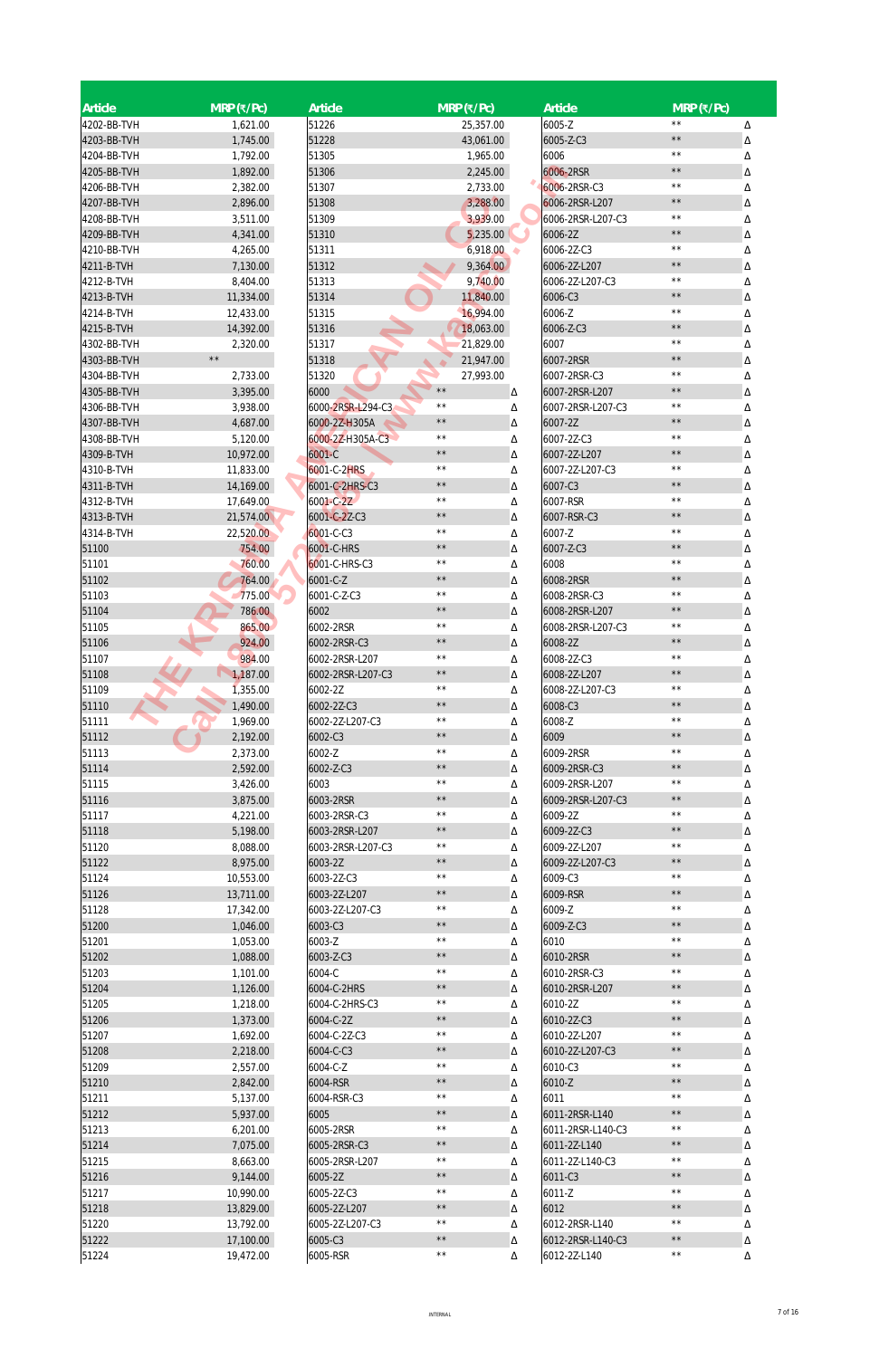| Article | MRP (₹/Pc) | | Article | MRP (₹/Pc) | | Article | MRP (₹/Pc) | |
|---|---|---|---|---|---|---|---|---|
| 4202-BB-TVH | 1,621.00 | | 51226 | 25,357.00 | | 6005-Z | ** | Δ |
| 4203-BB-TVH | 1,745.00 | | 51228 | 43,061.00 | | 6005-Z-C3 | ** | Δ |
| 4204-BB-TVH | 1,792.00 | | 51305 | 1,965.00 | | 6006 | ** | Δ |
| 4205-BB-TVH | 1,892.00 | | 51306 | 2,245.00 | | 6006-2RSR | ** | Δ |
| 4206-BB-TVH | 2,382.00 | | 51307 | 2,733.00 | | 6006-2RSR-C3 | ** | Δ |
| 4207-BB-TVH | 2,896.00 | | 51308 | 3,288.00 | | 6006-2RSR-L207 | ** | Δ |
| 4208-BB-TVH | 3,511.00 | | 51309 | 3,939.00 | | 6006-2RSR-L207-C3 | ** | Δ |
| 4209-BB-TVH | 4,341.00 | | 51310 | 5,235.00 | | 6006-2Z | ** | Δ |
| 4210-BB-TVH | 4,265.00 | | 51311 | 6,918.00 | | 6006-2Z-C3 | ** | Δ |
| 4211-B-TVH | 7,130.00 | | 51312 | 9,364.00 | | 6006-2Z-L207 | ** | Δ |
| 4212-B-TVH | 8,404.00 | | 51313 | 9,740.00 | | 6006-2Z-L207-C3 | ** | Δ |
| 4213-B-TVH | 11,334.00 | | 51314 | 11,840.00 | | 6006-C3 | ** | Δ |
| 4214-B-TVH | 12,433.00 | | 51315 | 16,994.00 | | 6006-Z | ** | Δ |
| 4215-B-TVH | 14,392.00 | | 51316 | 18,063.00 | | 6006-Z-C3 | ** | Δ |
| 4302-BB-TVH | 2,320.00 | | 51317 | 21,829.00 | | 6007 | ** | Δ |
| 4303-BB-TVH | ** | | 51318 | 21,947.00 | | 6007-2RSR | ** | Δ |
| 4304-BB-TVH | 2,733.00 | | 51320 | 27,993.00 | | 6007-2RSR-C3 | ** | Δ |
| 4305-BB-TVH | 3,395.00 | | 6000 | ** | Δ | 6007-2RSR-L207 | ** | Δ |
| 4306-BB-TVH | 3,938.00 | | 6000-2RSR-L294-C3 | ** | Δ | 6007-2RSR-L207-C3 | ** | Δ |
| 4307-BB-TVH | 4,687.00 | | 6000-2Z-H305A | ** | Δ | 6007-2Z | ** | Δ |
| 4308-BB-TVH | 5,120.00 | | 6000-2Z-H305A-C3 | ** | Δ | 6007-2Z-C3 | ** | Δ |
| 4309-B-TVH | 10,972.00 | | 6001-C | ** | Δ | 6007-2Z-L207 | ** | Δ |
| 4310-B-TVH | 11,833.00 | | 6001-C-2HRS | ** | Δ | 6007-2Z-L207-C3 | ** | Δ |
| 4311-B-TVH | 14,169.00 | | 6001-C-2HRS-C3 | ** | Δ | 6007-C3 | ** | Δ |
| 4312-B-TVH | 17,649.00 | | 6001-C-2Z | ** | Δ | 6007-RSR | ** | Δ |
| 4313-B-TVH | 21,574.00 | | 6001-C-2Z-C3 | ** | Δ | 6007-RSR-C3 | ** | Δ |
| 4314-B-TVH | 22,520.00 | | 6001-C-C3 | ** | Δ | 6007-Z | ** | Δ |
| 51100 | 754.00 | | 6001-C-HRS | ** | Δ | 6007-Z-C3 | ** | Δ |
| 51101 | 760.00 | | 6001-C-HRS-C3 | ** | Δ | 6008 | ** | Δ |
| 51102 | 764.00 | | 6001-C-Z | ** | Δ | 6008-2RSR | ** | Δ |
| 51103 | 775.00 | | 6001-C-Z-C3 | ** | Δ | 6008-2RSR-C3 | ** | Δ |
| 51104 | 786.00 | | 6002 | ** | Δ | 6008-2RSR-L207 | ** | Δ |
| 51105 | 865.00 | | 6002-2RSR | ** | Δ | 6008-2RSR-L207-C3 | ** | Δ |
| 51106 | 924.00 | | 6002-2RSR-C3 | ** | Δ | 6008-2Z | ** | Δ |
| 51107 | 984.00 | | 6002-2RSR-L207 | ** | Δ | 6008-2Z-C3 | ** | Δ |
| 51108 | 1,187.00 | | 6002-2RSR-L207-C3 | ** | Δ | 6008-2Z-L207 | ** | Δ |
| 51109 | 1,355.00 | | 6002-2Z | ** | Δ | 6008-2Z-L207-C3 | ** | Δ |
| 51110 | 1,490.00 | | 6002-2Z-C3 | ** | Δ | 6008-C3 | ** | Δ |
| 51111 | 1,969.00 | | 6002-2Z-L207-C3 | ** | Δ | 6008-Z | ** | Δ |
| 51112 | 2,192.00 | | 6002-C3 | ** | Δ | 6009 | ** | Δ |
| 51113 | 2,373.00 | | 6002-Z | ** | Δ | 6009-2RSR | ** | Δ |
| 51114 | 2,592.00 | | 6002-Z-C3 | ** | Δ | 6009-2RSR-C3 | ** | Δ |
| 51115 | 3,426.00 | | 6003 | ** | Δ | 6009-2RSR-L207 | ** | Δ |
| 51116 | 3,875.00 | | 6003-2RSR | ** | Δ | 6009-2RSR-L207-C3 | ** | Δ |
| 51117 | 4,221.00 | | 6003-2RSR-C3 | ** | Δ | 6009-2Z | ** | Δ |
| 51118 | 5,198.00 | | 6003-2RSR-L207 | ** | Δ | 6009-2Z-C3 | ** | Δ |
| 51120 | 8,088.00 | | 6003-2RSR-L207-C3 | ** | Δ | 6009-2Z-L207 | ** | Δ |
| 51122 | 8,975.00 | | 6003-2Z | ** | Δ | 6009-2Z-L207-C3 | ** | Δ |
| 51124 | 10,553.00 | | 6003-2Z-C3 | ** | Δ | 6009-C3 | ** | Δ |
| 51126 | 13,711.00 | | 6003-2Z-L207 | ** | Δ | 6009-RSR | ** | Δ |
| 51128 | 17,342.00 | | 6003-2Z-L207-C3 | ** | Δ | 6009-Z | ** | Δ |
| 51200 | 1,046.00 | | 6003-C3 | ** | Δ | 6009-Z-C3 | ** | Δ |
| 51201 | 1,053.00 | | 6003-Z | ** | Δ | 6010 | ** | Δ |
| 51202 | 1,088.00 | | 6003-Z-C3 | ** | Δ | 6010-2RSR | ** | Δ |
| 51203 | 1,101.00 | | 6004-C | ** | Δ | 6010-2RSR-C3 | ** | Δ |
| 51204 | 1,126.00 | | 6004-C-2HRS | ** | Δ | 6010-2RSR-L207 | ** | Δ |
| 51205 | 1,218.00 | | 6004-C-2HRS-C3 | ** | Δ | 6010-2Z | ** | Δ |
| 51206 | 1,373.00 | | 6004-C-2Z | ** | Δ | 6010-2Z-C3 | ** | Δ |
| 51207 | 1,692.00 | | 6004-C-2Z-C3 | ** | Δ | 6010-2Z-L207 | ** | Δ |
| 51208 | 2,218.00 | | 6004-C-C3 | ** | Δ | 6010-2Z-L207-C3 | ** | Δ |
| 51209 | 2,557.00 | | 6004-C-Z | ** | Δ | 6010-C3 | ** | Δ |
| 51210 | 2,842.00 | | 6004-RSR | ** | Δ | 6010-Z | ** | Δ |
| 51211 | 5,137.00 | | 6004-RSR-C3 | ** | Δ | 6011 | ** | Δ |
| 51212 | 5,937.00 | | 6005 | ** | Δ | 6011-2RSR-L140 | ** | Δ |
| 51213 | 6,201.00 | | 6005-2RSR | ** | Δ | 6011-2RSR-L140-C3 | ** | Δ |
| 51214 | 7,075.00 | | 6005-2RSR-C3 | ** | Δ | 6011-2Z-L140 | ** | Δ |
| 51215 | 8,663.00 | | 6005-2RSR-L207 | ** | Δ | 6011-2Z-L140-C3 | ** | Δ |
| 51216 | 9,144.00 | | 6005-2Z | ** | Δ | 6011-C3 | ** | Δ |
| 51217 | 10,990.00 | | 6005-2Z-C3 | ** | Δ | 6011-Z | ** | Δ |
| 51218 | 13,829.00 | | 6005-2Z-L207 | ** | Δ | 6012 | ** | Δ |
| 51220 | 13,792.00 | | 6005-2Z-L207-C3 | ** | Δ | 6012-2RSR-L140 | ** | Δ |
| 51222 | 17,100.00 | | 6005-C3 | ** | Δ | 6012-2RSR-L140-C3 | ** | Δ |
| 51224 | 19,472.00 | | 6005-RSR | ** | Δ | 6012-2Z-L140 | ** | Δ |

INTERNAL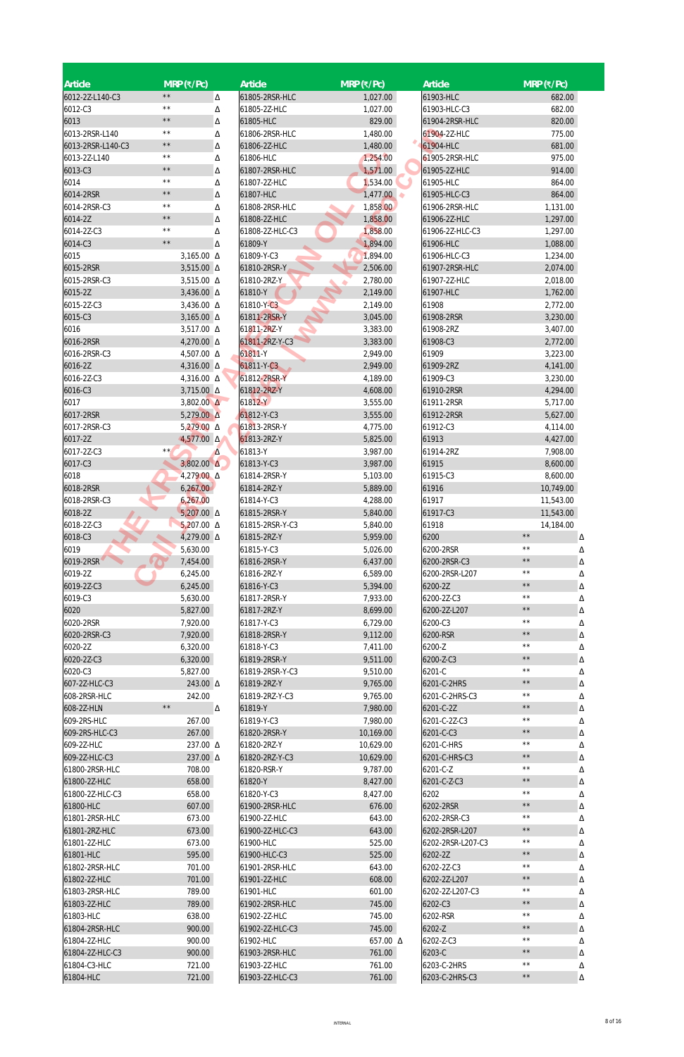| Article | MRP (₹/Pc) | | Article | MRP (₹/Pc) | | Article | MRP (₹/Pc) | |
|---|---|---|---|---|---|---|---|---|
| 6012-2Z-L140-C3 | ** | Δ | 61805-2RSR-HLC | 1,027.00 | | 61903-HLC | 682.00 | |
| 6012-C3 | ** | Δ | 61805-2Z-HLC | 1,027.00 | | 61903-HLC-C3 | 682.00 | |
| 6013 | ** | Δ | 61805-HLC | 829.00 | | 61904-2RSR-HLC | 820.00 | |
| 6013-2RSR-L140 | ** | Δ | 61806-2RSR-HLC | 1,480.00 | | 61904-2Z-HLC | 775.00 | |
| 6013-2RSR-L140-C3 | ** | Δ | 61806-2Z-HLC | 1,480.00 | | 61904-HLC | 681.00 | |
| 6013-2Z-L140 | ** | Δ | 61806-HLC | 1,254.00 | | 61905-2RSR-HLC | 975.00 | |
| 6013-C3 | ** | Δ | 61807-2RSR-HLC | 1,571.00 | | 61905-2Z-HLC | 914.00 | |
| 6014 | ** | Δ | 61807-2Z-HLC | 1,534.00 | | 61905-HLC | 864.00 | |
| 6014-2RSR | ** | Δ | 61807-HLC | 1,477.00 | | 61905-HLC-C3 | 864.00 | |
| 6014-2RSR-C3 | ** | Δ | 61808-2RSR-HLC | 1,858.00 | | 61906-2RSR-HLC | 1,131.00 | |
| 6014-2Z | ** | Δ | 61808-2Z-HLC | 1,858.00 | | 61906-2Z-HLC | 1,297.00 | |
| 6014-2Z-C3 | ** | Δ | 61808-2Z-HLC-C3 | 1,858.00 | | 61906-2Z-HLC-C3 | 1,297.00 | |
| 6014-C3 | ** | Δ | 61809-Y | 1,894.00 | | 61906-HLC | 1,088.00 | |
| 6015 | 3,165.00 | Δ | 61809-Y-C3 | 1,894.00 | | 61906-HLC-C3 | 1,234.00 | |
| 6015-2RSR | 3,515.00 | Δ | 61810-2RSR-Y | 2,506.00 | | 61907-2RSR-HLC | 2,074.00 | |
| 6015-2RSR-C3 | 3,515.00 | Δ | 61810-2RZ-Y | 2,780.00 | | 61907-2Z-HLC | 2,018.00 | |
| 6015-2Z | 3,436.00 | Δ | 61810-Y | 2,149.00 | | 61907-HLC | 1,762.00 | |
| 6015-2Z-C3 | 3,436.00 | Δ | 61810-Y-C3 | 2,149.00 | | 61908 | 2,772.00 | |
| 6015-C3 | 3,165.00 | Δ | 61811-2RSR-Y | 3,045.00 | | 61908-2RSR | 3,230.00 | |
| 6016 | 3,517.00 | Δ | 61811-2RZ-Y | 3,383.00 | | 61908-2RZ | 3,407.00 | |
| 6016-2RSR | 4,270.00 | Δ | 61811-2RZ-Y-C3 | 3,383.00 | | 61908-C3 | 2,772.00 | |
| 6016-2RSR-C3 | 4,507.00 | Δ | 61811-Y | 2,949.00 | | 61909 | 3,223.00 | |
| 6016-2Z | 4,316.00 | Δ | 61811-Y-C3 | 2,949.00 | | 61909-2RZ | 4,141.00 | |
| 6016-2Z-C3 | 4,316.00 | Δ | 61812-2RSR-Y | 4,189.00 | | 61909-C3 | 3,230.00 | |
| 6016-C3 | 3,715.00 | Δ | 61812-2RZ-Y | 4,608.00 | | 61910-2RSR | 4,294.00 | |
| 6017 | 3,802.00 | Δ | 61812-Y | 3,555.00 | | 61911-2RSR | 5,717.00 | |
| 6017-2RSR | 5,279.00 | Δ | 61812-Y-C3 | 3,555.00 | | 61912-2RSR | 5,627.00 | |
| 6017-2RSR-C3 | 5,279.00 | Δ | 61813-2RSR-Y | 4,775.00 | | 61912-C3 | 4,114.00 | |
| 6017-2Z | 4,577.00 | Δ | 61813-2RZ-Y | 5,825.00 | | 61913 | 4,427.00 | |
| 6017-2Z-C3 | ** | Δ | 61813-Y | 3,987.00 | | 61914-2RZ | 7,908.00 | |
| 6017-C3 | 3,802.00 | Δ | 61813-Y-C3 | 3,987.00 | | 61915 | 8,600.00 | |
| 6018 | 4,279.00 | Δ | 61814-2RSR-Y | 5,103.00 | | 61915-C3 | 8,600.00 | |
| 6018-2RSR | 6,267.00 | | 61814-2RZ-Y | 5,889.00 | | 61916 | 10,749.00 | |
| 6018-2RSR-C3 | 6,267.00 | | 61814-Y-C3 | 4,288.00 | | 61917 | 11,543.00 | |
| 6018-2Z | 5,207.00 | Δ | 61815-2RSR-Y | 5,840.00 | | 61917-C3 | 11,543.00 | |
| 6018-2Z-C3 | 5,207.00 | Δ | 61815-2RSR-Y-C3 | 5,840.00 | | 61918 | 14,184.00 | |
| 6018-C3 | 4,279.00 | Δ | 61815-2RZ-Y | 5,959.00 | | 6200 | ** | Δ |
| 6019 | 5,630.00 | | 61815-Y-C3 | 5,026.00 | | 6200-2RSR | ** | Δ |
| 6019-2RSR | 7,454.00 | | 61816-2RSR-Y | 6,437.00 | | 6200-2RSR-C3 | ** | Δ |
| 6019-2Z | 6,245.00 | | 61816-2RZ-Y | 6,589.00 | | 6200-2RSR-L207 | ** | Δ |
| 6019-2Z-C3 | 6,245.00 | | 61816-Y-C3 | 5,394.00 | | 6200-2Z | ** | Δ |
| 6019-C3 | 5,630.00 | | 61817-2RSR-Y | 7,933.00 | | 6200-2Z-C3 | ** | Δ |
| 6020 | 5,827.00 | | 61817-2RZ-Y | 8,699.00 | | 6200-2Z-L207 | ** | Δ |
| 6020-2RSR | 7,920.00 | | 61817-Y-C3 | 6,729.00 | | 6200-C3 | ** | Δ |
| 6020-2RSR-C3 | 7,920.00 | | 61818-2RSR-Y | 9,112.00 | | 6200-RSR | ** | Δ |
| 6020-2Z | 6,320.00 | | 61818-Y-C3 | 7,411.00 | | 6200-Z | ** | Δ |
| 6020-2Z-C3 | 6,320.00 | | 61819-2RSR-Y | 9,511.00 | | 6200-Z-C3 | ** | Δ |
| 6020-C3 | 5,827.00 | | 61819-2RSR-Y-C3 | 9,510.00 | | 6201-C | ** | Δ |
| 607-2Z-HLC-C3 | 243.00 | Δ | 61819-2RZ-Y | 9,765.00 | | 6201-C-2HRS | ** | Δ |
| 608-2RSR-HLC | 242.00 | | 61819-2RZ-Y-C3 | 9,765.00 | | 6201-C-2HRS-C3 | ** | Δ |
| 608-2Z-HLN | ** | Δ | 61819-Y | 7,980.00 | | 6201-C-2Z | ** | Δ |
| 609-2RS-HLC | 267.00 | | 61819-Y-C3 | 7,980.00 | | 6201-C-2Z-C3 | ** | Δ |
| 609-2RS-HLC-C3 | 267.00 | | 61820-2RSR-Y | 10,169.00 | | 6201-C-C3 | ** | Δ |
| 609-2Z-HLC | 237.00 | Δ | 61820-2RZ-Y | 10,629.00 | | 6201-C-HRS | ** | Δ |
| 609-2Z-HLC-C3 | 237.00 | Δ | 61820-2RZ-Y-C3 | 10,629.00 | | 6201-C-HRS-C3 | ** | Δ |
| 61800-2RSR-HLC | 708.00 | | 61820-RSR-Y | 9,787.00 | | 6201-C-Z | ** | Δ |
| 61800-2Z-HLC | 658.00 | | 61820-Y | 8,427.00 | | 6201-C-Z-C3 | ** | Δ |
| 61800-2Z-HLC-C3 | 658.00 | | 61820-Y-C3 | 8,427.00 | | 6202 | ** | Δ |
| 61800-HLC | 607.00 | | 61900-2RSR-HLC | 676.00 | | 6202-2RSR | ** | Δ |
| 61801-2RSR-HLC | 673.00 | | 61900-2Z-HLC | 643.00 | | 6202-2RSR-C3 | ** | Δ |
| 61801-2RZ-HLC | 673.00 | | 61900-2Z-HLC-C3 | 643.00 | | 6202-2RSR-L207 | ** | Δ |
| 61801-2Z-HLC | 673.00 | | 61900-HLC | 525.00 | | 6202-2RSR-L207-C3 | ** | Δ |
| 61801-HLC | 595.00 | | 61900-HLC-C3 | 525.00 | | 6202-2Z | ** | Δ |
| 61802-2RSR-HLC | 701.00 | | 61901-2RSR-HLC | 643.00 | | 6202-2Z-C3 | ** | Δ |
| 61802-2Z-HLC | 701.00 | | 61901-2Z-HLC | 608.00 | | 6202-2Z-L207 | ** | Δ |
| 61803-2RSR-HLC | 789.00 | | 61901-HLC | 601.00 | | 6202-2Z-L207-C3 | ** | Δ |
| 61803-2Z-HLC | 789.00 | | 61902-2RSR-HLC | 745.00 | | 6202-C3 | ** | Δ |
| 61803-HLC | 638.00 | | 61902-2Z-HLC | 745.00 | | 6202-RSR | ** | Δ |
| 61804-2RSR-HLC | 900.00 | | 61902-2Z-HLC-C3 | 745.00 | | 6202-Z | ** | Δ |
| 61804-2Z-HLC | 900.00 | | 61902-HLC | 657.00 | Δ | 6202-Z-C3 | ** | Δ |
| 61804-2Z-HLC-C3 | 900.00 | | 61903-2RSR-HLC | 761.00 | | 6203-C | ** | Δ |
| 61804-C3-HLC | 721.00 | | 61903-2Z-HLC | 761.00 | | 6203-C-2HRS | ** | Δ |
| 61804-HLC | 721.00 | | 61903-2Z-HLC-C3 | 761.00 | | 6203-C-2HRS-C3 | ** | Δ |

INTERNAL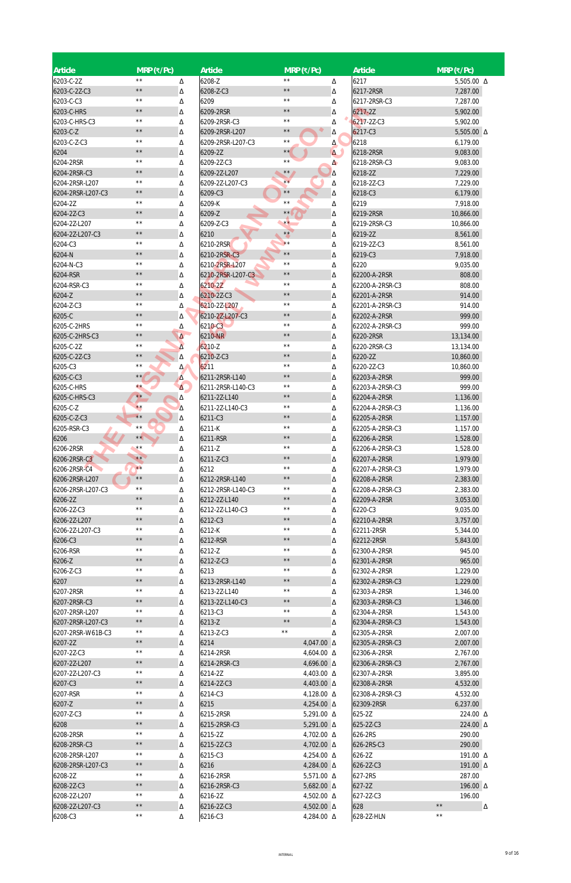| Article | MRP (₹/Pc) | |
|---|---|---|
| 6203-C-2Z | ** | Δ |
| 6203-C-2Z-C3 | ** | Δ |
| 6203-C-C3 | ** | Δ |
| 6203-C-HRS | ** | Δ |
| 6203-C-HRS-C3 | ** | Δ |
| 6203-C-Z | ** | Δ |
| 6203-C-Z-C3 | ** | Δ |
| 6204 | ** | Δ |
| 6204-2RSR | ** | Δ |
| 6204-2RSR-C3 | ** | Δ |
| 6204-2RSR-L207 | ** | Δ |
| 6204-2RSR-L207-C3 | ** | Δ |
| 6204-2Z | ** | Δ |
| 6204-2Z-C3 | ** | Δ |
| 6204-2Z-L207 | ** | Δ |
| 6204-2Z-L207-C3 | ** | Δ |
| 6204-C3 | ** | Δ |
| 6204-N | ** | Δ |
| 6204-N-C3 | ** | Δ |
| 6204-RSR | ** | Δ |
| 6204-RSR-C3 | ** | Δ |
| 6204-Z | ** | Δ |
| 6204-Z-C3 | ** | Δ |
| 6205-C | ** | Δ |
| 6205-C-2HRS | ** | Δ |
| 6205-C-2HRS-C3 | ** | Δ |
| 6205-C-2Z | ** | Δ |
| 6205-C-2Z-C3 | ** | Δ |
| 6205-C3 | ** | Δ |
| 6205-C-C3 | ** | Δ |
| 6205-C-HRS | ** | Δ |
| 6205-C-HRS-C3 | ** | Δ |
| 6205-C-Z | ** | Δ |
| 6205-C-Z-C3 | ** | Δ |
| 6205-RSR-C3 | ** | Δ |
| 6206 | ** | Δ |
| 6206-2RSR | ** | Δ |
| 6206-2RSR-C3 | ** | Δ |
| 6206-2RSR-C4 | ** | Δ |
| 6206-2RSR-L207 | ** | Δ |
| 6206-2RSR-L207-C3 | ** | Δ |
| 6206-2Z | ** | Δ |
| 6206-2Z-C3 | ** | Δ |
| 6206-2Z-L207 | ** | Δ |
| 6206-2Z-L207-C3 | ** | Δ |
| 6206-C3 | ** | Δ |
| 6206-RSR | ** | Δ |
| 6206-Z | ** | Δ |
| 6206-Z-C3 | ** | Δ |
| 6207 | ** | Δ |
| 6207-2RSR | ** | Δ |
| 6207-2RSR-C3 | ** | Δ |
| 6207-2RSR-L207 | ** | Δ |
| 6207-2RSR-L207-C3 | ** | Δ |
| 6207-2RSR-W61B-C3 | ** | Δ |
| 6207-2Z | ** | Δ |
| 6207-2Z-C3 | ** | Δ |
| 6207-2Z-L207 | ** | Δ |
| 6207-2Z-L207-C3 | ** | Δ |
| 6207-C3 | ** | Δ |
| 6207-RSR | ** | Δ |
| 6207-Z | ** | Δ |
| 6207-Z-C3 | ** | Δ |
| 6208 | ** | Δ |
| 6208-2RSR | ** | Δ |
| 6208-2RSR-C3 | ** | Δ |
| 6208-2RSR-L207 | ** | Δ |
| 6208-2RSR-L207-C3 | ** | Δ |
| 6208-2Z | ** | Δ |
| 6208-2Z-C3 | ** | Δ |
| 6208-2Z-L207 | ** | Δ |
| 6208-2Z-L207-C3 | ** | Δ |
| 6208-C3 | ** | Δ |
| 6208-Z | ** | Δ |
| 6208-Z-C3 | ** | Δ |
| 6209 | ** | Δ |
| 6209-2RSR | ** | Δ |
| 6209-2RSR-C3 | ** | Δ |
| 6209-2RSR-L207 | ** | Δ |
| 6209-2RSR-L207-C3 | ** | Δ |
| 6209-2Z | ** | Δ |
| 6209-2Z-C3 | ** | Δ |
| 6209-2Z-L207 | ** | Δ |
| 6209-2Z-L207-C3 | ** | Δ |
| 6209-C3 | ** | Δ |
| 6209-K | ** | Δ |
| 6209-Z | ** | Δ |
| 6209-Z-C3 | ** | Δ |
| 6210 | ** | Δ |
| 6210-2RSR | ** | Δ |
| 6210-2RSR-C3 | ** | Δ |
| 6210-2RSR-L207 | ** | Δ |
| 6210-2RSR-L207-C3 | ** | Δ |
| 6210-2Z | ** | Δ |
| 6210-2Z-C3 | ** | Δ |
| 6210-2Z-L207 | ** | Δ |
| 6210-2Z-L207-C3 | ** | Δ |
| 6210-C3 | ** | Δ |
| 6210-NR | ** | Δ |
| 6210-Z | ** | Δ |
| 6210-Z-C3 | ** | Δ |
| 6211 | ** | Δ |
| 6211-2RSR-L140 | ** | Δ |
| 6211-2RSR-L140-C3 | ** | Δ |
| 6211-2Z-L140 | ** | Δ |
| 6211-2Z-L140-C3 | ** | Δ |
| 6211-C3 | ** | Δ |
| 6211-K | ** | Δ |
| 6211-RSR | ** | Δ |
| 6211-Z | ** | Δ |
| 6211-Z-C3 | ** | Δ |
| 6212 | ** | Δ |
| 6212-2RSR-L140 | ** | Δ |
| 6212-2RSR-L140-C3 | ** | Δ |
| 6212-2Z-L140 | ** | Δ |
| 6212-2Z-L140-C3 | ** | Δ |
| 6212-C3 | ** | Δ |
| 6212-K | ** | Δ |
| 6212-RSR | ** | Δ |
| 6212-Z | ** | Δ |
| 6212-Z-C3 | ** | Δ |
| 6213 | ** | Δ |
| 6213-2RSR-L140 | ** | Δ |
| 6213-2Z-L140 | ** | Δ |
| 6213-2Z-L140-C3 | ** | Δ |
| 6213-C3 | ** | Δ |
| 6213-Z | ** | Δ |
| 6213-Z-C3 | ** | Δ |
| 6214 | 4,047.00 | Δ |
| 6214-2RSR | 4,604.00 | Δ |
| 6214-2RSR-C3 | 4,696.00 | Δ |
| 6214-2Z | 4,403.00 | Δ |
| 6214-2Z-C3 | 4,403.00 | Δ |
| 6214-C3 | 4,128.00 | Δ |
| 6215 | 4,254.00 | Δ |
| 6215-2RSR | 5,291.00 | Δ |
| 6215-2RSR-C3 | 5,291.00 | Δ |
| 6215-2Z | 4,702.00 | Δ |
| 6215-2Z-C3 | 4,702.00 | Δ |
| 6215-C3 | 4,254.00 | Δ |
| 6216 | 4,284.00 | Δ |
| 6216-2RSR | 5,571.00 | Δ |
| 6216-2RSR-C3 | 5,682.00 | Δ |
| 6216-2Z | 4,502.00 | Δ |
| 6216-2Z-C3 | 4,502.00 | Δ |
| 6216-C3 | 4,284.00 | Δ |
| 6217 | 5,505.00 | Δ |
| 6217-2RSR | 7,287.00 | |
| 6217-2RSR-C3 | 7,287.00 | |
| 6217-2Z | 5,902.00 | |
| 6217-2Z-C3 | 5,902.00 | |
| 6217-C3 | 5,505.00 | Δ |
| 6218 | 6,179.00 | |
| 6218-2RSR | 9,083.00 | |
| 6218-2RSR-C3 | 9,083.00 | |
| 6218-2Z | 7,229.00 | |
| 6218-2Z-C3 | 7,229.00 | |
| 6218-C3 | 6,179.00 | |
| 6219 | 7,918.00 | |
| 6219-2RSR | 10,866.00 | |
| 6219-2RSR-C3 | 10,866.00 | |
| 6219-2Z | 8,561.00 | |
| 6219-2Z-C3 | 8,561.00 | |
| 6219-C3 | 7,918.00 | |
| 6220 | 9,035.00 | |
| 62200-A-2RSR | 808.00 | |
| 62200-A-2RSR-C3 | 808.00 | |
| 62201-A-2RSR | 914.00 | |
| 62201-A-2RSR-C3 | 914.00 | |
| 62202-A-2RSR | 999.00 | |
| 62202-A-2RSR-C3 | 999.00 | |
| 6220-2RSR | 13,134.00 | |
| 6220-2RSR-C3 | 13,134.00 | |
| 6220-2Z | 10,860.00 | |
| 6220-2Z-C3 | 10,860.00 | |
| 62203-A-2RSR | 999.00 | |
| 62203-A-2RSR-C3 | 999.00 | |
| 62204-A-2RSR | 1,136.00 | |
| 62204-A-2RSR-C3 | 1,136.00 | |
| 62205-A-2RSR | 1,157.00 | |
| 62205-A-2RSR-C3 | 1,157.00 | |
| 62206-A-2RSR | 1,528.00 | |
| 62206-A-2RSR-C3 | 1,528.00 | |
| 62207-A-2RSR | 1,979.00 | |
| 62207-A-2RSR-C3 | 1,979.00 | |
| 62208-A-2RSR | 2,383.00 | |
| 62208-A-2RSR-C3 | 2,383.00 | |
| 62209-A-2RSR | 3,053.00 | |
| 6220-C3 | 9,035.00 | |
| 62210-A-2RSR | 3,757.00 | |
| 62211-2RSR | 5,344.00 | |
| 62212-2RSR | 5,843.00 | |
| 62300-A-2RSR | 945.00 | |
| 62301-A-2RSR | 965.00 | |
| 62302-A-2RSR | 1,229.00 | |
| 62302-A-2RSR-C3 | 1,229.00 | |
| 62303-A-2RSR | 1,346.00 | |
| 62303-A-2RSR-C3 | 1,346.00 | |
| 62304-A-2RSR | 1,543.00 | |
| 62304-A-2RSR-C3 | 1,543.00 | |
| 62305-A-2RSR | 2,007.00 | |
| 62305-A-2RSR-C3 | 2,007.00 | |
| 62306-A-2RSR | 2,767.00 | |
| 62306-A-2RSR-C3 | 2,767.00 | |
| 62307-A-2RSR | 3,895.00 | |
| 62308-A-2RSR | 4,532.00 | |
| 62308-A-2RSR-C3 | 4,532.00 | |
| 62309-2RSR | 6,237.00 | |
| 625-2Z | 224.00 | Δ |
| 625-2Z-C3 | 224.00 | Δ |
| 626-2RS | 290.00 | |
| 626-2RS-C3 | 290.00 | |
| 626-2Z | 191.00 | Δ |
| 626-2Z-C3 | 191.00 | Δ |
| 627-2RS | 287.00 | |
| 627-2Z | 196.00 | Δ |
| 627-2Z-C3 | 196.00 | |
| 628 | ** | Δ |
| 628-2Z-HLN | ** | |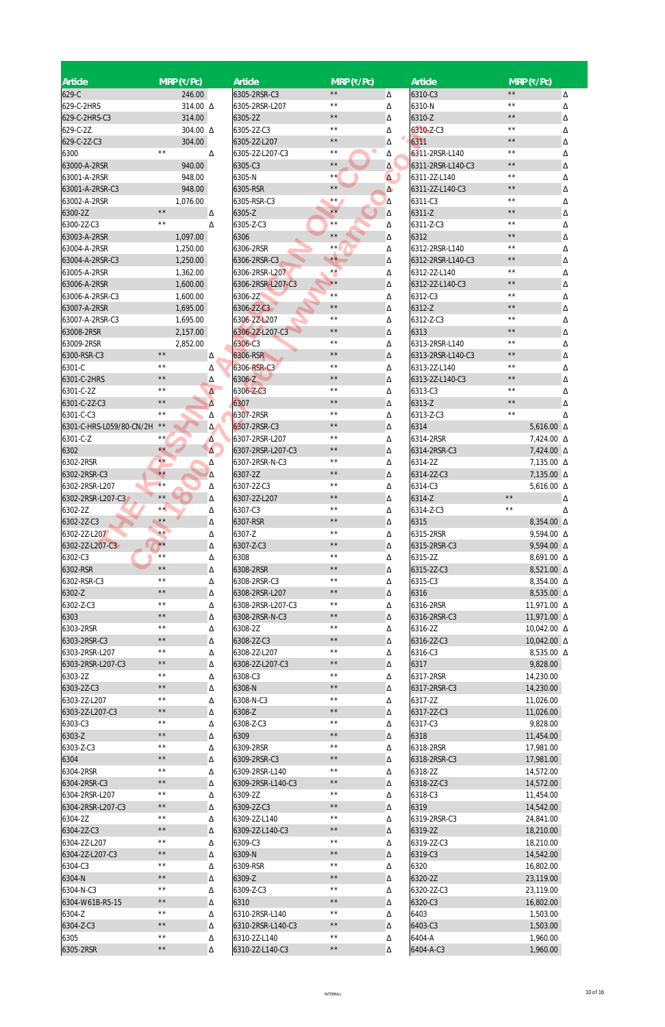| Article | MRP (₹/Pc) | |
|---|---|---|
| 629-C | 246.00 | |
| 629-C-2HRS | 314.00 | Δ |
| 629-C-2HRS-C3 | 314.00 | |
| 629-C-2Z | 304.00 | Δ |
| 629-C-2Z-C3 | 304.00 | |
| 6300 | ** | Δ |
| 63000-A-2RSR | 940.00 | |
| 63001-A-2RSR | 948.00 | |
| 63001-A-2RSR-C3 | 948.00 | |
| 63002-A-2RSR | 1,076.00 | |
| 6300-2Z | ** | Δ |
| 6300-2Z-C3 | ** | Δ |
| 63003-A-2RSR | 1,097.00 | |
| 63004-A-2RSR | 1,250.00 | |
| 63004-A-2RSR-C3 | 1,250.00 | |
| 63005-A-2RSR | 1,362.00 | |
| 63006-A-2RSR | 1,600.00 | |
| 63006-A-2RSR-C3 | 1,600.00 | |
| 63007-A-2RSR | 1,695.00 | |
| 63007-A-2RSR-C3 | 1,695.00 | |
| 63008-2RSR | 2,157.00 | |
| 63009-2RSR | 2,852.00 | |
| 6300-RSR-C3 | ** | Δ |
| 6301-C | ** | Δ |
| 6301-C-2HRS | ** | Δ |
| 6301-C-2Z | ** | Δ |
| 6301-C-2Z-C3 | ** | Δ |
| 6301-C-C3 | ** | Δ |
| 6301-C-HRS-L059/80-CN/2H | ** | Δ |
| 6301-C-Z | ** | Δ |
| 6302 | ** | Δ |
| 6302-2RSR | ** | Δ |
| 6302-2RSR-C3 | ** | Δ |
| 6302-2RSR-L207 | ** | Δ |
| 6302-2RSR-L207-C3 | ** | Δ |
| 6302-2Z | ** | Δ |
| 6302-2Z-C3 | ** | Δ |
| 6302-2Z-L207 | ** | Δ |
| 6302-2Z-L207-C3 | ** | Δ |
| 6302-C3 | ** | Δ |
| 6302-RSR | ** | Δ |
| 6302-RSR-C3 | ** | Δ |
| 6302-Z | ** | Δ |
| 6302-Z-C3 | ** | Δ |
| 6303 | ** | Δ |
| 6303-2RSR | ** | Δ |
| 6303-2RSR-C3 | ** | Δ |
| 6303-2RSR-L207 | ** | Δ |
| 6303-2RSR-L207-C3 | ** | Δ |
| 6303-2Z | ** | Δ |
| 6303-2Z-C3 | ** | Δ |
| 6303-2Z-L207 | ** | Δ |
| 6303-2Z-L207-C3 | ** | Δ |
| 6303-C3 | ** | Δ |
| 6303-Z | ** | Δ |
| 6303-Z-C3 | ** | Δ |
| 6304 | ** | Δ |
| 6304-2RSR | ** | Δ |
| 6304-2RSR-C3 | ** | Δ |
| 6304-2RSR-L207 | ** | Δ |
| 6304-2RSR-L207-C3 | ** | Δ |
| 6304-2Z | ** | Δ |
| 6304-2Z-C3 | ** | Δ |
| 6304-2Z-L207 | ** | Δ |
| 6304-2Z-L207-C3 | ** | Δ |
| 6304-C3 | ** | Δ |
| 6304-N | ** | Δ |
| 6304-N-C3 | ** | Δ |
| 6304-W61B-R5-15 | ** | Δ |
| 6304-Z | ** | Δ |
| 6304-Z-C3 | ** | Δ |
| 6305 | ** | Δ |
| 6305-2RSR | ** | Δ |
| 6305-2RSR-C3 | ** | Δ |
| 6305-2RSR-L207 | ** | Δ |
| 6305-2Z | ** | Δ |
| 6305-2Z-C3 | ** | Δ |
| 6305-2Z-L207 | ** | Δ |
| 6305-2Z-L207-C3 | ** | Δ |
| 6305-C3 | ** | Δ |
| 6305-N | ** | Δ |
| 6305-RSR | ** | Δ |
| 6305-RSR-C3 | ** | Δ |
| 6305-Z | ** | Δ |
| 6305-Z-C3 | ** | Δ |
| 6306 | ** | Δ |
| 6306-2RSR | ** | Δ |
| 6306-2RSR-C3 | ** | Δ |
| 6306-2RSR-L207 | ** | Δ |
| 6306-2RSR-L207-C3 | ** | Δ |
| 6306-2Z | ** | Δ |
| 6306-2Z-C3 | ** | Δ |
| 6306-2Z-L207 | ** | Δ |
| 6306-2Z-L207-C3 | ** | Δ |
| 6306-C3 | ** | Δ |
| 6306-RSR | ** | Δ |
| 6306-RSR-C3 | ** | Δ |
| 6306-Z | ** | Δ |
| 6306-Z-C3 | ** | Δ |
| 6307 | ** | Δ |
| 6307-2RSR | ** | Δ |
| 6307-2RSR-C3 | ** | Δ |
| 6307-2RSR-L207 | ** | Δ |
| 6307-2RSR-L207-C3 | ** | Δ |
| 6307-2RSR-N-C3 | ** | Δ |
| 6307-2Z | ** | Δ |
| 6307-2Z-C3 | ** | Δ |
| 6307-2Z-L207 | ** | Δ |
| 6307-C3 | ** | Δ |
| 6307-RSR | ** | Δ |
| 6307-Z | ** | Δ |
| 6307-Z-C3 | ** | Δ |
| 6308 | ** | Δ |
| 6308-2RSR | ** | Δ |
| 6308-2RSR-C3 | ** | Δ |
| 6308-2RSR-L207 | ** | Δ |
| 6308-2RSR-L207-C3 | ** | Δ |
| 6308-2RSR-N-C3 | ** | Δ |
| 6308-2Z | ** | Δ |
| 6308-2Z-C3 | ** | Δ |
| 6308-2Z-L207 | ** | Δ |
| 6308-2Z-L207-C3 | ** | Δ |
| 6308-C3 | ** | Δ |
| 6308-N | ** | Δ |
| 6308-N-C3 | ** | Δ |
| 6308-Z | ** | Δ |
| 6308-Z-C3 | ** | Δ |
| 6309 | ** | Δ |
| 6309-2RSR | ** | Δ |
| 6309-2RSR-C3 | ** | Δ |
| 6309-2RSR-L140 | ** | Δ |
| 6309-2RSR-L140-C3 | ** | Δ |
| 6309-2Z | ** | Δ |
| 6309-2Z-C3 | ** | Δ |
| 6309-2Z-L140 | ** | Δ |
| 6309-2Z-L140-C3 | ** | Δ |
| 6309-C3 | ** | Δ |
| 6309-N | ** | Δ |
| 6309-RSR | ** | Δ |
| 6309-Z | ** | Δ |
| 6309-Z-C3 | ** | Δ |
| 6310 | ** | Δ |
| 6310-2RSR-L140 | ** | Δ |
| 6310-2RSR-L140-C3 | ** | Δ |
| 6310-2Z-L140 | ** | Δ |
| 6310-2Z-L140-C3 | ** | Δ |
| 6310-C3 | ** | Δ |
| 6310-N | ** | Δ |
| 6310-Z | ** | Δ |
| 6310-Z-C3 | ** | Δ |
| 6311 | ** | Δ |
| 6311-2RSR-L140 | ** | Δ |
| 6311-2RSR-L140-C3 | ** | Δ |
| 6311-2Z-L140 | ** | Δ |
| 6311-2Z-L140-C3 | ** | Δ |
| 6311-C3 | ** | Δ |
| 6311-Z | ** | Δ |
| 6311-Z-C3 | ** | Δ |
| 6312 | ** | Δ |
| 6312-2RSR-L140 | ** | Δ |
| 6312-2RSR-L140-C3 | ** | Δ |
| 6312-2Z-L140 | ** | Δ |
| 6312-2Z-L140-C3 | ** | Δ |
| 6312-C3 | ** | Δ |
| 6312-Z | ** | Δ |
| 6312-Z-C3 | ** | Δ |
| 6313 | ** | Δ |
| 6313-2RSR-L140 | ** | Δ |
| 6313-2RSR-L140-C3 | ** | Δ |
| 6313-2Z-L140 | ** | Δ |
| 6313-2Z-L140-C3 | ** | Δ |
| 6313-C3 | ** | Δ |
| 6313-Z | ** | Δ |
| 6313-Z-C3 | ** | Δ |
| 6314 | 5,616.00 | Δ |
| 6314-2RSR | 7,424.00 | Δ |
| 6314-2RSR-C3 | 7,424.00 | Δ |
| 6314-2Z | 7,135.00 | Δ |
| 6314-2Z-C3 | 7,135.00 | Δ |
| 6314-C3 | 5,616.00 | Δ |
| 6314-Z | ** | Δ |
| 6314-Z-C3 | ** | Δ |
| 6315 | 8,354.00 | Δ |
| 6315-2RSR | 9,594.00 | Δ |
| 6315-2RSR-C3 | 9,594.00 | Δ |
| 6315-2Z | 8,691.00 | Δ |
| 6315-2Z-C3 | 8,521.00 | Δ |
| 6315-C3 | 8,354.00 | Δ |
| 6316 | 8,535.00 | Δ |
| 6316-2RSR | 11,971.00 | Δ |
| 6316-2RSR-C3 | 11,971.00 | Δ |
| 6316-2Z | 10,042.00 | Δ |
| 6316-2Z-C3 | 10,042.00 | Δ |
| 6316-C3 | 8,535.00 | Δ |
| 6317 | 9,828.00 | |
| 6317-2RSR | 14,230.00 | |
| 6317-2RSR-C3 | 14,230.00 | |
| 6317-2Z | 11,026.00 | |
| 6317-2Z-C3 | 11,026.00 | |
| 6317-C3 | 9,828.00 | |
| 6318 | 11,454.00 | |
| 6318-2RSR | 17,981.00 | |
| 6318-2RSR-C3 | 17,981.00 | |
| 6318-2Z | 14,572.00 | |
| 6318-2Z-C3 | 14,572.00 | |
| 6318-C3 | 11,454.00 | |
| 6319 | 14,542.00 | |
| 6319-2RSR-C3 | 24,841.00 | |
| 6319-2Z | 18,210.00 | |
| 6319-2Z-C3 | 18,210.00 | |
| 6319-C3 | 14,542.00 | |
| 6320 | 16,802.00 | |
| 6320-2Z | 23,119.00 | |
| 6320-2Z-C3 | 23,119.00 | |
| 6320-C3 | 16,802.00 | |
| 6403 | 1,503.00 | |
| 6403-C3 | 1,503.00 | |
| 6404-A | 1,960.00 | |
| 6404-A-C3 | 1,960.00 | |

INTERNAL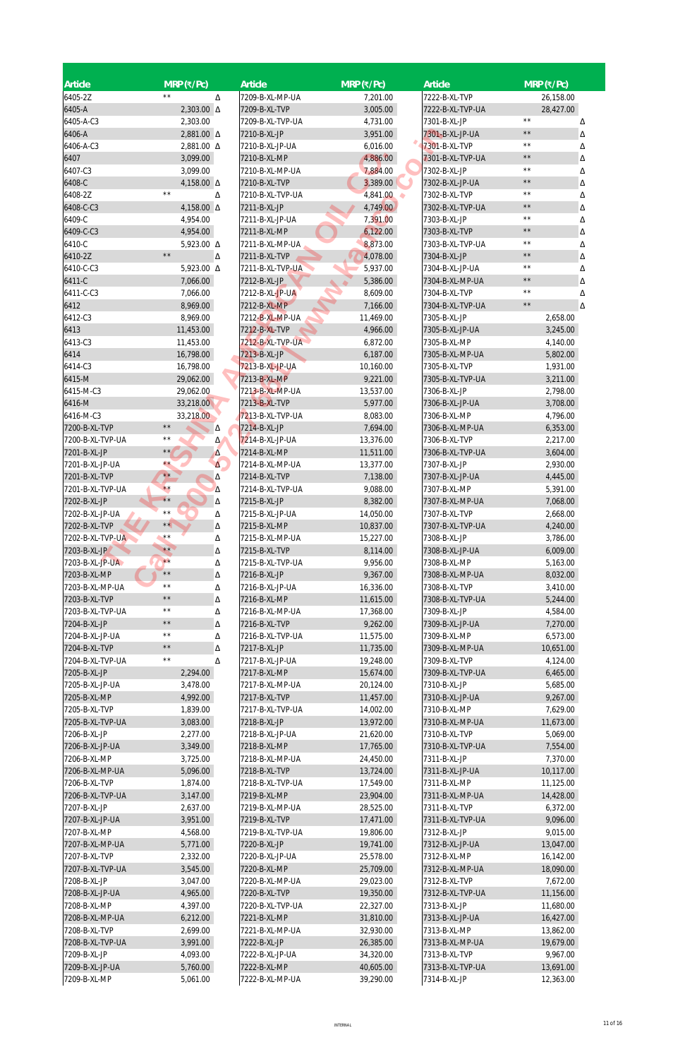| Article | MRP (₹/Pc) | |
|---|---|---|
| 6405-2Z | ** | Δ |
| 6405-A | 2,303.00 | Δ |
| 6405-A-C3 | 2,303.00 | |
| 6406-A | 2,881.00 | Δ |
| 6406-A-C3 | 2,881.00 | Δ |
| 6407 | 3,099.00 | |
| 6407-C3 | 3,099.00 | |
| 6408-C | 4,158.00 | Δ |
| 6408-2Z | ** | Δ |
| 6408-C-C3 | 4,158.00 | Δ |
| 6409-C | 4,954.00 | |
| 6409-C-C3 | 4,954.00 | |
| 6410-C | 5,923.00 | Δ |
| 6410-2Z | ** | Δ |
| 6410-C-C3 | 5,923.00 | Δ |
| 6411-C | 7,066.00 | |
| 6411-C-C3 | 7,066.00 | |
| 6412 | 8,969.00 | |
| 6412-C3 | 8,969.00 | |
| 6413 | 11,453.00 | |
| 6413-C3 | 11,453.00 | |
| 6414 | 16,798.00 | |
| 6414-C3 | 16,798.00 | |
| 6415-M | 29,062.00 | |
| 6415-M-C3 | 29,062.00 | |
| 6416-M | 33,218.00 | |
| 6416-M-C3 | 33,218.00 | |
| 7200-B-XL-TVP | ** | Δ |
| 7200-B-XL-TVP-UA | ** | Δ |
| 7201-B-XL-JP | ** | Δ |
| 7201-B-XL-JP-UA | ** | Δ |
| 7201-B-XL-TVP | ** | Δ |
| 7201-B-XL-TVP-UA | ** | Δ |
| 7202-B-XL-JP | ** | Δ |
| 7202-B-XL-JP-UA | ** | Δ |
| 7202-B-XL-TVP | ** | Δ |
| 7202-B-XL-TVP-UA | ** | Δ |
| 7203-B-XL-JP | ** | Δ |
| 7203-B-XL-JP-UA | ** | Δ |
| 7203-B-XL-MP | ** | Δ |
| 7203-B-XL-MP-UA | ** | Δ |
| 7203-B-XL-TVP | ** | Δ |
| 7203-B-XL-TVP-UA | ** | Δ |
| 7204-B-XL-JP | ** | Δ |
| 7204-B-XL-JP-UA | ** | Δ |
| 7204-B-XL-TVP | ** | Δ |
| 7204-B-XL-TVP-UA | ** | Δ |
| 7205-B-XL-JP | 2,294.00 | |
| 7205-B-XL-JP-UA | 3,478.00 | |
| 7205-B-XL-MP | 4,992.00 | |
| 7205-B-XL-TVP | 1,839.00 | |
| 7205-B-XL-TVP-UA | 3,083.00 | |
| 7206-B-XL-JP | 2,277.00 | |
| 7206-B-XL-JP-UA | 3,349.00 | |
| 7206-B-XL-MP | 3,725.00 | |
| 7206-B-XL-MP-UA | 5,096.00 | |
| 7206-B-XL-TVP | 1,874.00 | |
| 7206-B-XL-TVP-UA | 3,147.00 | |
| 7207-B-XL-JP | 2,637.00 | |
| 7207-B-XL-JP-UA | 3,951.00 | |
| 7207-B-XL-MP | 4,568.00 | |
| 7207-B-XL-MP-UA | 5,771.00 | |
| 7207-B-XL-TVP | 2,332.00 | |
| 7207-B-XL-TVP-UA | 3,545.00 | |
| 7208-B-XL-JP | 3,047.00 | |
| 7208-B-XL-JP-UA | 4,965.00 | |
| 7208-B-XL-MP | 4,397.00 | |
| 7208-B-XL-MP-UA | 6,212.00 | |
| 7208-B-XL-TVP | 2,699.00 | |
| 7208-B-XL-TVP-UA | 3,991.00 | |
| 7209-B-XL-JP | 4,093.00 | |
| 7209-B-XL-JP-UA | 5,760.00 | |
| 7209-B-XL-MP | 5,061.00 | |

| Article | MRP (₹/Pc) |
|---|---|
| 7209-B-XL-MP-UA | 7,201.00 |
| 7209-B-XL-TVP | 3,005.00 |
| 7209-B-XL-TVP-UA | 4,731.00 |
| 7210-B-XL-JP | 3,951.00 |
| 7210-B-XL-JP-UA | 6,016.00 |
| 7210-B-XL-MP | 4,886.00 |
| 7210-B-XL-MP-UA | 7,884.00 |
| 7210-B-XL-TVP | 3,389.00 |
| 7210-B-XL-TVP-UA | 4,841.00 |
| 7211-B-XL-JP | 4,749.00 |
| 7211-B-XL-JP-UA | 7,391.00 |
| 7211-B-XL-MP | 6,122.00 |
| 7211-B-XL-MP-UA | 8,873.00 |
| 7211-B-XL-TVP | 4,078.00 |
| 7211-B-XL-TVP-UA | 5,937.00 |
| 7212-B-XL-JP | 5,386.00 |
| 7212-B-XL-JP-UA | 8,609.00 |
| 7212-B-XL-MP | 7,166.00 |
| 7212-B-XL-MP-UA | 11,469.00 |
| 7212-B-XL-TVP | 4,966.00 |
| 7212-B-XL-TVP-UA | 6,872.00 |
| 7213-B-XL-JP | 6,187.00 |
| 7213-B-XL-JP-UA | 10,160.00 |
| 7213-B-XL-MP | 9,221.00 |
| 7213-B-XL-MP-UA | 13,537.00 |
| 7213-B-XL-TVP | 5,977.00 |
| 7213-B-XL-TVP-UA | 8,083.00 |
| 7214-B-XL-JP | 7,694.00 |
| 7214-B-XL-JP-UA | 13,376.00 |
| 7214-B-XL-MP | 11,511.00 |
| 7214-B-XL-MP-UA | 13,377.00 |
| 7214-B-XL-TVP | 7,138.00 |
| 7214-B-XL-TVP-UA | 9,088.00 |
| 7215-B-XL-JP | 8,382.00 |
| 7215-B-XL-JP-UA | 14,050.00 |
| 7215-B-XL-MP | 10,837.00 |
| 7215-B-XL-MP-UA | 15,227.00 |
| 7215-B-XL-TVP | 8,114.00 |
| 7215-B-XL-TVP-UA | 9,956.00 |
| 7216-B-XL-JP | 9,367.00 |
| 7216-B-XL-JP-UA | 16,336.00 |
| 7216-B-XL-MP | 11,615.00 |
| 7216-B-XL-MP-UA | 17,368.00 |
| 7216-B-XL-TVP | 9,262.00 |
| 7216-B-XL-TVP-UA | 11,575.00 |
| 7217-B-XL-JP | 11,735.00 |
| 7217-B-XL-JP-UA | 19,248.00 |
| 7217-B-XL-MP | 15,674.00 |
| 7217-B-XL-MP-UA | 20,124.00 |
| 7217-B-XL-TVP | 11,457.00 |
| 7217-B-XL-TVP-UA | 14,002.00 |
| 7218-B-XL-JP | 13,972.00 |
| 7218-B-XL-JP-UA | 21,620.00 |
| 7218-B-XL-MP | 17,765.00 |
| 7218-B-XL-MP-UA | 24,450.00 |
| 7218-B-XL-TVP | 13,724.00 |
| 7218-B-XL-TVP-UA | 17,549.00 |
| 7219-B-XL-MP | 23,904.00 |
| 7219-B-XL-MP-UA | 28,525.00 |
| 7219-B-XL-TVP | 17,471.00 |
| 7219-B-XL-TVP-UA | 19,806.00 |
| 7220-B-XL-JP | 19,741.00 |
| 7220-B-XL-JP-UA | 25,578.00 |
| 7220-B-XL-MP | 25,709.00 |
| 7220-B-XL-MP-UA | 29,023.00 |
| 7220-B-XL-TVP | 19,350.00 |
| 7220-B-XL-TVP-UA | 22,327.00 |
| 7221-B-XL-MP | 31,810.00 |
| 7221-B-XL-MP-UA | 32,930.00 |
| 7222-B-XL-JP | 26,385.00 |
| 7222-B-XL-JP-UA | 34,320.00 |
| 7222-B-XL-MP | 40,605.00 |
| 7222-B-XL-MP-UA | 39,290.00 |

| Article | MRP (₹/Pc) | |
|---|---|---|
| 7222-B-XL-TVP | 26,158.00 | |
| 7222-B-XL-TVP-UA | 28,427.00 | |
| 7301-B-XL-JP | ** | Δ |
| 7301-B-XL-JP-UA | ** | Δ |
| 7301-B-XL-TVP | ** | Δ |
| 7301-B-XL-TVP-UA | ** | Δ |
| 7302-B-XL-JP | ** | Δ |
| 7302-B-XL-JP-UA | ** | Δ |
| 7302-B-XL-TVP | ** | Δ |
| 7302-B-XL-TVP-UA | ** | Δ |
| 7303-B-XL-JP | ** | Δ |
| 7303-B-XL-TVP | ** | Δ |
| 7303-B-XL-TVP-UA | ** | Δ |
| 7304-B-XL-JP | ** | Δ |
| 7304-B-XL-JP-UA | ** | Δ |
| 7304-B-XL-MP-UA | ** | Δ |
| 7304-B-XL-TVP | ** | Δ |
| 7304-B-XL-TVP-UA | ** | Δ |
| 7305-B-XL-JP | 2,658.00 | |
| 7305-B-XL-JP-UA | 3,245.00 | |
| 7305-B-XL-MP | 4,140.00 | |
| 7305-B-XL-MP-UA | 5,802.00 | |
| 7305-B-XL-TVP | 1,931.00 | |
| 7305-B-XL-TVP-UA | 3,211.00 | |
| 7306-B-XL-JP | 2,798.00 | |
| 7306-B-XL-JP-UA | 3,708.00 | |
| 7306-B-XL-MP | 4,796.00 | |
| 7306-B-XL-MP-UA | 6,353.00 | |
| 7306-B-XL-TVP | 2,217.00 | |
| 7306-B-XL-TVP-UA | 3,604.00 | |
| 7307-B-XL-JP | 2,930.00 | |
| 7307-B-XL-JP-UA | 4,445.00 | |
| 7307-B-XL-MP | 5,391.00 | |
| 7307-B-XL-MP-UA | 7,068.00 | |
| 7307-B-XL-TVP | 2,668.00 | |
| 7307-B-XL-TVP-UA | 4,240.00 | |
| 7308-B-XL-JP | 3,786.00 | |
| 7308-B-XL-JP-UA | 6,009.00 | |
| 7308-B-XL-MP | 5,163.00 | |
| 7308-B-XL-MP-UA | 8,032.00 | |
| 7308-B-XL-TVP | 3,410.00 | |
| 7308-B-XL-TVP-UA | 5,244.00 | |
| 7309-B-XL-JP | 4,584.00 | |
| 7309-B-XL-JP-UA | 7,270.00 | |
| 7309-B-XL-MP | 6,573.00 | |
| 7309-B-XL-MP-UA | 10,651.00 | |
| 7309-B-XL-TVP | 4,124.00 | |
| 7309-B-XL-TVP-UA | 6,465.00 | |
| 7310-B-XL-JP | 5,685.00 | |
| 7310-B-XL-JP-UA | 9,267.00 | |
| 7310-B-XL-MP | 7,629.00 | |
| 7310-B-XL-MP-UA | 11,673.00 | |
| 7310-B-XL-TVP | 5,069.00 | |
| 7310-B-XL-TVP-UA | 7,554.00 | |
| 7311-B-XL-JP | 7,370.00 | |
| 7311-B-XL-JP-UA | 10,117.00 | |
| 7311-B-XL-MP | 11,125.00 | |
| 7311-B-XL-MP-UA | 14,428.00 | |
| 7311-B-XL-TVP | 6,372.00 | |
| 7311-B-XL-TVP-UA | 9,096.00 | |
| 7312-B-XL-JP | 9,015.00 | |
| 7312-B-XL-JP-UA | 13,047.00 | |
| 7312-B-XL-MP | 16,142.00 | |
| 7312-B-XL-MP-UA | 18,090.00 | |
| 7312-B-XL-TVP | 7,672.00 | |
| 7312-B-XL-TVP-UA | 11,156.00 | |
| 7313-B-XL-JP | 11,680.00 | |
| 7313-B-XL-JP-UA | 16,427.00 | |
| 7313-B-XL-MP | 13,862.00 | |
| 7313-B-XL-MP-UA | 19,679.00 | |
| 7313-B-XL-TVP | 9,967.00 | |
| 7313-B-XL-TVP-UA | 13,691.00 | |
| 7314-B-XL-JP | 12,363.00 | |

INTERNAL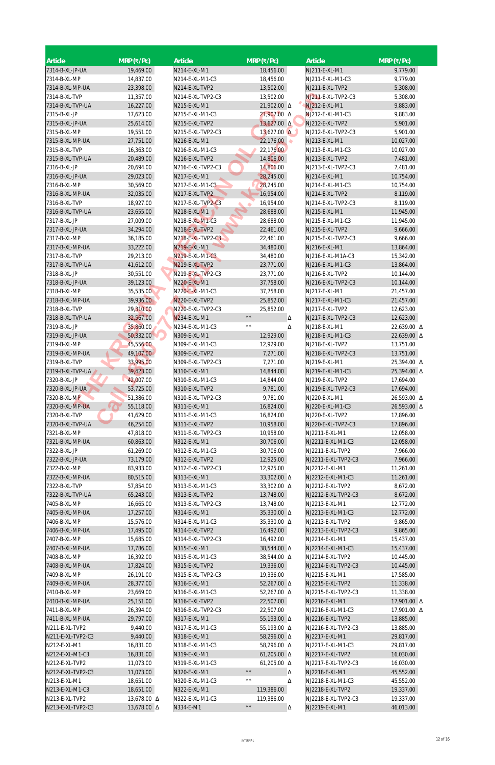| Article | MRP (₹/Pc) | Article | MRP (₹/Pc) | Article | MRP (₹/Pc) |
|---|---|---|---|---|---|
| 7314-B-XL-JP-UA | 19,469.00 | N214-E-XL-M1 | 18,456.00 | NJ211-E-XL-M1 | 9,779.00 |
| 7314-B-XL-MP | 14,837.00 | N214-E-XL-M1-C3 | 18,456.00 | NJ211-E-XL-M1-C3 | 9,779.00 |
| 7314-B-XL-MP-UA | 23,398.00 | N214-E-XL-TVP2 | 13,502.00 | NJ211-E-XL-TVP2 | 5,308.00 |
| 7314-B-XL-TVP | 11,357.00 | N214-E-XL-TVP2-C3 | 13,502.00 | NJ211-E-XL-TVP2-C3 | 5,308.00 |
| 7314-B-XL-TVP-UA | 16,227.00 | N215-E-XL-M1 | 21,902.00 Δ | NJ212-E-XL-M1 | 9,883.00 |
| 7315-B-XL-JP | 17,623.00 | N215-E-XL-M1-C3 | 21,902.00 Δ | NJ212-E-XL-M1-C3 | 9,883.00 |
| 7315-B-XL-JP-UA | 25,614.00 | N215-E-XL-TVP2 | 13,627.00 Δ | NJ212-E-XL-TVP2 | 5,901.00 |
| 7315-B-XL-MP | 19,551.00 | N215-E-XL-TVP2-C3 | 13,627.00 Δ | NJ212-E-XL-TVP2-C3 | 5,901.00 |
| 7315-B-XL-MP-UA | 27,751.00 | N216-E-XL-M1 | 22,176.00 | NJ213-E-XL-M1 | 10,027.00 |
| 7315-B-XL-TVP | 16,363.00 | N216-E-XL-M1-C3 | 22,176.00 | NJ213-E-XL-M1-C3 | 10,027.00 |
| 7315-B-XL-TVP-UA | 20,489.00 | N216-E-XL-TVP2 | 14,806.00 | NJ213-E-XL-TVP2 | 7,481.00 |
| 7316-B-XL-JP | 20,694.00 | N216-E-XL-TVP2-C3 | 14,806.00 | NJ213-E-XL-TVP2-C3 | 7,481.00 |
| 7316-B-XL-JP-UA | 29,023.00 | N217-E-XL-M1 | 28,245.00 | NJ214-E-XL-M1 | 10,754.00 |
| 7316-B-XL-MP | 30,569.00 | N217-E-XL-M1-C3 | 28,245.00 | NJ214-E-XL-M1-C3 | 10,754.00 |
| 7316-B-XL-MP-UA | 32,035.00 | N217-E-XL-TVP2 | 16,954.00 | NJ214-E-XL-TVP2 | 8,119.00 |
| 7316-B-XL-TVP | 18,927.00 | N217-E-XL-TVP2-C3 | 16,954.00 | NJ214-E-XL-TVP2-C3 | 8,119.00 |
| 7316-B-XL-TVP-UA | 23,655.00 | N218-E-XL-M1 | 28,688.00 | NJ215-E-XL-M1 | 11,945.00 |
| 7317-B-XL-JP | 27,009.00 | N218-E-XL-M1-C3 | 28,688.00 | NJ215-E-XL-M1-C3 | 11,945.00 |
| 7317-B-XL-JP-UA | 34,294.00 | N218-E-XL-TVP2 | 22,461.00 | NJ215-E-XL-TVP2 | 9,666.00 |
| 7317-B-XL-MP | 36,185.00 | N218-E-XL-TVP2-C3 | 22,461.00 | NJ215-E-XL-TVP2-C3 | 9,666.00 |
| 7317-B-XL-MP-UA | 33,222.00 | N219-E-XL-M1 | 34,480.00 | NJ216-E-XL-M1 | 13,864.00 |
| 7317-B-XL-TVP | 29,213.00 | N219-E-XL-M1-C3 | 34,480.00 | NJ216-E-XL-M1A-C3 | 15,342.00 |
| 7317-B-XL-TVP-UA | 41,612.00 | N219-E-XL-TVP2 | 23,771.00 | NJ216-E-XL-M1-C3 | 13,864.00 |
| 7318-B-XL-JP | 30,551.00 | N219-E-XL-TVP2-C3 | 23,771.00 | NJ216-E-XL-TVP2 | 10,144.00 |
| 7318-B-XL-JP-UA | 39,123.00 | N220-E-XL-M1 | 37,758.00 | NJ216-E-XL-TVP2-C3 | 10,144.00 |
| 7318-B-XL-MP | 35,535.00 | N220-E-XL-M1-C3 | 37,758.00 | NJ217-E-XL-M1 | 21,457.00 |
| 7318-B-XL-MP-UA | 39,936.00 | N220-E-XL-TVP2 | 25,852.00 | NJ217-E-XL-M1-C3 | 21,457.00 |
| 7318-B-XL-TVP | 29,310.00 | N220-E-XL-TVP2-C3 | 25,852.00 | NJ217-E-XL-TVP2 | 12,623.00 |
| 7318-B-XL-TVP-UA | 32,567.00 | N234-E-XL-M1 | ** Δ | NJ217-E-XL-TVP2-C3 | 12,623.00 |
| 7319-B-XL-JP | 35,860.00 | N234-E-XL-M1-C3 | ** Δ | NJ218-E-XL-M1 | 22,639.00 Δ |
| 7319-B-XL-JP-UA | 50,332.00 | N309-E-XL-M1 | 12,929.00 | NJ218-E-XL-M1-C3 | 22,639.00 Δ |
| 7319-B-XL-MP | 45,556.00 | N309-E-XL-M1-C3 | 12,929.00 | NJ218-E-XL-TVP2 | 13,751.00 |
| 7319-B-XL-MP-UA | 49,107.00 | N309-E-XL-TVP2 | 7,271.00 | NJ218-E-XL-TVP2-C3 | 13,751.00 |
| 7319-B-XL-TVP | 33,995.00 | N309-E-XL-TVP2-C3 | 7,271.00 | NJ219-E-XL-M1 | 25,394.00 Δ |
| 7319-B-XL-TVP-UA | 39,423.00 | N310-E-XL-M1 | 14,844.00 | NJ219-E-XL-M1-C3 | 25,394.00 Δ |
| 7320-B-XL-JP | 42,007.00 | N310-E-XL-M1-C3 | 14,844.00 | NJ219-E-XL-TVP2 | 17,694.00 |
| 7320-B-XL-JP-UA | 53,725.00 | N310-E-XL-TVP2 | 9,781.00 | NJ219-E-XL-TVP2-C3 | 17,694.00 |
| 7320-B-XL-MP | 51,386.00 | N310-E-XL-TVP2-C3 | 9,781.00 | NJ220-E-XL-M1 | 26,593.00 Δ |
| 7320-B-XL-MP-UA | 55,118.00 | N311-E-XL-M1 | 16,824.00 | NJ220-E-XL-M1-C3 | 26,593.00 Δ |
| 7320-B-XL-TVP | 41,629.00 | N311-E-XL-M1-C3 | 16,824.00 | NJ220-E-XL-TVP2 | 17,896.00 |
| 7320-B-XL-TVP-UA | 46,254.00 | N311-E-XL-TVP2 | 10,958.00 | NJ220-E-XL-TVP2-C3 | 17,896.00 |
| 7321-B-XL-MP | 47,818.00 | N311-E-XL-TVP2-C3 | 10,958.00 | NJ2211-E-XL-M1 | 12,058.00 |
| 7321-B-XL-MP-UA | 60,863.00 | N312-E-XL-M1 | 30,706.00 | NJ2211-E-XL-M1-C3 | 12,058.00 |
| 7322-B-XL-JP | 61,269.00 | N312-E-XL-M1-C3 | 30,706.00 | NJ2211-E-XL-TVP2 | 7,966.00 |
| 7322-B-XL-JP-UA | 73,179.00 | N312-E-XL-TVP2 | 12,925.00 | NJ2211-E-XL-TVP2-C3 | 7,966.00 |
| 7322-B-XL-MP | 83,933.00 | N312-E-XL-TVP2-C3 | 12,925.00 | NJ2212-E-XL-M1 | 11,261.00 |
| 7322-B-XL-MP-UA | 80,515.00 | N313-E-XL-M1 | 33,302.00 Δ | NJ2212-E-XL-M1-C3 | 11,261.00 |
| 7322-B-XL-TVP | 57,854.00 | N313-E-XL-M1-C3 | 33,302.00 Δ | NJ2212-E-XL-TVP2 | 8,672.00 |
| 7322-B-XL-TVP-UA | 65,243.00 | N313-E-XL-TVP2 | 13,748.00 | NJ2212-E-XL-TVP2-C3 | 8,672.00 |
| 7405-B-XL-MP | 16,665.00 | N313-E-XL-TVP2-C3 | 13,748.00 | NJ2213-E-XL-M1 | 12,772.00 |
| 7405-B-XL-MP-UA | 17,257.00 | N314-E-XL-M1 | 35,330.00 Δ | NJ2213-E-XL-M1-C3 | 12,772.00 |
| 7406-B-XL-MP | 15,576.00 | N314-E-XL-M1-C3 | 35,330.00 Δ | NJ2213-E-XL-TVP2 | 9,865.00 |
| 7406-B-XL-MP-UA | 17,495.00 | N314-E-XL-TVP2 | 16,492.00 | NJ2213-E-XL-TVP2-C3 | 9,865.00 |
| 7407-B-XL-MP | 15,685.00 | N314-E-XL-TVP2-C3 | 16,492.00 | NJ2214-E-XL-M1 | 15,437.00 |
| 7407-B-XL-MP-UA | 17,786.00 | N315-E-XL-M1 | 38,544.00 Δ | NJ2214-E-XL-M1-C3 | 15,437.00 |
| 7408-B-XL-MP | 16,392.00 | N315-E-XL-M1-C3 | 38,544.00 Δ | NJ2214-E-XL-TVP2 | 10,445.00 |
| 7408-B-XL-MP-UA | 17,824.00 | N315-E-XL-TVP2 | 19,336.00 | NJ2214-E-XL-TVP2-C3 | 10,445.00 |
| 7409-B-XL-MP | 26,191.00 | N315-E-XL-TVP2-C3 | 19,336.00 | NJ2215-E-XL-M1 | 17,585.00 |
| 7409-B-XL-MP-UA | 28,377.00 | N316-E-XL-M1 | 52,267.00 Δ | NJ2215-E-XL-TVP2 | 11,338.00 |
| 7410-B-XL-MP | 23,669.00 | N316-E-XL-M1-C3 | 52,267.00 Δ | NJ2215-E-XL-TVP2-C3 | 11,338.00 |
| 7410-B-XL-MP-UA | 25,151.00 | N316-E-XL-TVP2 | 22,507.00 | NJ2216-E-XL-M1 | 17,901.00 Δ |
| 7411-B-XL-MP | 26,394.00 | N316-E-XL-TVP2-C3 | 22,507.00 | NJ2216-E-XL-M1-C3 | 17,901.00 Δ |
| 7411-B-XL-MP-UA | 29,797.00 | N317-E-XL-M1 | 55,193.00 Δ | NJ2216-E-XL-TVP2 | 13,885.00 |
| N211-E-XL-TVP2 | 9,440.00 | N317-E-XL-M1-C3 | 55,193.00 Δ | NJ2216-E-XL-TVP2-C3 | 13,885.00 |
| N211-E-XL-TVP2-C3 | 9,440.00 | N318-E-XL-M1 | 58,296.00 Δ | NJ2217-E-XL-M1 | 29,817.00 |
| N212-E-XL-M1 | 16,831.00 | N318-E-XL-M1-C3 | 58,296.00 Δ | NJ2217-E-XL-M1-C3 | 29,817.00 |
| N212-E-XL-M1-C3 | 16,831.00 | N319-E-XL-M1 | 61,205.00 Δ | NJ2217-E-XL-TVP2 | 16,030.00 |
| N212-E-XL-TVP2 | 11,073.00 | N319-E-XL-M1-C3 | 61,205.00 Δ | NJ2217-E-XL-TVP2-C3 | 16,030.00 |
| N212-E-XL-TVP2-C3 | 11,073.00 | N320-E-XL-M1 | ** Δ | NJ2218-E-XL-M1 | 45,552.00 |
| N213-E-XL-M1 | 18,651.00 | N320-E-XL-M1-C3 | ** Δ | NJ2218-E-XL-M1-C3 | 45,552.00 |
| N213-E-XL-M1-C3 | 18,651.00 | N322-E-XL-M1 | 119,386.00 | NJ2218-E-XL-TVP2 | 19,337.00 |
| N213-E-XL-TVP2 | 13,678.00 Δ | N322-E-XL-M1-C3 | 119,386.00 | NJ2218-E-XL-TVP2-C3 | 19,337.00 |
| N213-E-XL-TVP2-C3 | 13,678.00 Δ | N334-E-M1 | ** Δ | NJ2219-E-XL-M1 | 46,013.00 |

INTERNAL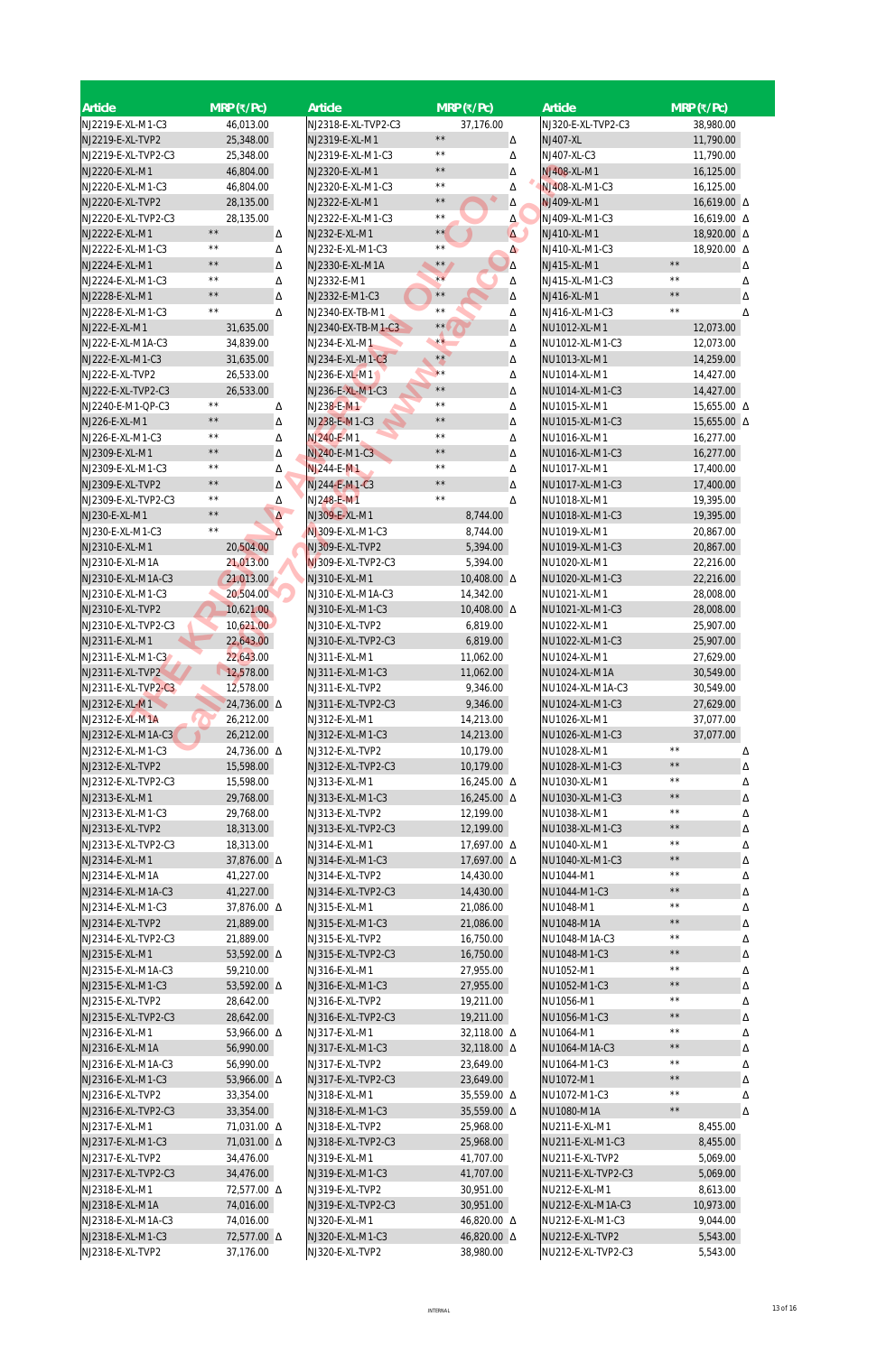| Article | MRP (₹/Pc) | | Article | MRP (₹/Pc) | | Article | MRP (₹/Pc) | |
|---|---|---|---|---|---|---|---|---|
| NJ2219-E-XL-M1-C3 | 46,013.00 | | NJ2318-E-XL-TVP2-C3 | 37,176.00 | | NJ320-E-XL-TVP2-C3 | 38,980.00 | |
| NJ2219-E-XL-TVP2 | 25,348.00 | | NJ2319-E-XL-M1 | ** | Δ | NJ407-XL | 11,790.00 | |
| NJ2219-E-XL-TVP2-C3 | 25,348.00 | | NJ2319-E-XL-M1-C3 | ** | Δ | NJ407-XL-C3 | 11,790.00 | |
| NJ2220-E-XL-M1 | 46,804.00 | | NJ2320-E-XL-M1 | ** | Δ | NJ408-XL-M1 | 16,125.00 | |
| NJ2220-E-XL-M1-C3 | 46,804.00 | | NJ2320-E-XL-M1-C3 | ** | Δ | NJ408-XL-M1-C3 | 16,125.00 | |
| NJ2220-E-XL-TVP2 | 28,135.00 | | NJ2322-E-XL-M1 | ** | Δ | NJ409-XL-M1 | 16,619.00 | Δ |
| NJ2220-E-XL-TVP2-C3 | 28,135.00 | | NJ2322-E-XL-M1-C3 | ** | Δ | NJ409-XL-M1-C3 | 16,619.00 | Δ |
| NJ2222-E-XL-M1 | ** | Δ | NJ232-E-XL-M1 | ** | Δ | NJ410-XL-M1 | 18,920.00 | Δ |
| NJ2222-E-XL-M1-C3 | ** | Δ | NJ232-E-XL-M1-C3 | ** | Δ | NJ410-XL-M1-C3 | 18,920.00 | Δ |
| NJ2224-E-XL-M1 | ** | Δ | NJ2330-E-XL-M1A | ** | Δ | NJ415-XL-M1 | ** | Δ |
| NJ2224-E-XL-M1-C3 | ** | Δ | NJ2332-E-M1 | ** | Δ | NJ415-XL-M1-C3 | ** | Δ |
| NJ2228-E-XL-M1 | ** | Δ | NJ2332-E-M1-C3 | ** | Δ | NJ416-XL-M1 | ** | Δ |
| NJ2228-E-XL-M1-C3 | ** | Δ | NJ2340-EX-TB-M1 | ** | Δ | NJ416-XL-M1-C3 | ** | Δ |
| NJ222-E-XL-M1 | 31,635.00 | | NJ2340-EX-TB-M1-C3 | ** | Δ | NU1012-XL-M1 | 12,073.00 | |
| NJ222-E-XL-M1A-C3 | 34,839.00 | | NJ234-E-XL-M1 | ** | Δ | NU1012-XL-M1-C3 | 12,073.00 | |
| NJ222-E-XL-M1-C3 | 31,635.00 | | NJ234-E-XL-M1-C3 | ** | Δ | NU1013-XL-M1 | 14,259.00 | |
| NJ222-E-XL-TVP2 | 26,533.00 | | NJ236-E-XL-M1 | ** | Δ | NU1014-XL-M1 | 14,427.00 | |
| NJ222-E-XL-TVP2-C3 | 26,533.00 | | NJ236-E-XL-M1-C3 | ** | Δ | NU1014-XL-M1-C3 | 14,427.00 | |
| NJ2240-E-M1-QP-C3 | ** | Δ | NJ238-E-M1 | ** | Δ | NU1015-XL-M1 | 15,655.00 | Δ |
| NJ226-E-XL-M1 | ** | Δ | NJ238-E-M1-C3 | ** | Δ | NU1015-XL-M1-C3 | 15,655.00 | Δ |
| NJ226-E-XL-M1-C3 | ** | Δ | NJ240-E-M1 | ** | Δ | NU1016-XL-M1 | 16,277.00 | |
| NJ2309-E-XL-M1 | ** | Δ | NJ240-E-M1-C3 | ** | Δ | NU1016-XL-M1-C3 | 16,277.00 | |
| NJ2309-E-XL-M1-C3 | ** | Δ | NJ244-E-M1 | ** | Δ | NU1017-XL-M1 | 17,400.00 | |
| NJ2309-E-XL-TVP2 | ** | Δ | NJ244-E-M1-C3 | ** | Δ | NU1017-XL-M1-C3 | 17,400.00 | |
| NJ2309-E-XL-TVP2-C3 | ** | Δ | NJ248-E-M1 | ** | Δ | NU1018-XL-M1 | 19,395.00 | |
| NJ230-E-XL-M1 | ** | Δ | NJ309-E-XL-M1 | 8,744.00 | | NU1018-XL-M1-C3 | 19,395.00 | |
| NJ230-E-XL-M1-C3 | ** | Δ | NJ309-E-XL-M1-C3 | 8,744.00 | | NU1019-XL-M1 | 20,867.00 | |
| NJ2310-E-XL-M1 | 20,504.00 | | NJ309-E-XL-TVP2 | 5,394.00 | | NU1019-XL-M1-C3 | 20,867.00 | |
| NJ2310-E-XL-M1A | 21,013.00 | | NJ309-E-XL-TVP2-C3 | 5,394.00 | | NU1020-XL-M1 | 22,216.00 | |
| NJ2310-E-XL-M1A-C3 | 21,013.00 | | NJ310-E-XL-M1 | 10,408.00 | Δ | NU1020-XL-M1-C3 | 22,216.00 | |
| NJ2310-E-XL-M1-C3 | 20,504.00 | | NJ310-E-XL-M1A-C3 | 14,342.00 | | NU1021-XL-M1 | 28,008.00 | |
| NJ2310-E-XL-TVP2 | 10,621.00 | | NJ310-E-XL-M1-C3 | 10,408.00 | Δ | NU1021-XL-M1-C3 | 28,008.00 | |
| NJ2310-E-XL-TVP2-C3 | 10,621.00 | | NJ310-E-XL-TVP2 | 6,819.00 | | NU1022-XL-M1 | 25,907.00 | |
| NJ2311-E-XL-M1 | 22,643.00 | | NJ310-E-XL-TVP2-C3 | 6,819.00 | | NU1022-XL-M1-C3 | 25,907.00 | |
| NJ2311-E-XL-M1-C3 | 22,643.00 | | NJ311-E-XL-M1 | 11,062.00 | | NU1024-XL-M1 | 27,629.00 | |
| NJ2311-E-XL-TVP2 | 12,578.00 | | NJ311-E-XL-M1-C3 | 11,062.00 | | NU1024-XL-M1A | 30,549.00 | |
| NJ2311-E-XL-TVP2-C3 | 12,578.00 | | NJ311-E-XL-TVP2 | 9,346.00 | | NU1024-XL-M1A-C3 | 30,549.00 | |
| NJ2312-E-XL-M1 | 24,736.00 | Δ | NJ311-E-XL-TVP2-C3 | 9,346.00 | | NU1024-XL-M1-C3 | 27,629.00 | |
| NJ2312-E-XL-M1A | 26,212.00 | | NJ312-E-XL-M1 | 14,213.00 | | NU1026-XL-M1 | 37,077.00 | |
| NJ2312-E-XL-M1A-C3 | 26,212.00 | | NJ312-E-XL-M1-C3 | 14,213.00 | | NU1026-XL-M1-C3 | 37,077.00 | |
| NJ2312-E-XL-M1-C3 | 24,736.00 | Δ | NJ312-E-XL-TVP2 | 10,179.00 | | NU1028-XL-M1 | ** | Δ |
| NJ2312-E-XL-TVP2 | 15,598.00 | | NJ312-E-XL-TVP2-C3 | 10,179.00 | | NU1028-XL-M1-C3 | ** | Δ |
| NJ2312-E-XL-TVP2-C3 | 15,598.00 | | NJ313-E-XL-M1 | 16,245.00 | Δ | NU1030-XL-M1 | ** | Δ |
| NJ2313-E-XL-M1 | 29,768.00 | | NJ313-E-XL-M1-C3 | 16,245.00 | Δ | NU1030-XL-M1-C3 | ** | Δ |
| NJ2313-E-XL-M1-C3 | 29,768.00 | | NJ313-E-XL-TVP2 | 12,199.00 | | NU1038-XL-M1 | ** | Δ |
| NJ2313-E-XL-TVP2 | 18,313.00 | | NJ313-E-XL-TVP2-C3 | 12,199.00 | | NU1038-XL-M1-C3 | ** | Δ |
| NJ2313-E-XL-TVP2-C3 | 18,313.00 | | NJ314-E-XL-M1 | 17,697.00 | Δ | NU1040-XL-M1 | ** | Δ |
| NJ2314-E-XL-M1 | 37,876.00 | Δ | NJ314-E-XL-M1-C3 | 17,697.00 | Δ | NU1040-XL-M1-C3 | ** | Δ |
| NJ2314-E-XL-M1A | 41,227.00 | | NJ314-E-XL-TVP2 | 14,430.00 | | NU1044-M1 | ** | Δ |
| NJ2314-E-XL-M1A-C3 | 41,227.00 | | NJ314-E-XL-TVP2-C3 | 14,430.00 | | NU1044-M1-C3 | ** | Δ |
| NJ2314-E-XL-M1-C3 | 37,876.00 | Δ | NJ315-E-XL-M1 | 21,086.00 | | NU1048-M1 | ** | Δ |
| NJ2314-E-XL-TVP2 | 21,889.00 | | NJ315-E-XL-M1-C3 | 21,086.00 | | NU1048-M1A | ** | Δ |
| NJ2314-E-XL-TVP2-C3 | 21,889.00 | | NJ315-E-XL-TVP2 | 16,750.00 | | NU1048-M1A-C3 | ** | Δ |
| NJ2315-E-XL-M1 | 53,592.00 | Δ | NJ315-E-XL-TVP2-C3 | 16,750.00 | | NU1048-M1-C3 | ** | Δ |
| NJ2315-E-XL-M1A-C3 | 59,210.00 | | NJ316-E-XL-M1 | 27,955.00 | | NU1052-M1 | ** | Δ |
| NJ2315-E-XL-M1-C3 | 53,592.00 | Δ | NJ316-E-XL-M1-C3 | 27,955.00 | | NU1052-M1-C3 | ** | Δ |
| NJ2315-E-XL-TVP2 | 28,642.00 | | NJ316-E-XL-TVP2 | 19,211.00 | | NU1056-M1 | ** | Δ |
| NJ2315-E-XL-TVP2-C3 | 28,642.00 | | NJ316-E-XL-TVP2-C3 | 19,211.00 | | NU1056-M1-C3 | ** | Δ |
| NJ2316-E-XL-M1 | 53,966.00 | Δ | NJ317-E-XL-M1 | 32,118.00 | Δ | NU1064-M1 | ** | Δ |
| NJ2316-E-XL-M1A | 56,990.00 | | NJ317-E-XL-M1-C3 | 32,118.00 | Δ | NU1064-M1A-C3 | ** | Δ |
| NJ2316-E-XL-M1A-C3 | 56,990.00 | | NJ317-E-XL-TVP2 | 23,649.00 | | NU1064-M1-C3 | ** | Δ |
| NJ2316-E-XL-M1-C3 | 53,966.00 | Δ | NJ317-E-XL-TVP2-C3 | 23,649.00 | | NU1072-M1 | ** | Δ |
| NJ2316-E-XL-TVP2 | 33,354.00 | | NJ318-E-XL-M1 | 35,559.00 | Δ | NU1072-M1-C3 | ** | Δ |
| NJ2316-E-XL-TVP2-C3 | 33,354.00 | | NJ318-E-XL-M1-C3 | 35,559.00 | Δ | NU1080-M1A | ** | Δ |
| NJ2317-E-XL-M1 | 71,031.00 | Δ | NJ318-E-XL-TVP2 | 25,968.00 | | NU211-E-XL-M1 | 8,455.00 | |
| NJ2317-E-XL-M1-C3 | 71,031.00 | Δ | NJ318-E-XL-TVP2-C3 | 25,968.00 | | NU211-E-XL-M1-C3 | 8,455.00 | |
| NJ2317-E-XL-TVP2 | 34,476.00 | | NJ319-E-XL-M1 | 41,707.00 | | NU211-E-XL-TVP2 | 5,069.00 | |
| NJ2317-E-XL-TVP2-C3 | 34,476.00 | | NJ319-E-XL-M1-C3 | 41,707.00 | | NU211-E-XL-TVP2-C3 | 5,069.00 | |
| NJ2318-E-XL-M1 | 72,577.00 | Δ | NJ319-E-XL-TVP2 | 30,951.00 | | NU212-E-XL-M1 | 8,613.00 | |
| NJ2318-E-XL-M1A | 74,016.00 | | NJ319-E-XL-TVP2-C3 | 30,951.00 | | NU212-E-XL-M1A-C3 | 10,973.00 | |
| NJ2318-E-XL-M1A-C3 | 74,016.00 | | NJ320-E-XL-M1 | 46,820.00 | Δ | NU212-E-XL-M1-C3 | 9,044.00 | |
| NJ2318-E-XL-M1-C3 | 72,577.00 | Δ | NJ320-E-XL-M1-C3 | 46,820.00 | Δ | NU212-E-XL-TVP2 | 5,543.00 | |
| NJ2318-E-XL-TVP2 | 37,176.00 | | NJ320-E-XL-TVP2 | 38,980.00 | | NU212-E-XL-TVP2-C3 | 5,543.00 | |

INTERNAL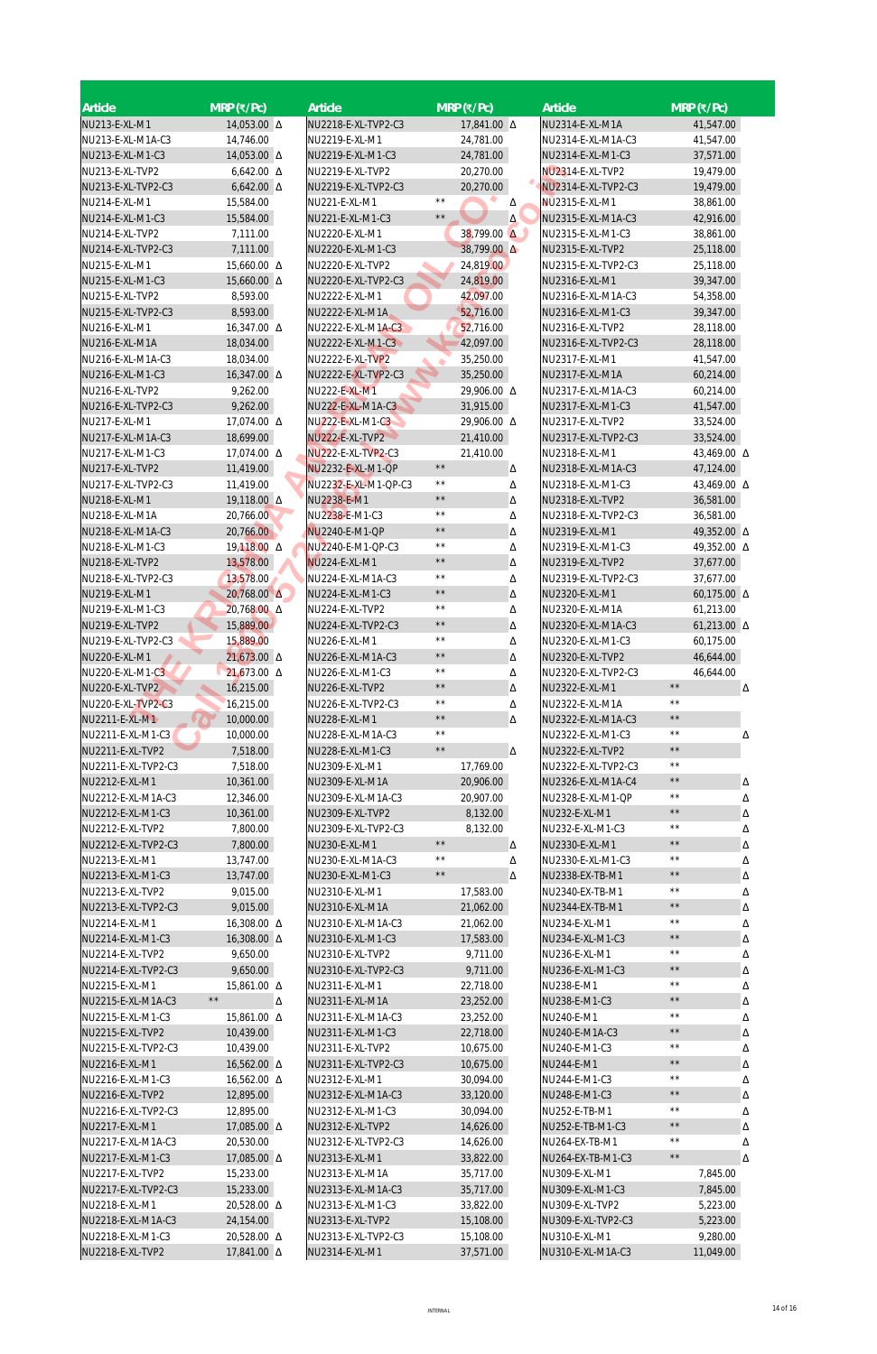| Article | MRP (₹/Pc) | |
|---|---|---|
| NU213-E-XL-M1 | 14,053.00 | Δ |
| NU213-E-XL-M1A-C3 | 14,746.00 | |
| NU213-E-XL-M1-C3 | 14,053.00 | Δ |
| NU213-E-XL-TVP2 | 6,642.00 | Δ |
| NU213-E-XL-TVP2-C3 | 6,642.00 | Δ |
| NU214-E-XL-M1 | 15,584.00 | |
| NU214-E-XL-M1-C3 | 15,584.00 | |
| NU214-E-XL-TVP2 | 7,111.00 | |
| NU214-E-XL-TVP2-C3 | 7,111.00 | |
| NU215-E-XL-M1 | 15,660.00 | Δ |
| NU215-E-XL-M1-C3 | 15,660.00 | Δ |
| NU215-E-XL-TVP2 | 8,593.00 | |
| NU215-E-XL-TVP2-C3 | 8,593.00 | |
| NU216-E-XL-M1 | 16,347.00 | Δ |
| NU216-E-XL-M1A | 18,034.00 | |
| NU216-E-XL-M1A-C3 | 18,034.00 | |
| NU216-E-XL-M1-C3 | 16,347.00 | Δ |
| NU216-E-XL-TVP2 | 9,262.00 | |
| NU216-E-XL-TVP2-C3 | 9,262.00 | |
| NU217-E-XL-M1 | 17,074.00 | Δ |
| NU217-E-XL-M1A-C3 | 18,699.00 | |
| NU217-E-XL-M1-C3 | 17,074.00 | Δ |
| NU217-E-XL-TVP2 | 11,419.00 | |
| NU217-E-XL-TVP2-C3 | 11,419.00 | |
| NU218-E-XL-M1 | 19,118.00 | Δ |
| NU218-E-XL-M1A | 20,766.00 | |
| NU218-E-XL-M1A-C3 | 20,766.00 | |
| NU218-E-XL-M1-C3 | 19,118.00 | Δ |
| NU218-E-XL-TVP2 | 13,578.00 | |
| NU218-E-XL-TVP2-C3 | 13,578.00 | |
| NU219-E-XL-M1 | 20,768.00 | Δ |
| NU219-E-XL-M1-C3 | 20,768.00 | Δ |
| NU219-E-XL-TVP2 | 15,889.00 | |
| NU219-E-XL-TVP2-C3 | 15,889.00 | |
| NU220-E-XL-M1 | 21,673.00 | Δ |
| NU220-E-XL-M1-C3 | 21,673.00 | Δ |
| NU220-E-XL-TVP2 | 16,215.00 | |
| NU220-E-XL-TVP2-C3 | 16,215.00 | |
| NU2211-E-XL-M1 | 10,000.00 | |
| NU2211-E-XL-M1-C3 | 10,000.00 | |
| NU2211-E-XL-TVP2 | 7,518.00 | |
| NU2211-E-XL-TVP2-C3 | 7,518.00 | |
| NU2212-E-XL-M1 | 10,361.00 | |
| NU2212-E-XL-M1A-C3 | 12,346.00 | |
| NU2212-E-XL-M1-C3 | 10,361.00 | |
| NU2212-E-XL-TVP2 | 7,800.00 | |
| NU2212-E-XL-TVP2-C3 | 7,800.00 | |
| NU2213-E-XL-M1 | 13,747.00 | |
| NU2213-E-XL-M1-C3 | 13,747.00 | |
| NU2213-E-XL-TVP2 | 9,015.00 | |
| NU2213-E-XL-TVP2-C3 | 9,015.00 | |
| NU2214-E-XL-M1 | 16,308.00 | Δ |
| NU2214-E-XL-M1-C3 | 16,308.00 | Δ |
| NU2214-E-XL-TVP2 | 9,650.00 | |
| NU2214-E-XL-TVP2-C3 | 9,650.00 | |
| NU2215-E-XL-M1 | 15,861.00 | Δ |
| NU2215-E-XL-M1A-C3 | ** | Δ |
| NU2215-E-XL-M1-C3 | 15,861.00 | Δ |
| NU2215-E-XL-TVP2 | 10,439.00 | |
| NU2215-E-XL-TVP2-C3 | 10,439.00 | |
| NU2216-E-XL-M1 | 16,562.00 | Δ |
| NU2216-E-XL-M1-C3 | 16,562.00 | Δ |
| NU2216-E-XL-TVP2 | 12,895.00 | |
| NU2216-E-XL-TVP2-C3 | 12,895.00 | |
| NU2217-E-XL-M1 | 17,085.00 | Δ |
| NU2217-E-XL-M1A-C3 | 20,530.00 | |
| NU2217-E-XL-M1-C3 | 17,085.00 | Δ |
| NU2217-E-XL-TVP2 | 15,233.00 | |
| NU2217-E-XL-TVP2-C3 | 15,233.00 | |
| NU2218-E-XL-M1 | 20,528.00 | Δ |
| NU2218-E-XL-M1A-C3 | 24,154.00 | |
| NU2218-E-XL-M1-C3 | 20,528.00 | Δ |
| NU2218-E-XL-TVP2 | 17,841.00 | Δ |
| NU2218-E-XL-TVP2-C3 | 17,841.00 | Δ |
| NU2219-E-XL-M1 | 24,781.00 | |
| NU2219-E-XL-M1-C3 | 24,781.00 | |
| NU2219-E-XL-TVP2 | 20,270.00 | |
| NU2219-E-XL-TVP2-C3 | 20,270.00 | |
| NU221-E-XL-M1 | ** | Δ |
| NU221-E-XL-M1-C3 | ** | Δ |
| NU2220-E-XL-M1 | 38,799.00 | Δ |
| NU2220-E-XL-M1-C3 | 38,799.00 | Δ |
| NU2220-E-XL-TVP2 | 24,819.00 | |
| NU2220-E-XL-TVP2-C3 | 24,819.00 | |
| NU2222-E-XL-M1 | 42,097.00 | |
| NU2222-E-XL-M1A | 52,716.00 | |
| NU2222-E-XL-M1A-C3 | 52,716.00 | |
| NU2222-E-XL-M1-C3 | 42,097.00 | |
| NU2222-E-XL-TVP2 | 35,250.00 | |
| NU2222-E-XL-TVP2-C3 | 35,250.00 | |
| NU222-E-XL-M1 | 29,906.00 | Δ |
| NU222-E-XL-M1A-C3 | 31,915.00 | |
| NU222-E-XL-M1-C3 | 29,906.00 | Δ |
| NU222-E-XL-TVP2 | 21,410.00 | |
| NU222-E-XL-TVP2-C3 | 21,410.00 | |
| NU2232-E-XL-M1-QP | ** | Δ |
| NU2232-E-XL-M1-QP-C3 | ** | Δ |
| NU2238-E-M1 | ** | Δ |
| NU2238-E-M1-C3 | ** | Δ |
| NU2240-E-M1-QP | ** | Δ |
| NU2240-E-M1-QP-C3 | ** | Δ |
| NU224-E-XL-M1 | ** | Δ |
| NU224-E-XL-M1A-C3 | ** | Δ |
| NU224-E-XL-M1-C3 | ** | Δ |
| NU224-E-XL-TVP2 | ** | Δ |
| NU224-E-XL-TVP2-C3 | ** | Δ |
| NU226-E-XL-M1 | ** | Δ |
| NU226-E-XL-M1A-C3 | ** | Δ |
| NU226-E-XL-M1-C3 | ** | Δ |
| NU226-E-XL-TVP2 | ** | Δ |
| NU226-E-XL-TVP2-C3 | ** | Δ |
| NU228-E-XL-M1 | ** | Δ |
| NU228-E-XL-M1A-C3 | ** | |
| NU228-E-XL-M1-C3 | ** | Δ |
| NU2309-E-XL-M1 | 17,769.00 | |
| NU2309-E-XL-M1A | 20,906.00 | |
| NU2309-E-XL-M1A-C3 | 20,907.00 | |
| NU2309-E-XL-TVP2 | 8,132.00 | |
| NU2309-E-XL-TVP2-C3 | 8,132.00 | |
| NU230-E-XL-M1 | ** | Δ |
| NU230-E-XL-M1A-C3 | ** | Δ |
| NU230-E-XL-M1-C3 | ** | Δ |
| NU2310-E-XL-M1 | 17,583.00 | |
| NU2310-E-XL-M1A | 21,062.00 | |
| NU2310-E-XL-M1A-C3 | 21,062.00 | |
| NU2310-E-XL-M1-C3 | 17,583.00 | |
| NU2310-E-XL-TVP2 | 9,711.00 | |
| NU2310-E-XL-TVP2-C3 | 9,711.00 | |
| NU2311-E-XL-M1 | 22,718.00 | |
| NU2311-E-XL-M1A | 23,252.00 | |
| NU2311-E-XL-M1A-C3 | 23,252.00 | |
| NU2311-E-XL-M1-C3 | 22,718.00 | |
| NU2311-E-XL-TVP2 | 10,675.00 | |
| NU2311-E-XL-TVP2-C3 | 10,675.00 | |
| NU2312-E-XL-M1 | 30,094.00 | |
| NU2312-E-XL-M1A-C3 | 33,120.00 | |
| NU2312-E-XL-M1-C3 | 30,094.00 | |
| NU2312-E-XL-TVP2 | 14,626.00 | |
| NU2312-E-XL-TVP2-C3 | 14,626.00 | |
| NU2313-E-XL-M1 | 33,822.00 | |
| NU2313-E-XL-M1A | 35,717.00 | |
| NU2313-E-XL-M1A-C3 | 35,717.00 | |
| NU2313-E-XL-M1-C3 | 33,822.00 | |
| NU2313-E-XL-TVP2 | 15,108.00 | |
| NU2313-E-XL-TVP2-C3 | 15,108.00 | |
| NU2314-E-XL-M1 | 37,571.00 | |
| NU2314-E-XL-M1A | 41,547.00 | |
| NU2314-E-XL-M1A-C3 | 41,547.00 | |
| NU2314-E-XL-M1-C3 | 37,571.00 | |
| NU2314-E-XL-TVP2 | 19,479.00 | |
| NU2314-E-XL-TVP2-C3 | 19,479.00 | |
| NU2315-E-XL-M1 | 38,861.00 | |
| NU2315-E-XL-M1A-C3 | 42,916.00 | |
| NU2315-E-XL-M1-C3 | 38,861.00 | |
| NU2315-E-XL-TVP2 | 25,118.00 | |
| NU2315-E-XL-TVP2-C3 | 25,118.00 | |
| NU2316-E-XL-M1 | 39,347.00 | |
| NU2316-E-XL-M1A-C3 | 54,358.00 | |
| NU2316-E-XL-M1-C3 | 39,347.00 | |
| NU2316-E-XL-TVP2 | 28,118.00 | |
| NU2316-E-XL-TVP2-C3 | 28,118.00 | |
| NU2317-E-XL-M1 | 41,547.00 | |
| NU2317-E-XL-M1A | 60,214.00 | |
| NU2317-E-XL-M1A-C3 | 60,214.00 | |
| NU2317-E-XL-M1-C3 | 41,547.00 | |
| NU2317-E-XL-TVP2 | 33,524.00 | |
| NU2317-E-XL-TVP2-C3 | 33,524.00 | |
| NU2318-E-XL-M1 | 43,469.00 | Δ |
| NU2318-E-XL-M1A-C3 | 47,124.00 | |
| NU2318-E-XL-M1-C3 | 43,469.00 | Δ |
| NU2318-E-XL-TVP2 | 36,581.00 | |
| NU2318-E-XL-TVP2-C3 | 36,581.00 | |
| NU2319-E-XL-M1 | 49,352.00 | Δ |
| NU2319-E-XL-M1-C3 | 49,352.00 | Δ |
| NU2319-E-XL-TVP2 | 37,677.00 | |
| NU2319-E-XL-TVP2-C3 | 37,677.00 | |
| NU2320-E-XL-M1 | 60,175.00 | Δ |
| NU2320-E-XL-M1A | 61,213.00 | |
| NU2320-E-XL-M1A-C3 | 61,213.00 | Δ |
| NU2320-E-XL-M1-C3 | 60,175.00 | |
| NU2320-E-XL-TVP2 | 46,644.00 | |
| NU2320-E-XL-TVP2-C3 | 46,644.00 | |
| NU2322-E-XL-M1 | ** | Δ |
| NU2322-E-XL-M1A | ** | |
| NU2322-E-XL-M1A-C3 | ** | |
| NU2322-E-XL-M1-C3 | ** | Δ |
| NU2322-E-XL-TVP2 | ** | |
| NU2322-E-XL-TVP2-C3 | ** | |
| NU2326-E-XL-M1A-C4 | ** | Δ |
| NU2328-E-XL-M1-QP | ** | Δ |
| NU232-E-XL-M1 | ** | Δ |
| NU232-E-XL-M1-C3 | ** | Δ |
| NU2330-E-XL-M1 | ** | Δ |
| NU2330-E-XL-M1-C3 | ** | Δ |
| NU2338-EX-TB-M1 | ** | Δ |
| NU2340-EX-TB-M1 | ** | Δ |
| NU2344-EX-TB-M1 | ** | Δ |
| NU234-E-XL-M1 | ** | Δ |
| NU234-E-XL-M1-C3 | ** | Δ |
| NU236-E-XL-M1 | ** | Δ |
| NU236-E-XL-M1-C3 | ** | Δ |
| NU238-E-M1 | ** | Δ |
| NU238-E-M1-C3 | ** | Δ |
| NU240-E-M1 | ** | Δ |
| NU240-E-M1A-C3 | ** | Δ |
| NU240-E-M1-C3 | ** | Δ |
| NU244-E-M1 | ** | Δ |
| NU244-E-M1-C3 | ** | Δ |
| NU248-E-M1-C3 | ** | Δ |
| NU252-E-TB-M1 | ** | Δ |
| NU252-E-TB-M1-C3 | ** | Δ |
| NU264-EX-TB-M1 | ** | Δ |
| NU264-EX-TB-M1-C3 | ** | Δ |
| NU309-E-XL-M1 | 7,845.00 | |
| NU309-E-XL-M1-C3 | 7,845.00 | |
| NU309-E-XL-TVP2 | 5,223.00 | |
| NU309-E-XL-TVP2-C3 | 5,223.00 | |
| NU310-E-XL-M1 | 9,280.00 | |
| NU310-E-XL-M1A-C3 | 11,049.00 | |

INTERNAL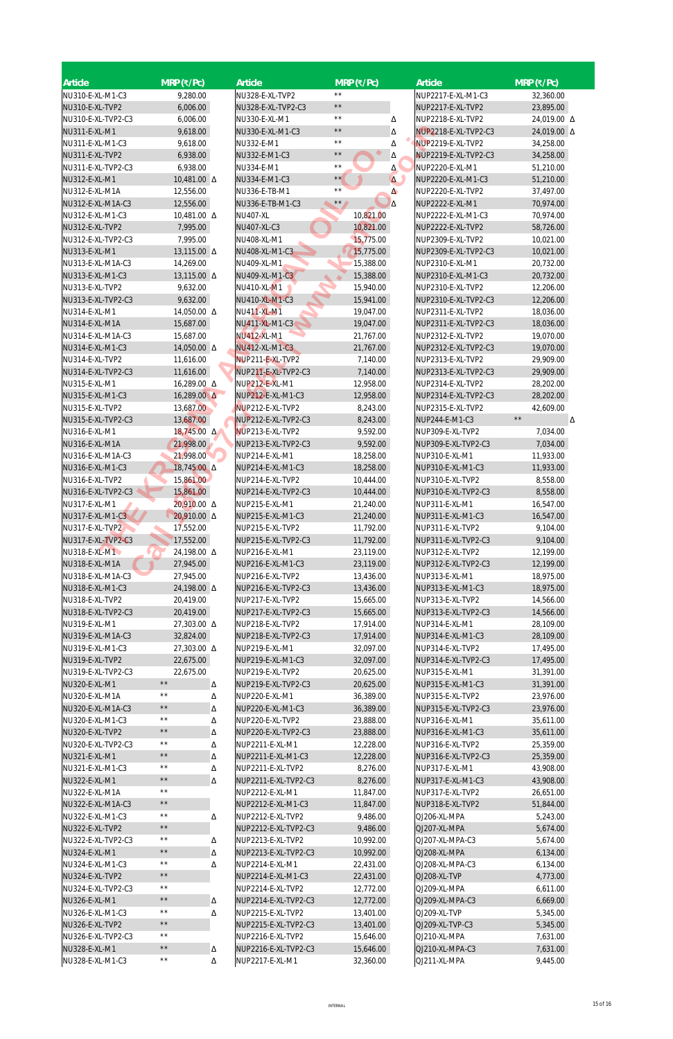| Article | MRP (₹/Pc) | |
|---|---|---|
| NU310-E-XL-M1-C3 | 9,280.00 | |
| NU310-E-XL-TVP2 | 6,006.00 | |
| NU310-E-XL-TVP2-C3 | 6,006.00 | |
| NU311-E-XL-M1 | 9,618.00 | |
| NU311-E-XL-M1-C3 | 9,618.00 | |
| NU311-E-XL-TVP2 | 6,938.00 | |
| NU311-E-XL-TVP2-C3 | 6,938.00 | |
| NU312-E-XL-M1 | 10,481.00 | Δ |
| NU312-E-XL-M1A | 12,556.00 | |
| NU312-E-XL-M1A-C3 | 12,556.00 | |
| NU312-E-XL-M1-C3 | 10,481.00 | Δ |
| NU312-E-XL-TVP2 | 7,995.00 | |
| NU312-E-XL-TVP2-C3 | 7,995.00 | |
| NU313-E-XL-M1 | 13,115.00 | Δ |
| NU313-E-XL-M1A-C3 | 14,269.00 | |
| NU313-E-XL-M1-C3 | 13,115.00 | Δ |
| NU313-E-XL-TVP2 | 9,632.00 | |
| NU313-E-XL-TVP2-C3 | 9,632.00 | |
| NU314-E-XL-M1 | 14,050.00 | Δ |
| NU314-E-XL-M1A | 15,687.00 | |
| NU314-E-XL-M1A-C3 | 15,687.00 | |
| NU314-E-XL-M1-C3 | 14,050.00 | Δ |
| NU314-E-XL-TVP2 | 11,616.00 | |
| NU314-E-XL-TVP2-C3 | 11,616.00 | |
| NU315-E-XL-M1 | 16,289.00 | Δ |
| NU315-E-XL-M1-C3 | 16,289.00 | Δ |
| NU315-E-XL-TVP2 | 13,687.00 | |
| NU315-E-XL-TVP2-C3 | 13,687.00 | |
| NU316-E-XL-M1 | 18,745.00 | Δ |
| NU316-E-XL-M1A | 21,998.00 | |
| NU316-E-XL-M1A-C3 | 21,998.00 | |
| NU316-E-XL-M1-C3 | 18,745.00 | Δ |
| NU316-E-XL-TVP2 | 15,861.00 | |
| NU316-E-XL-TVP2-C3 | 15,861.00 | |
| NU317-E-XL-M1 | 20,910.00 | Δ |
| NU317-E-XL-M1-C3 | 20,910.00 | Δ |
| NU317-E-XL-TVP2 | 17,552.00 | |
| NU317-E-XL-TVP2-C3 | 17,552.00 | |
| NU318-E-XL-M1 | 24,198.00 | Δ |
| NU318-E-XL-M1A | 27,945.00 | |
| NU318-E-XL-M1A-C3 | 27,945.00 | |
| NU318-E-XL-M1-C3 | 24,198.00 | Δ |
| NU318-E-XL-TVP2 | 20,419.00 | |
| NU318-E-XL-TVP2-C3 | 20,419.00 | |
| NU319-E-XL-M1 | 27,303.00 | Δ |
| NU319-E-XL-M1A-C3 | 32,824.00 | |
| NU319-E-XL-M1-C3 | 27,303.00 | Δ |
| NU319-E-XL-TVP2 | 22,675.00 | |
| NU319-E-XL-TVP2-C3 | 22,675.00 | |
| NU320-E-XL-M1 | ** | Δ |
| NU320-E-XL-M1A | ** | Δ |
| NU320-E-XL-M1A-C3 | ** | Δ |
| NU320-E-XL-M1-C3 | ** | Δ |
| NU320-E-XL-TVP2 | ** | Δ |
| NU320-E-XL-TVP2-C3 | ** | Δ |
| NU321-E-XL-M1 | ** | Δ |
| NU321-E-XL-M1-C3 | ** | Δ |
| NU322-E-XL-M1 | ** | Δ |
| NU322-E-XL-M1A | ** | |
| NU322-E-XL-M1A-C3 | ** | |
| NU322-E-XL-M1-C3 | ** | Δ |
| NU322-E-XL-TVP2 | ** | |
| NU322-E-XL-TVP2-C3 | ** | Δ |
| NU324-E-XL-M1 | ** | Δ |
| NU324-E-XL-M1-C3 | ** | Δ |
| NU324-E-XL-TVP2 | ** | |
| NU324-E-XL-TVP2-C3 | ** | |
| NU326-E-XL-M1 | ** | Δ |
| NU326-E-XL-M1-C3 | ** | Δ |
| NU326-E-XL-TVP2 | ** | |
| NU326-E-XL-TVP2-C3 | ** | |
| NU328-E-XL-M1 | ** | Δ |
| NU328-E-XL-M1-C3 | ** | Δ |
| NU328-E-XL-TVP2 | ** | |
| NU328-E-XL-TVP2-C3 | ** | |
| NU330-E-XL-M1 | ** | Δ |
| NU330-E-XL-M1-C3 | ** | Δ |
| NU332-E-M1 | ** | Δ |
| NU332-E-M1-C3 | ** | Δ |
| NU334-E-M1 | ** | Δ |
| NU334-E-M1-C3 | ** | Δ |
| NU336-E-TB-M1 | ** | Δ |
| NU336-E-TB-M1-C3 | ** | Δ |
| NU407-XL | 10,821.00 | |
| NU407-XL-C3 | 10,821.00 | |
| NU408-XL-M1 | 15,775.00 | |
| NU408-XL-M1-C3 | 15,775.00 | |
| NU409-XL-M1 | 15,388.00 | |
| NU409-XL-M1-C3 | 15,388.00 | |
| NU410-XL-M1 | 15,940.00 | |
| NU410-XL-M1-C3 | 15,941.00 | |
| NU411-XL-M1 | 19,047.00 | |
| NU411-XL-M1-C3 | 19,047.00 | |
| NU412-XL-M1 | 21,767.00 | |
| NU412-XL-M1-C3 | 21,767.00 | |
| NUP211-E-XL-TVP2 | 7,140.00 | |
| NUP211-E-XL-TVP2-C3 | 7,140.00 | |
| NUP212-E-XL-M1 | 12,958.00 | |
| NUP212-E-XL-M1-C3 | 12,958.00 | |
| NUP212-E-XL-TVP2 | 8,243.00 | |
| NUP212-E-XL-TVP2-C3 | 8,243.00 | |
| NUP213-E-XL-TVP2 | 9,592.00 | |
| NUP213-E-XL-TVP2-C3 | 9,592.00 | |
| NUP214-E-XL-M1 | 18,258.00 | |
| NUP214-E-XL-M1-C3 | 18,258.00 | |
| NUP214-E-XL-TVP2 | 10,444.00 | |
| NUP214-E-XL-TVP2-C3 | 10,444.00 | |
| NUP215-E-XL-M1 | 21,240.00 | |
| NUP215-E-XL-M1-C3 | 21,240.00 | |
| NUP215-E-XL-TVP2 | 11,792.00 | |
| NUP215-E-XL-TVP2-C3 | 11,792.00 | |
| NUP216-E-XL-M1 | 23,119.00 | |
| NUP216-E-XL-M1-C3 | 23,119.00 | |
| NUP216-E-XL-TVP2 | 13,436.00 | |
| NUP216-E-XL-TVP2-C3 | 13,436.00 | |
| NUP217-E-XL-TVP2 | 15,665.00 | |
| NUP217-E-XL-TVP2-C3 | 15,665.00 | |
| NUP218-E-XL-TVP2 | 17,914.00 | |
| NUP218-E-XL-TVP2-C3 | 17,914.00 | |
| NUP219-E-XL-M1 | 32,097.00 | |
| NUP219-E-XL-M1-C3 | 32,097.00 | |
| NUP219-E-XL-TVP2 | 20,625.00 | |
| NUP219-E-XL-TVP2-C3 | 20,625.00 | |
| NUP220-E-XL-M1 | 36,389.00 | |
| NUP220-E-XL-M1-C3 | 36,389.00 | |
| NUP220-E-XL-TVP2 | 23,888.00 | |
| NUP220-E-XL-TVP2-C3 | 23,888.00 | |
| NUP2211-E-XL-M1 | 12,228.00 | |
| NUP2211-E-XL-M1-C3 | 12,228.00 | |
| NUP2211-E-XL-TVP2 | 8,276.00 | |
| NUP2211-E-XL-TVP2-C3 | 8,276.00 | |
| NUP2212-E-XL-M1 | 11,847.00 | |
| NUP2212-E-XL-M1-C3 | 11,847.00 | |
| NUP2212-E-XL-TVP2 | 9,486.00 | |
| NUP2212-E-XL-TVP2-C3 | 9,486.00 | |
| NUP2213-E-XL-TVP2 | 10,992.00 | |
| NUP2213-E-XL-TVP2-C3 | 10,992.00 | |
| NUP2214-E-XL-M1 | 22,431.00 | |
| NUP2214-E-XL-M1-C3 | 22,431.00 | |
| NUP2214-E-XL-TVP2 | 12,772.00 | |
| NUP2214-E-XL-TVP2-C3 | 12,772.00 | |
| NUP2215-E-XL-TVP2 | 13,401.00 | |
| NUP2215-E-XL-TVP2-C3 | 13,401.00 | |
| NUP2216-E-XL-TVP2 | 15,646.00 | |
| NUP2216-E-XL-TVP2-C3 | 15,646.00 | |
| NUP2217-E-XL-M1 | 32,360.00 | |
| NUP2217-E-XL-M1-C3 | 32,360.00 | |
| NUP2217-E-XL-TVP2 | 23,895.00 | |
| NUP2218-E-XL-TVP2 | 24,019.00 | Δ |
| NUP2218-E-XL-TVP2-C3 | 24,019.00 | Δ |
| NUP2219-E-XL-TVP2 | 34,258.00 | |
| NUP2219-E-XL-TVP2-C3 | 34,258.00 | |
| NUP2220-E-XL-M1 | 51,210.00 | |
| NUP2220-E-XL-M1-C3 | 51,210.00 | |
| NUP2220-E-XL-TVP2 | 37,497.00 | |
| NUP2222-E-XL-M1 | 70,974.00 | |
| NUP2222-E-XL-M1-C3 | 70,974.00 | |
| NUP2222-E-XL-TVP2 | 58,726.00 | |
| NUP2309-E-XL-TVP2 | 10,021.00 | |
| NUP2309-E-XL-TVP2-C3 | 10,021.00 | |
| NUP2310-E-XL-M1 | 20,732.00 | |
| NUP2310-E-XL-M1-C3 | 20,732.00 | |
| NUP2310-E-XL-TVP2 | 12,206.00 | |
| NUP2310-E-XL-TVP2-C3 | 12,206.00 | |
| NUP2311-E-XL-TVP2 | 18,036.00 | |
| NUP2311-E-XL-TVP2-C3 | 18,036.00 | |
| NUP2312-E-XL-TVP2 | 19,070.00 | |
| NUP2312-E-XL-TVP2-C3 | 19,070.00 | |
| NUP2313-E-XL-TVP2 | 29,909.00 | |
| NUP2313-E-XL-TVP2-C3 | 29,909.00 | |
| NUP2314-E-XL-TVP2 | 28,202.00 | |
| NUP2314-E-XL-TVP2-C3 | 28,202.00 | |
| NUP2315-E-XL-TVP2 | 42,609.00 | |
| NUP244-E-M1-C3 | ** | Δ |
| NUP309-E-XL-TVP2 | 7,034.00 | |
| NUP309-E-XL-TVP2-C3 | 7,034.00 | |
| NUP310-E-XL-M1 | 11,933.00 | |
| NUP310-E-XL-M1-C3 | 11,933.00 | |
| NUP310-E-XL-TVP2 | 8,558.00 | |
| NUP310-E-XL-TVP2-C3 | 8,558.00 | |
| NUP311-E-XL-M1 | 16,547.00 | |
| NUP311-E-XL-M1-C3 | 16,547.00 | |
| NUP311-E-XL-TVP2 | 9,104.00 | |
| NUP311-E-XL-TVP2-C3 | 9,104.00 | |
| NUP312-E-XL-TVP2 | 12,199.00 | |
| NUP312-E-XL-TVP2-C3 | 12,199.00 | |
| NUP313-E-XL-M1 | 18,975.00 | |
| NUP313-E-XL-M1-C3 | 18,975.00 | |
| NUP313-E-XL-TVP2 | 14,566.00 | |
| NUP313-E-XL-TVP2-C3 | 14,566.00 | |
| NUP314-E-XL-M1 | 28,109.00 | |
| NUP314-E-XL-M1-C3 | 28,109.00 | |
| NUP314-E-XL-TVP2 | 17,495.00 | |
| NUP314-E-XL-TVP2-C3 | 17,495.00 | |
| NUP315-E-XL-M1 | 31,391.00 | |
| NUP315-E-XL-M1-C3 | 31,391.00 | |
| NUP315-E-XL-TVP2 | 23,976.00 | |
| NUP315-E-XL-TVP2-C3 | 23,976.00 | |
| NUP316-E-XL-M1 | 35,611.00 | |
| NUP316-E-XL-M1-C3 | 35,611.00 | |
| NUP316-E-XL-TVP2 | 25,359.00 | |
| NUP316-E-XL-TVP2-C3 | 25,359.00 | |
| NUP317-E-XL-M1 | 43,908.00 | |
| NUP317-E-XL-M1-C3 | 43,908.00 | |
| NUP317-E-XL-TVP2 | 26,651.00 | |
| NUP318-E-XL-TVP2 | 51,844.00 | |
| QJ206-XL-MPA | 5,243.00 | |
| QJ207-XL-MPA | 5,674.00 | |
| QJ207-XL-MPA-C3 | 5,674.00 | |
| QJ208-XL-MPA | 6,134.00 | |
| QJ208-XL-MPA-C3 | 6,134.00 | |
| QJ208-XL-TVP | 4,773.00 | |
| QJ209-XL-MPA | 6,611.00 | |
| QJ209-XL-MPA-C3 | 6,669.00 | |
| QJ209-XL-TVP | 5,345.00 | |
| QJ209-XL-TVP-C3 | 5,345.00 | |
| QJ210-XL-MPA | 7,631.00 | |
| QJ210-XL-MPA-C3 | 7,631.00 | |
| QJ211-XL-MPA | 9,445.00 | |

INTERNAL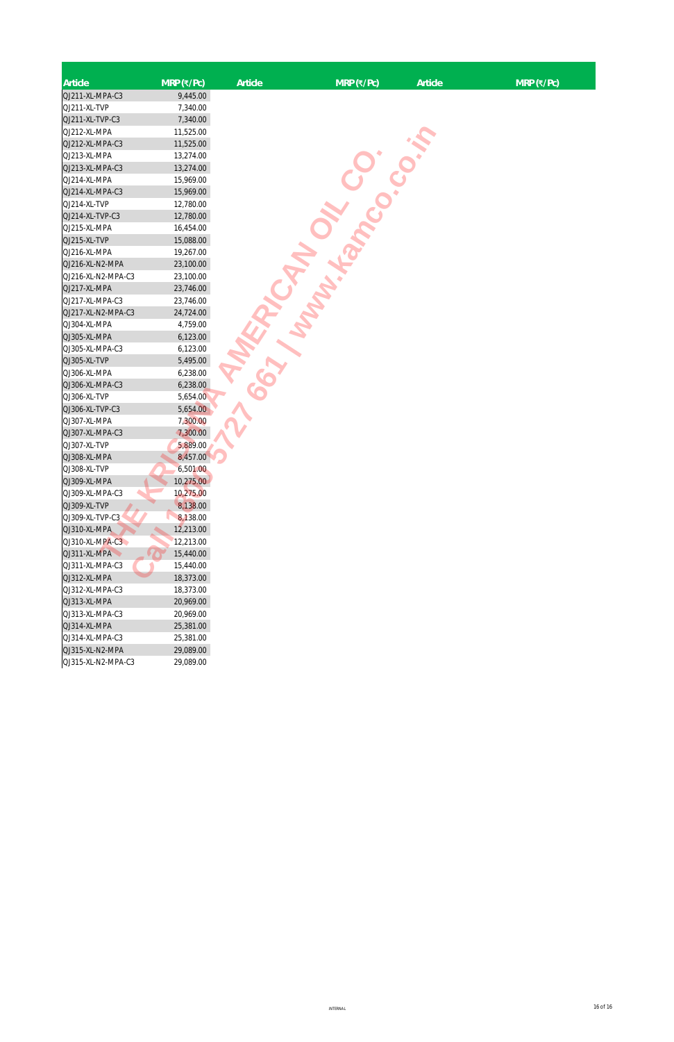| Article | MRP (₹/Pc) | Article | MRP (₹/Pc) | Article | MRP (₹/Pc) |
|---|---|---|---|---|---|
| QJ211-XL-MPA-C3 | 9,445.00 | | | | |
| QJ211-XL-TVP | 7,340.00 | | | | |
| QJ211-XL-TVP-C3 | 7,340.00 | | | | |
| QJ212-XL-MPA | 11,525.00 | | | | |
| QJ212-XL-MPA-C3 | 11,525.00 | | | | |
| QJ213-XL-MPA | 13,274.00 | | | | |
| QJ213-XL-MPA-C3 | 13,274.00 | | | | |
| QJ214-XL-MPA | 15,969.00 | | | | |
| QJ214-XL-MPA-C3 | 15,969.00 | | | | |
| QJ214-XL-TVP | 12,780.00 | | | | |
| QJ214-XL-TVP-C3 | 12,780.00 | | | | |
| QJ215-XL-MPA | 16,454.00 | | | | |
| QJ215-XL-TVP | 15,088.00 | | | | |
| QJ216-XL-MPA | 19,267.00 | | | | |
| QJ216-XL-N2-MPA | 23,100.00 | | | | |
| QJ216-XL-N2-MPA-C3 | 23,100.00 | | | | |
| QJ217-XL-MPA | 23,746.00 | | | | |
| QJ217-XL-MPA-C3 | 23,746.00 | | | | |
| QJ217-XL-N2-MPA-C3 | 24,724.00 | | | | |
| QJ304-XL-MPA | 4,759.00 | | | | |
| QJ305-XL-MPA | 6,123.00 | | | | |
| QJ305-XL-MPA-C3 | 6,123.00 | | | | |
| QJ305-XL-TVP | 5,495.00 | | | | |
| QJ306-XL-MPA | 6,238.00 | | | | |
| QJ306-XL-MPA-C3 | 6,238.00 | | | | |
| QJ306-XL-TVP | 5,654.00 | | | | |
| QJ306-XL-TVP-C3 | 5,654.00 | | | | |
| QJ307-XL-MPA | 7,300.00 | | | | |
| QJ307-XL-MPA-C3 | 7,300.00 | | | | |
| QJ307-XL-TVP | 5,889.00 | | | | |
| QJ308-XL-MPA | 8,457.00 | | | | |
| QJ308-XL-TVP | 6,501.00 | | | | |
| QJ309-XL-MPA | 10,275.00 | | | | |
| QJ309-XL-MPA-C3 | 10,275.00 | | | | |
| QJ309-XL-TVP | 8,138.00 | | | | |
| QJ309-XL-TVP-C3 | 8,138.00 | | | | |
| QJ310-XL-MPA | 12,213.00 | | | | |
| QJ310-XL-MPA-C3 | 12,213.00 | | | | |
| QJ311-XL-MPA | 15,440.00 | | | | |
| QJ311-XL-MPA-C3 | 15,440.00 | | | | |
| QJ312-XL-MPA | 18,373.00 | | | | |
| QJ312-XL-MPA-C3 | 18,373.00 | | | | |
| QJ313-XL-MPA | 20,969.00 | | | | |
| QJ313-XL-MPA-C3 | 20,969.00 | | | | |
| QJ314-XL-MPA | 25,381.00 | | | | |
| QJ314-XL-MPA-C3 | 25,381.00 | | | | |
| QJ315-XL-N2-MPA | 29,089.00 | | | | |
| QJ315-XL-N2-MPA-C3 | 29,089.00 | | | | |

INTERNAL